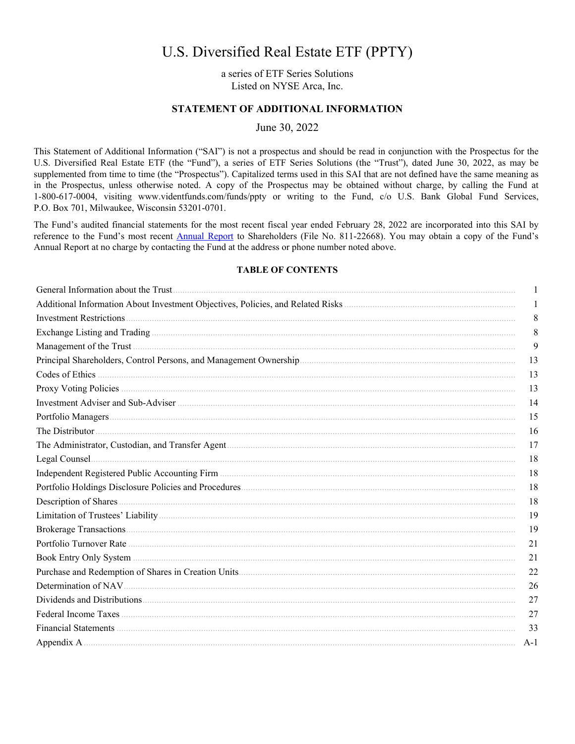# U.S. Diversified Real Estate ETF (PPTY)

a series of ETF Series Solutions
Listed on NYSE Arca, Inc.

## STATEMENT OF ADDITIONAL INFORMATION

June 30, 2022

This Statement of Additional Information ("SAI") is not a prospectus and should be read in conjunction with the Prospectus for the U.S. Diversified Real Estate ETF (the "Fund"), a series of ETF Series Solutions (the "Trust"), dated June 30, 2022, as may be supplemented from time to time (the "Prospectus"). Capitalized terms used in this SAI that are not defined have the same meaning as in the Prospectus, unless otherwise noted. A copy of the Prospectus may be obtained without charge, by calling the Fund at 1-800-617-0004, visiting www.videntfunds.com/funds/ppty or writing to the Fund, c/o U.S. Bank Global Fund Services, P.O. Box 701, Milwaukee, Wisconsin 53201-0701.

The Fund's audited financial statements for the most recent fiscal year ended February 28, 2022 are incorporated into this SAI by reference to the Fund's most recent Annual Report to Shareholders (File No. 811-22668). You may obtain a copy of the Fund's Annual Report at no charge by contacting the Fund at the address or phone number noted above.

### TABLE OF CONTENTS

| Section | Page |
|---|---|
| General Information about the Trust | 1 |
| Additional Information About Investment Objectives, Policies, and Related Risks | 1 |
| Investment Restrictions | 8 |
| Exchange Listing and Trading | 8 |
| Management of the Trust | 9 |
| Principal Shareholders, Control Persons, and Management Ownership | 13 |
| Codes of Ethics | 13 |
| Proxy Voting Policies | 13 |
| Investment Adviser and Sub-Adviser | 14 |
| Portfolio Managers | 15 |
| The Distributor | 16 |
| The Administrator, Custodian, and Transfer Agent | 17 |
| Legal Counsel | 18 |
| Independent Registered Public Accounting Firm | 18 |
| Portfolio Holdings Disclosure Policies and Procedures | 18 |
| Description of Shares | 18 |
| Limitation of Trustees' Liability | 19 |
| Brokerage Transactions | 19 |
| Portfolio Turnover Rate | 21 |
| Book Entry Only System | 21 |
| Purchase and Redemption of Shares in Creation Units | 22 |
| Determination of NAV | 26 |
| Dividends and Distributions | 27 |
| Federal Income Taxes | 27 |
| Financial Statements | 33 |
| Appendix A | A-1 |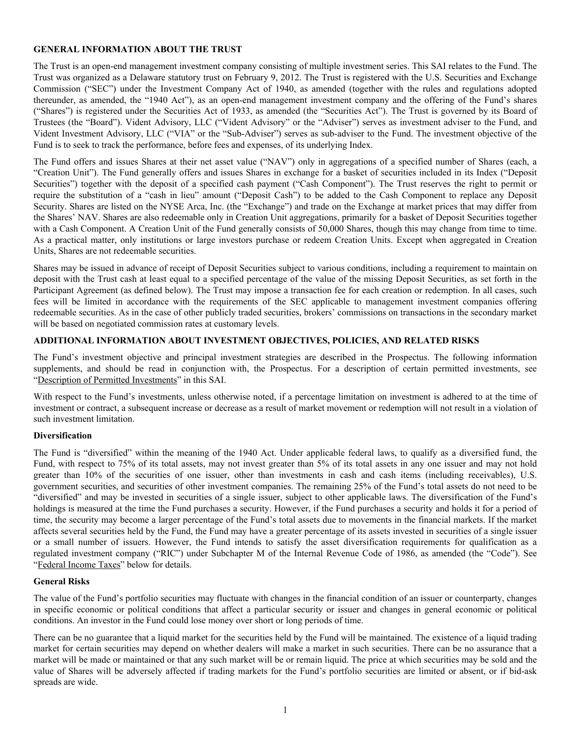## GENERAL INFORMATION ABOUT THE TRUST

The Trust is an open-end management investment company consisting of multiple investment series. This SAI relates to the Fund. The Trust was organized as a Delaware statutory trust on February 9, 2012. The Trust is registered with the U.S. Securities and Exchange Commission ("SEC") under the Investment Company Act of 1940, as amended (together with the rules and regulations adopted thereunder, as amended, the "1940 Act"), as an open-end management investment company and the offering of the Fund's shares ("Shares") is registered under the Securities Act of 1933, as amended (the "Securities Act"). The Trust is governed by its Board of Trustees (the "Board"). Vident Advisory, LLC ("Vident Advisory" or the "Adviser") serves as investment adviser to the Fund, and Vident Investment Advisory, LLC ("VIA" or the "Sub-Adviser") serves as sub-adviser to the Fund. The investment objective of the Fund is to seek to track the performance, before fees and expenses, of its underlying Index.

The Fund offers and issues Shares at their net asset value ("NAV") only in aggregations of a specified number of Shares (each, a "Creation Unit"). The Fund generally offers and issues Shares in exchange for a basket of securities included in its Index ("Deposit Securities") together with the deposit of a specified cash payment ("Cash Component"). The Trust reserves the right to permit or require the substitution of a "cash in lieu" amount ("Deposit Cash") to be added to the Cash Component to replace any Deposit Security. Shares are listed on the NYSE Arca, Inc. (the "Exchange") and trade on the Exchange at market prices that may differ from the Shares' NAV. Shares are also redeemable only in Creation Unit aggregations, primarily for a basket of Deposit Securities together with a Cash Component. A Creation Unit of the Fund generally consists of 50,000 Shares, though this may change from time to time. As a practical matter, only institutions or large investors purchase or redeem Creation Units. Except when aggregated in Creation Units, Shares are not redeemable securities.

Shares may be issued in advance of receipt of Deposit Securities subject to various conditions, including a requirement to maintain on deposit with the Trust cash at least equal to a specified percentage of the value of the missing Deposit Securities, as set forth in the Participant Agreement (as defined below). The Trust may impose a transaction fee for each creation or redemption. In all cases, such fees will be limited in accordance with the requirements of the SEC applicable to management investment companies offering redeemable securities. As in the case of other publicly traded securities, brokers' commissions on transactions in the secondary market will be based on negotiated commission rates at customary levels.

## ADDITIONAL INFORMATION ABOUT INVESTMENT OBJECTIVES, POLICIES, AND RELATED RISKS

The Fund's investment objective and principal investment strategies are described in the Prospectus. The following information supplements, and should be read in conjunction with, the Prospectus. For a description of certain permitted investments, see "Description of Permitted Investments" in this SAI.

With respect to the Fund's investments, unless otherwise noted, if a percentage limitation on investment is adhered to at the time of investment or contract, a subsequent increase or decrease as a result of market movement or redemption will not result in a violation of such investment limitation.

### Diversification

The Fund is "diversified" within the meaning of the 1940 Act. Under applicable federal laws, to qualify as a diversified fund, the Fund, with respect to 75% of its total assets, may not invest greater than 5% of its total assets in any one issuer and may not hold greater than 10% of the securities of one issuer, other than investments in cash and cash items (including receivables), U.S. government securities, and securities of other investment companies. The remaining 25% of the Fund's total assets do not need to be "diversified" and may be invested in securities of a single issuer, subject to other applicable laws. The diversification of the Fund's holdings is measured at the time the Fund purchases a security. However, if the Fund purchases a security and holds it for a period of time, the security may become a larger percentage of the Fund's total assets due to movements in the financial markets. If the market affects several securities held by the Fund, the Fund may have a greater percentage of its assets invested in securities of a single issuer or a small number of issuers. However, the Fund intends to satisfy the asset diversification requirements for qualification as a regulated investment company ("RIC") under Subchapter M of the Internal Revenue Code of 1986, as amended (the "Code"). See "Federal Income Taxes" below for details.

### General Risks

The value of the Fund's portfolio securities may fluctuate with changes in the financial condition of an issuer or counterparty, changes in specific economic or political conditions that affect a particular security or issuer and changes in general economic or political conditions. An investor in the Fund could lose money over short or long periods of time.

There can be no guarantee that a liquid market for the securities held by the Fund will be maintained. The existence of a liquid trading market for certain securities may depend on whether dealers will make a market in such securities. There can be no assurance that a market will be made or maintained or that any such market will be or remain liquid. The price at which securities may be sold and the value of Shares will be adversely affected if trading markets for the Fund's portfolio securities are limited or absent, or if bid-ask spreads are wide.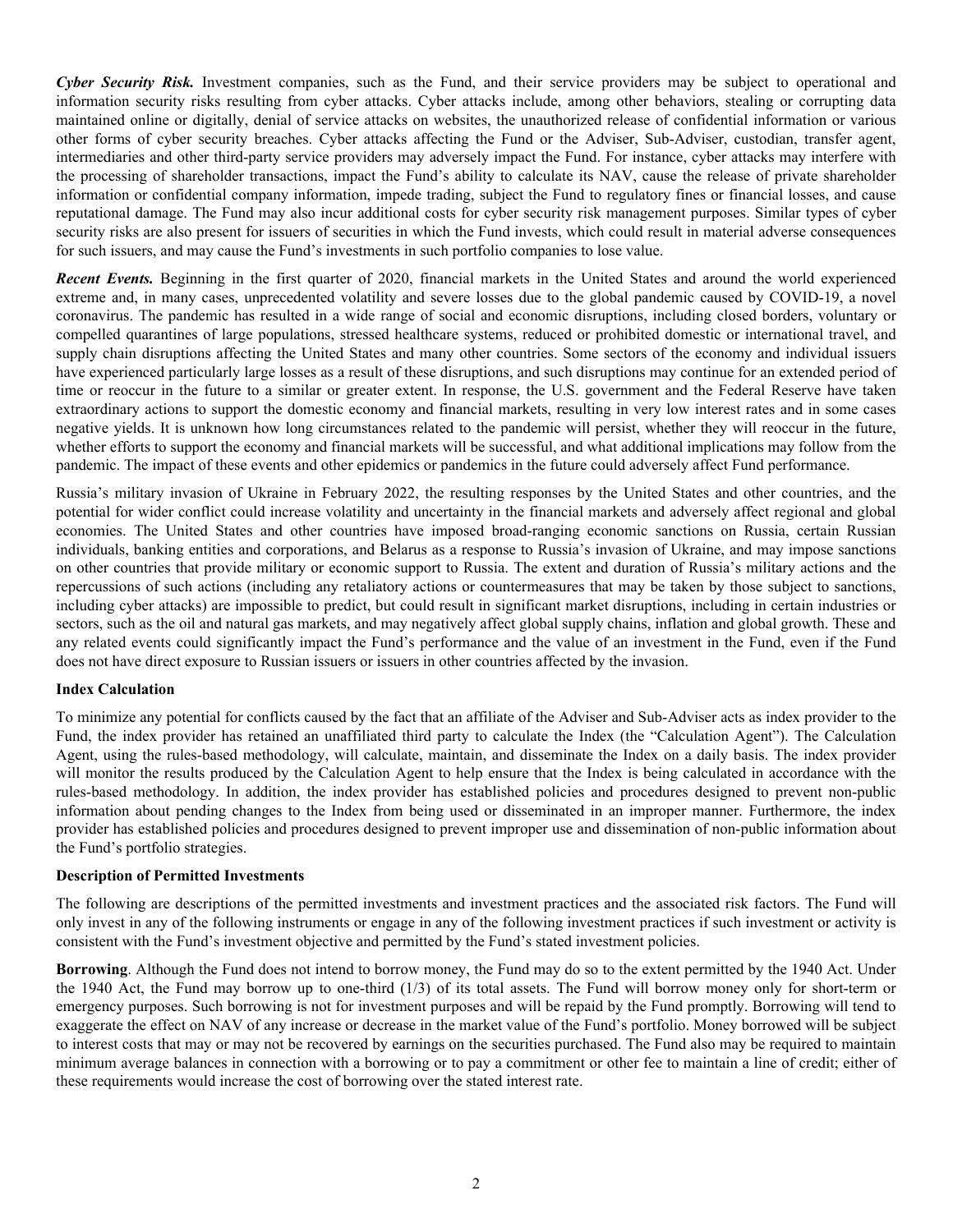***Cyber Security Risk.*** Investment companies, such as the Fund, and their service providers may be subject to operational and information security risks resulting from cyber attacks. Cyber attacks include, among other behaviors, stealing or corrupting data maintained online or digitally, denial of service attacks on websites, the unauthorized release of confidential information or various other forms of cyber security breaches. Cyber attacks affecting the Fund or the Adviser, Sub-Adviser, custodian, transfer agent, intermediaries and other third-party service providers may adversely impact the Fund. For instance, cyber attacks may interfere with the processing of shareholder transactions, impact the Fund's ability to calculate its NAV, cause the release of private shareholder information or confidential company information, impede trading, subject the Fund to regulatory fines or financial losses, and cause reputational damage. The Fund may also incur additional costs for cyber security risk management purposes. Similar types of cyber security risks are also present for issuers of securities in which the Fund invests, which could result in material adverse consequences for such issuers, and may cause the Fund's investments in such portfolio companies to lose value.

***Recent Events.*** Beginning in the first quarter of 2020, financial markets in the United States and around the world experienced extreme and, in many cases, unprecedented volatility and severe losses due to the global pandemic caused by COVID-19, a novel coronavirus. The pandemic has resulted in a wide range of social and economic disruptions, including closed borders, voluntary or compelled quarantines of large populations, stressed healthcare systems, reduced or prohibited domestic or international travel, and supply chain disruptions affecting the United States and many other countries. Some sectors of the economy and individual issuers have experienced particularly large losses as a result of these disruptions, and such disruptions may continue for an extended period of time or reoccur in the future to a similar or greater extent. In response, the U.S. government and the Federal Reserve have taken extraordinary actions to support the domestic economy and financial markets, resulting in very low interest rates and in some cases negative yields. It is unknown how long circumstances related to the pandemic will persist, whether they will reoccur in the future, whether efforts to support the economy and financial markets will be successful, and what additional implications may follow from the pandemic. The impact of these events and other epidemics or pandemics in the future could adversely affect Fund performance.

Russia's military invasion of Ukraine in February 2022, the resulting responses by the United States and other countries, and the potential for wider conflict could increase volatility and uncertainty in the financial markets and adversely affect regional and global economies. The United States and other countries have imposed broad-ranging economic sanctions on Russia, certain Russian individuals, banking entities and corporations, and Belarus as a response to Russia's invasion of Ukraine, and may impose sanctions on other countries that provide military or economic support to Russia. The extent and duration of Russia's military actions and the repercussions of such actions (including any retaliatory actions or countermeasures that may be taken by those subject to sanctions, including cyber attacks) are impossible to predict, but could result in significant market disruptions, including in certain industries or sectors, such as the oil and natural gas markets, and may negatively affect global supply chains, inflation and global growth. These and any related events could significantly impact the Fund's performance and the value of an investment in the Fund, even if the Fund does not have direct exposure to Russian issuers or issuers in other countries affected by the invasion.

**Index Calculation**

To minimize any potential for conflicts caused by the fact that an affiliate of the Adviser and Sub-Adviser acts as index provider to the Fund, the index provider has retained an unaffiliated third party to calculate the Index (the "Calculation Agent"). The Calculation Agent, using the rules-based methodology, will calculate, maintain, and disseminate the Index on a daily basis. The index provider will monitor the results produced by the Calculation Agent to help ensure that the Index is being calculated in accordance with the rules-based methodology. In addition, the index provider has established policies and procedures designed to prevent non-public information about pending changes to the Index from being used or disseminated in an improper manner. Furthermore, the index provider has established policies and procedures designed to prevent improper use and dissemination of non-public information about the Fund's portfolio strategies.

**Description of Permitted Investments**

The following are descriptions of the permitted investments and investment practices and the associated risk factors. The Fund will only invest in any of the following instruments or engage in any of the following investment practices if such investment or activity is consistent with the Fund's investment objective and permitted by the Fund's stated investment policies.

**Borrowing**. Although the Fund does not intend to borrow money, the Fund may do so to the extent permitted by the 1940 Act. Under the 1940 Act, the Fund may borrow up to one-third (1/3) of its total assets. The Fund will borrow money only for short-term or emergency purposes. Such borrowing is not for investment purposes and will be repaid by the Fund promptly. Borrowing will tend to exaggerate the effect on NAV of any increase or decrease in the market value of the Fund's portfolio. Money borrowed will be subject to interest costs that may or may not be recovered by earnings on the securities purchased. The Fund also may be required to maintain minimum average balances in connection with a borrowing or to pay a commitment or other fee to maintain a line of credit; either of these requirements would increase the cost of borrowing over the stated interest rate.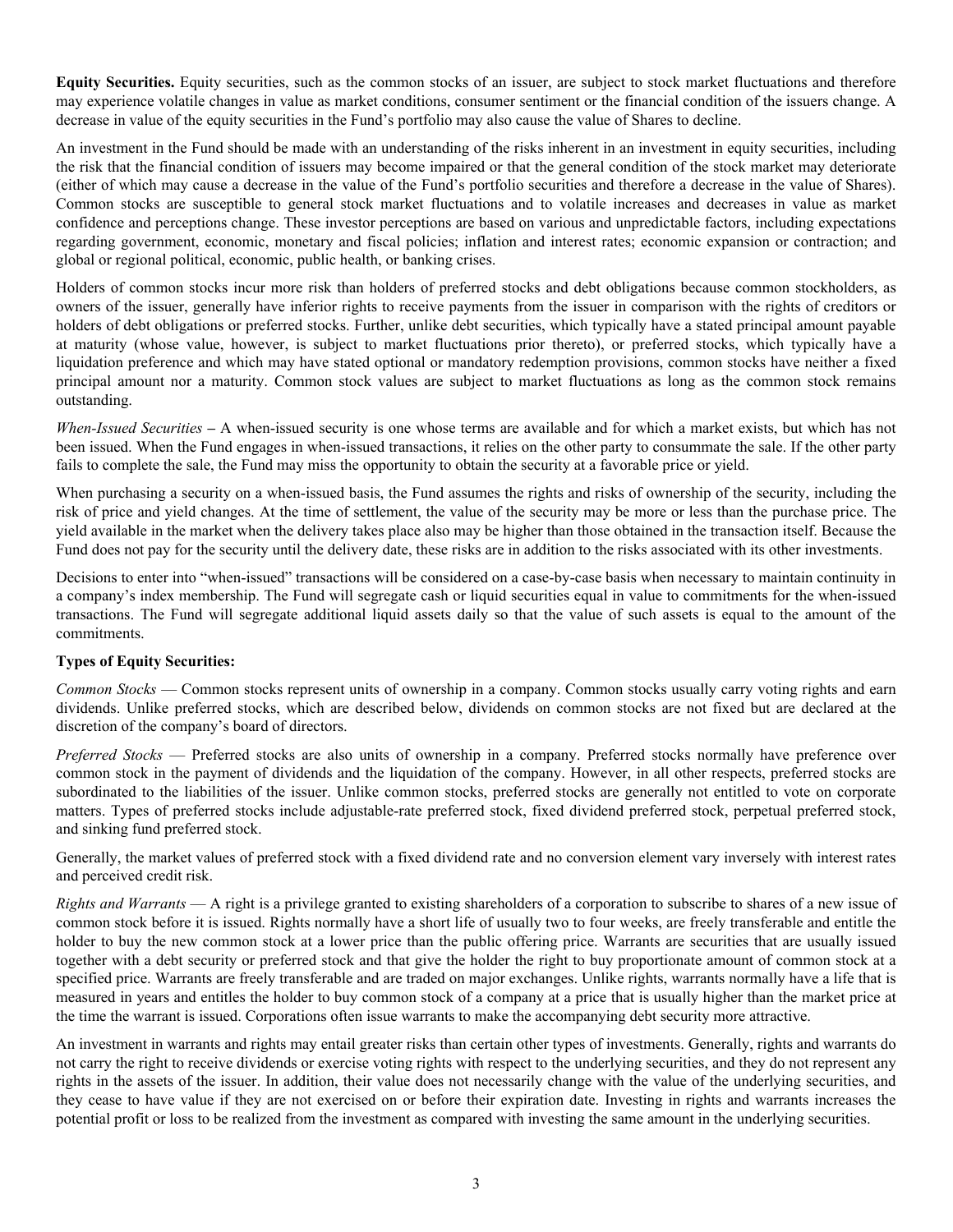**Equity Securities.** Equity securities, such as the common stocks of an issuer, are subject to stock market fluctuations and therefore may experience volatile changes in value as market conditions, consumer sentiment or the financial condition of the issuers change. A decrease in value of the equity securities in the Fund's portfolio may also cause the value of Shares to decline.

An investment in the Fund should be made with an understanding of the risks inherent in an investment in equity securities, including the risk that the financial condition of issuers may become impaired or that the general condition of the stock market may deteriorate (either of which may cause a decrease in the value of the Fund's portfolio securities and therefore a decrease in the value of Shares). Common stocks are susceptible to general stock market fluctuations and to volatile increases and decreases in value as market confidence and perceptions change. These investor perceptions are based on various and unpredictable factors, including expectations regarding government, economic, monetary and fiscal policies; inflation and interest rates; economic expansion or contraction; and global or regional political, economic, public health, or banking crises.

Holders of common stocks incur more risk than holders of preferred stocks and debt obligations because common stockholders, as owners of the issuer, generally have inferior rights to receive payments from the issuer in comparison with the rights of creditors or holders of debt obligations or preferred stocks. Further, unlike debt securities, which typically have a stated principal amount payable at maturity (whose value, however, is subject to market fluctuations prior thereto), or preferred stocks, which typically have a liquidation preference and which may have stated optional or mandatory redemption provisions, common stocks have neither a fixed principal amount nor a maturity. Common stock values are subject to market fluctuations as long as the common stock remains outstanding.

*When-Issued Securities* – A when-issued security is one whose terms are available and for which a market exists, but which has not been issued. When the Fund engages in when-issued transactions, it relies on the other party to consummate the sale. If the other party fails to complete the sale, the Fund may miss the opportunity to obtain the security at a favorable price or yield.

When purchasing a security on a when-issued basis, the Fund assumes the rights and risks of ownership of the security, including the risk of price and yield changes. At the time of settlement, the value of the security may be more or less than the purchase price. The yield available in the market when the delivery takes place also may be higher than those obtained in the transaction itself. Because the Fund does not pay for the security until the delivery date, these risks are in addition to the risks associated with its other investments.

Decisions to enter into "when-issued" transactions will be considered on a case-by-case basis when necessary to maintain continuity in a company's index membership. The Fund will segregate cash or liquid securities equal in value to commitments for the when-issued transactions. The Fund will segregate additional liquid assets daily so that the value of such assets is equal to the amount of the commitments.

**Types of Equity Securities:**

*Common Stocks* — Common stocks represent units of ownership in a company. Common stocks usually carry voting rights and earn dividends. Unlike preferred stocks, which are described below, dividends on common stocks are not fixed but are declared at the discretion of the company's board of directors.

*Preferred Stocks* — Preferred stocks are also units of ownership in a company. Preferred stocks normally have preference over common stock in the payment of dividends and the liquidation of the company. However, in all other respects, preferred stocks are subordinated to the liabilities of the issuer. Unlike common stocks, preferred stocks are generally not entitled to vote on corporate matters. Types of preferred stocks include adjustable-rate preferred stock, fixed dividend preferred stock, perpetual preferred stock, and sinking fund preferred stock.

Generally, the market values of preferred stock with a fixed dividend rate and no conversion element vary inversely with interest rates and perceived credit risk.

*Rights and Warrants* — A right is a privilege granted to existing shareholders of a corporation to subscribe to shares of a new issue of common stock before it is issued. Rights normally have a short life of usually two to four weeks, are freely transferable and entitle the holder to buy the new common stock at a lower price than the public offering price. Warrants are securities that are usually issued together with a debt security or preferred stock and that give the holder the right to buy proportionate amount of common stock at a specified price. Warrants are freely transferable and are traded on major exchanges. Unlike rights, warrants normally have a life that is measured in years and entitles the holder to buy common stock of a company at a price that is usually higher than the market price at the time the warrant is issued. Corporations often issue warrants to make the accompanying debt security more attractive.

An investment in warrants and rights may entail greater risks than certain other types of investments. Generally, rights and warrants do not carry the right to receive dividends or exercise voting rights with respect to the underlying securities, and they do not represent any rights in the assets of the issuer. In addition, their value does not necessarily change with the value of the underlying securities, and they cease to have value if they are not exercised on or before their expiration date. Investing in rights and warrants increases the potential profit or loss to be realized from the investment as compared with investing the same amount in the underlying securities.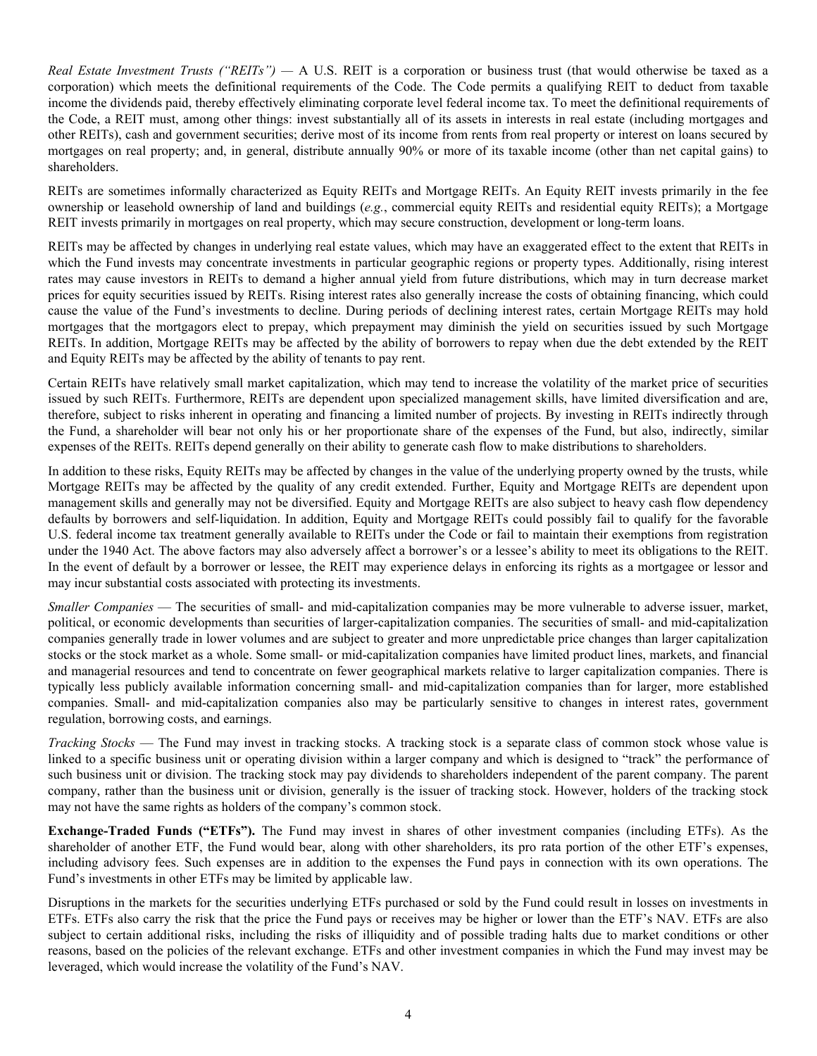*Real Estate Investment Trusts (“REITs”)* — A U.S. REIT is a corporation or business trust (that would otherwise be taxed as a corporation) which meets the definitional requirements of the Code. The Code permits a qualifying REIT to deduct from taxable income the dividends paid, thereby effectively eliminating corporate level federal income tax. To meet the definitional requirements of the Code, a REIT must, among other things: invest substantially all of its assets in interests in real estate (including mortgages and other REITs), cash and government securities; derive most of its income from rents from real property or interest on loans secured by mortgages on real property; and, in general, distribute annually 90% or more of its taxable income (other than net capital gains) to shareholders.

REITs are sometimes informally characterized as Equity REITs and Mortgage REITs. An Equity REIT invests primarily in the fee ownership or leasehold ownership of land and buildings (*e.g.*, commercial equity REITs and residential equity REITs); a Mortgage REIT invests primarily in mortgages on real property, which may secure construction, development or long-term loans.

REITs may be affected by changes in underlying real estate values, which may have an exaggerated effect to the extent that REITs in which the Fund invests may concentrate investments in particular geographic regions or property types. Additionally, rising interest rates may cause investors in REITs to demand a higher annual yield from future distributions, which may in turn decrease market prices for equity securities issued by REITs. Rising interest rates also generally increase the costs of obtaining financing, which could cause the value of the Fund’s investments to decline. During periods of declining interest rates, certain Mortgage REITs may hold mortgages that the mortgagors elect to prepay, which prepayment may diminish the yield on securities issued by such Mortgage REITs. In addition, Mortgage REITs may be affected by the ability of borrowers to repay when due the debt extended by the REIT and Equity REITs may be affected by the ability of tenants to pay rent.

Certain REITs have relatively small market capitalization, which may tend to increase the volatility of the market price of securities issued by such REITs. Furthermore, REITs are dependent upon specialized management skills, have limited diversification and are, therefore, subject to risks inherent in operating and financing a limited number of projects. By investing in REITs indirectly through the Fund, a shareholder will bear not only his or her proportionate share of the expenses of the Fund, but also, indirectly, similar expenses of the REITs. REITs depend generally on their ability to generate cash flow to make distributions to shareholders.

In addition to these risks, Equity REITs may be affected by changes in the value of the underlying property owned by the trusts, while Mortgage REITs may be affected by the quality of any credit extended. Further, Equity and Mortgage REITs are dependent upon management skills and generally may not be diversified. Equity and Mortgage REITs are also subject to heavy cash flow dependency defaults by borrowers and self-liquidation. In addition, Equity and Mortgage REITs could possibly fail to qualify for the favorable U.S. federal income tax treatment generally available to REITs under the Code or fail to maintain their exemptions from registration under the 1940 Act. The above factors may also adversely affect a borrower’s or a lessee’s ability to meet its obligations to the REIT. In the event of default by a borrower or lessee, the REIT may experience delays in enforcing its rights as a mortgagee or lessor and may incur substantial costs associated with protecting its investments.

*Smaller Companies* — The securities of small- and mid-capitalization companies may be more vulnerable to adverse issuer, market, political, or economic developments than securities of larger-capitalization companies. The securities of small- and mid-capitalization companies generally trade in lower volumes and are subject to greater and more unpredictable price changes than larger capitalization stocks or the stock market as a whole. Some small- or mid-capitalization companies have limited product lines, markets, and financial and managerial resources and tend to concentrate on fewer geographical markets relative to larger capitalization companies. There is typically less publicly available information concerning small- and mid-capitalization companies than for larger, more established companies. Small- and mid-capitalization companies also may be particularly sensitive to changes in interest rates, government regulation, borrowing costs, and earnings.

*Tracking Stocks* — The Fund may invest in tracking stocks. A tracking stock is a separate class of common stock whose value is linked to a specific business unit or operating division within a larger company and which is designed to “track” the performance of such business unit or division. The tracking stock may pay dividends to shareholders independent of the parent company. The parent company, rather than the business unit or division, generally is the issuer of tracking stock. However, holders of the tracking stock may not have the same rights as holders of the company’s common stock.

**Exchange-Traded Funds (“ETFs”).** The Fund may invest in shares of other investment companies (including ETFs). As the shareholder of another ETF, the Fund would bear, along with other shareholders, its pro rata portion of the other ETF’s expenses, including advisory fees. Such expenses are in addition to the expenses the Fund pays in connection with its own operations. The Fund’s investments in other ETFs may be limited by applicable law.

Disruptions in the markets for the securities underlying ETFs purchased or sold by the Fund could result in losses on investments in ETFs. ETFs also carry the risk that the price the Fund pays or receives may be higher or lower than the ETF’s NAV. ETFs are also subject to certain additional risks, including the risks of illiquidity and of possible trading halts due to market conditions or other reasons, based on the policies of the relevant exchange. ETFs and other investment companies in which the Fund may invest may be leveraged, which would increase the volatility of the Fund’s NAV.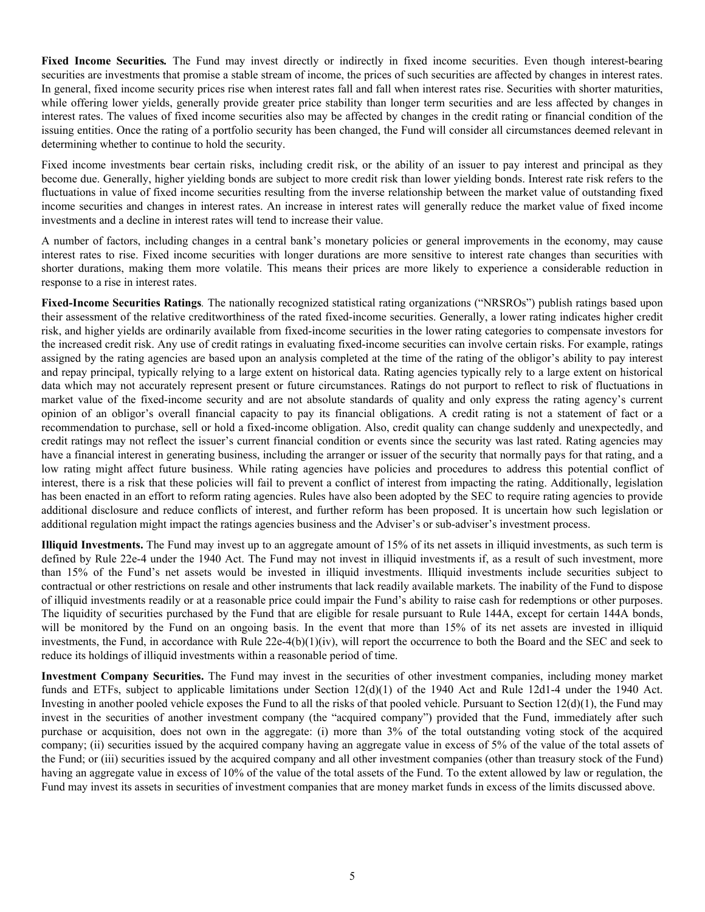**Fixed Income Securities.** The Fund may invest directly or indirectly in fixed income securities. Even though interest-bearing securities are investments that promise a stable stream of income, the prices of such securities are affected by changes in interest rates. In general, fixed income security prices rise when interest rates fall and fall when interest rates rise. Securities with shorter maturities, while offering lower yields, generally provide greater price stability than longer term securities and are less affected by changes in interest rates. The values of fixed income securities also may be affected by changes in the credit rating or financial condition of the issuing entities. Once the rating of a portfolio security has been changed, the Fund will consider all circumstances deemed relevant in determining whether to continue to hold the security.

Fixed income investments bear certain risks, including credit risk, or the ability of an issuer to pay interest and principal as they become due. Generally, higher yielding bonds are subject to more credit risk than lower yielding bonds. Interest rate risk refers to the fluctuations in value of fixed income securities resulting from the inverse relationship between the market value of outstanding fixed income securities and changes in interest rates. An increase in interest rates will generally reduce the market value of fixed income investments and a decline in interest rates will tend to increase their value.

A number of factors, including changes in a central bank's monetary policies or general improvements in the economy, may cause interest rates to rise. Fixed income securities with longer durations are more sensitive to interest rate changes than securities with shorter durations, making them more volatile. This means their prices are more likely to experience a considerable reduction in response to a rise in interest rates.

**Fixed-Income Securities Ratings**. The nationally recognized statistical rating organizations ("NRSROs") publish ratings based upon their assessment of the relative creditworthiness of the rated fixed-income securities. Generally, a lower rating indicates higher credit risk, and higher yields are ordinarily available from fixed-income securities in the lower rating categories to compensate investors for the increased credit risk. Any use of credit ratings in evaluating fixed-income securities can involve certain risks. For example, ratings assigned by the rating agencies are based upon an analysis completed at the time of the rating of the obligor's ability to pay interest and repay principal, typically relying to a large extent on historical data. Rating agencies typically rely to a large extent on historical data which may not accurately represent present or future circumstances. Ratings do not purport to reflect to risk of fluctuations in market value of the fixed-income security and are not absolute standards of quality and only express the rating agency's current opinion of an obligor's overall financial capacity to pay its financial obligations. A credit rating is not a statement of fact or a recommendation to purchase, sell or hold a fixed-income obligation. Also, credit quality can change suddenly and unexpectedly, and credit ratings may not reflect the issuer's current financial condition or events since the security was last rated. Rating agencies may have a financial interest in generating business, including the arranger or issuer of the security that normally pays for that rating, and a low rating might affect future business. While rating agencies have policies and procedures to address this potential conflict of interest, there is a risk that these policies will fail to prevent a conflict of interest from impacting the rating. Additionally, legislation has been enacted in an effort to reform rating agencies. Rules have also been adopted by the SEC to require rating agencies to provide additional disclosure and reduce conflicts of interest, and further reform has been proposed. It is uncertain how such legislation or additional regulation might impact the ratings agencies business and the Adviser's or sub-adviser's investment process.

**Illiquid Investments.** The Fund may invest up to an aggregate amount of 15% of its net assets in illiquid investments, as such term is defined by Rule 22e-4 under the 1940 Act. The Fund may not invest in illiquid investments if, as a result of such investment, more than 15% of the Fund's net assets would be invested in illiquid investments. Illiquid investments include securities subject to contractual or other restrictions on resale and other instruments that lack readily available markets. The inability of the Fund to dispose of illiquid investments readily or at a reasonable price could impair the Fund's ability to raise cash for redemptions or other purposes. The liquidity of securities purchased by the Fund that are eligible for resale pursuant to Rule 144A, except for certain 144A bonds, will be monitored by the Fund on an ongoing basis. In the event that more than 15% of its net assets are invested in illiquid investments, the Fund, in accordance with Rule 22e-4(b)(1)(iv), will report the occurrence to both the Board and the SEC and seek to reduce its holdings of illiquid investments within a reasonable period of time.

**Investment Company Securities.** The Fund may invest in the securities of other investment companies, including money market funds and ETFs, subject to applicable limitations under Section 12(d)(1) of the 1940 Act and Rule 12d1-4 under the 1940 Act. Investing in another pooled vehicle exposes the Fund to all the risks of that pooled vehicle. Pursuant to Section 12(d)(1), the Fund may invest in the securities of another investment company (the "acquired company") provided that the Fund, immediately after such purchase or acquisition, does not own in the aggregate: (i) more than 3% of the total outstanding voting stock of the acquired company; (ii) securities issued by the acquired company having an aggregate value in excess of 5% of the value of the total assets of the Fund; or (iii) securities issued by the acquired company and all other investment companies (other than treasury stock of the Fund) having an aggregate value in excess of 10% of the value of the total assets of the Fund. To the extent allowed by law or regulation, the Fund may invest its assets in securities of investment companies that are money market funds in excess of the limits discussed above.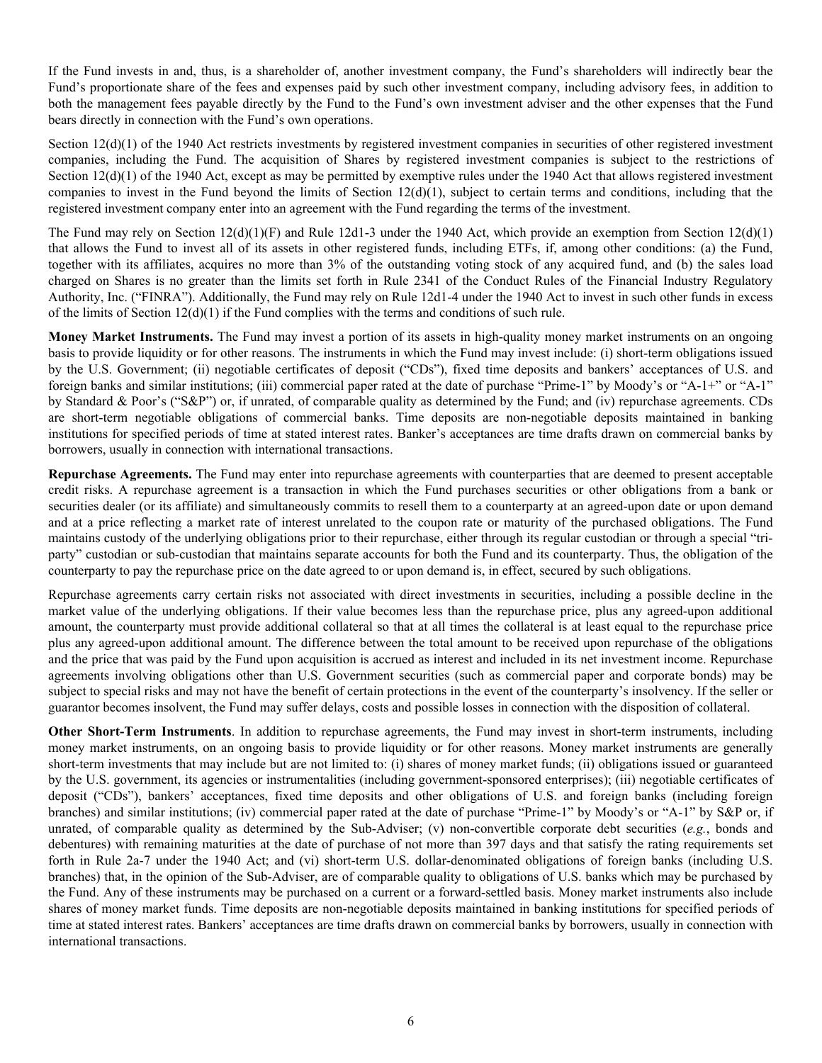If the Fund invests in and, thus, is a shareholder of, another investment company, the Fund's shareholders will indirectly bear the Fund's proportionate share of the fees and expenses paid by such other investment company, including advisory fees, in addition to both the management fees payable directly by the Fund to the Fund's own investment adviser and the other expenses that the Fund bears directly in connection with the Fund's own operations.

Section 12(d)(1) of the 1940 Act restricts investments by registered investment companies in securities of other registered investment companies, including the Fund. The acquisition of Shares by registered investment companies is subject to the restrictions of Section 12(d)(1) of the 1940 Act, except as may be permitted by exemptive rules under the 1940 Act that allows registered investment companies to invest in the Fund beyond the limits of Section 12(d)(1), subject to certain terms and conditions, including that the registered investment company enter into an agreement with the Fund regarding the terms of the investment.

The Fund may rely on Section 12(d)(1)(F) and Rule 12d1-3 under the 1940 Act, which provide an exemption from Section 12(d)(1) that allows the Fund to invest all of its assets in other registered funds, including ETFs, if, among other conditions: (a) the Fund, together with its affiliates, acquires no more than 3% of the outstanding voting stock of any acquired fund, and (b) the sales load charged on Shares is no greater than the limits set forth in Rule 2341 of the Conduct Rules of the Financial Industry Regulatory Authority, Inc. ("FINRA"). Additionally, the Fund may rely on Rule 12d1-4 under the 1940 Act to invest in such other funds in excess of the limits of Section 12(d)(1) if the Fund complies with the terms and conditions of such rule.

**Money Market Instruments.** The Fund may invest a portion of its assets in high-quality money market instruments on an ongoing basis to provide liquidity or for other reasons. The instruments in which the Fund may invest include: (i) short-term obligations issued by the U.S. Government; (ii) negotiable certificates of deposit ("CDs"), fixed time deposits and bankers' acceptances of U.S. and foreign banks and similar institutions; (iii) commercial paper rated at the date of purchase "Prime-1" by Moody's or "A-1+" or "A-1" by Standard & Poor's ("S&P") or, if unrated, of comparable quality as determined by the Fund; and (iv) repurchase agreements. CDs are short-term negotiable obligations of commercial banks. Time deposits are non-negotiable deposits maintained in banking institutions for specified periods of time at stated interest rates. Banker's acceptances are time drafts drawn on commercial banks by borrowers, usually in connection with international transactions.

**Repurchase Agreements.** The Fund may enter into repurchase agreements with counterparties that are deemed to present acceptable credit risks. A repurchase agreement is a transaction in which the Fund purchases securities or other obligations from a bank or securities dealer (or its affiliate) and simultaneously commits to resell them to a counterparty at an agreed-upon date or upon demand and at a price reflecting a market rate of interest unrelated to the coupon rate or maturity of the purchased obligations. The Fund maintains custody of the underlying obligations prior to their repurchase, either through its regular custodian or through a special "tri-party" custodian or sub-custodian that maintains separate accounts for both the Fund and its counterparty. Thus, the obligation of the counterparty to pay the repurchase price on the date agreed to or upon demand is, in effect, secured by such obligations.

Repurchase agreements carry certain risks not associated with direct investments in securities, including a possible decline in the market value of the underlying obligations. If their value becomes less than the repurchase price, plus any agreed-upon additional amount, the counterparty must provide additional collateral so that at all times the collateral is at least equal to the repurchase price plus any agreed-upon additional amount. The difference between the total amount to be received upon repurchase of the obligations and the price that was paid by the Fund upon acquisition is accrued as interest and included in its net investment income. Repurchase agreements involving obligations other than U.S. Government securities (such as commercial paper and corporate bonds) may be subject to special risks and may not have the benefit of certain protections in the event of the counterparty's insolvency. If the seller or guarantor becomes insolvent, the Fund may suffer delays, costs and possible losses in connection with the disposition of collateral.

**Other Short-Term Instruments**. In addition to repurchase agreements, the Fund may invest in short-term instruments, including money market instruments, on an ongoing basis to provide liquidity or for other reasons. Money market instruments are generally short-term investments that may include but are not limited to: (i) shares of money market funds; (ii) obligations issued or guaranteed by the U.S. government, its agencies or instrumentalities (including government-sponsored enterprises); (iii) negotiable certificates of deposit ("CDs"), bankers' acceptances, fixed time deposits and other obligations of U.S. and foreign banks (including foreign branches) and similar institutions; (iv) commercial paper rated at the date of purchase "Prime-1" by Moody's or "A-1" by S&P or, if unrated, of comparable quality as determined by the Sub-Adviser; (v) non-convertible corporate debt securities (*e.g.*, bonds and debentures) with remaining maturities at the date of purchase of not more than 397 days and that satisfy the rating requirements set forth in Rule 2a-7 under the 1940 Act; and (vi) short-term U.S. dollar-denominated obligations of foreign banks (including U.S. branches) that, in the opinion of the Sub-Adviser, are of comparable quality to obligations of U.S. banks which may be purchased by the Fund. Any of these instruments may be purchased on a current or a forward-settled basis. Money market instruments also include shares of money market funds. Time deposits are non-negotiable deposits maintained in banking institutions for specified periods of time at stated interest rates. Bankers' acceptances are time drafts drawn on commercial banks by borrowers, usually in connection with international transactions.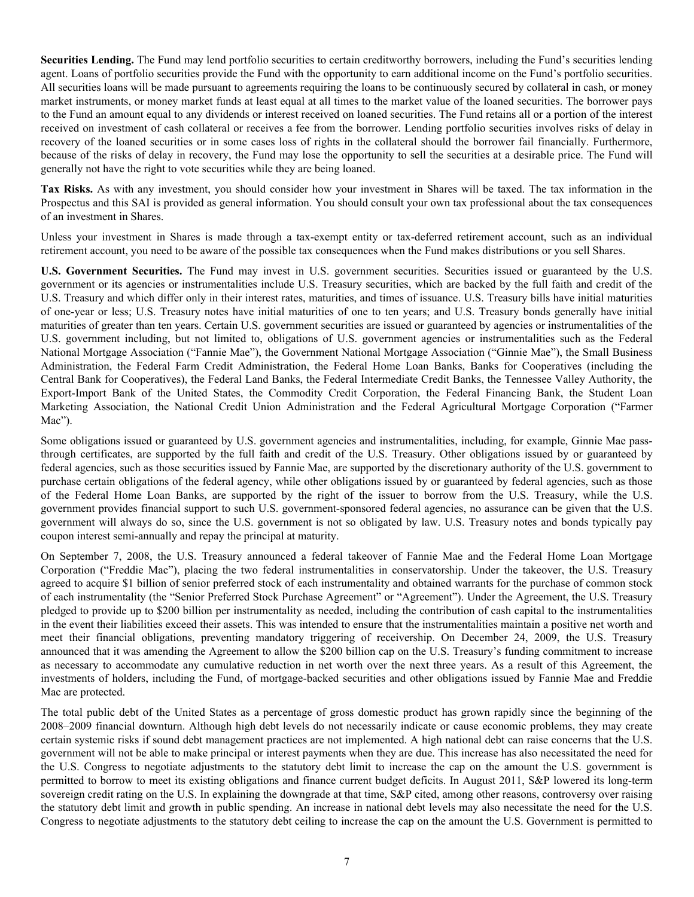**Securities Lending.** The Fund may lend portfolio securities to certain creditworthy borrowers, including the Fund's securities lending agent. Loans of portfolio securities provide the Fund with the opportunity to earn additional income on the Fund's portfolio securities. All securities loans will be made pursuant to agreements requiring the loans to be continuously secured by collateral in cash, or money market instruments, or money market funds at least equal at all times to the market value of the loaned securities. The borrower pays to the Fund an amount equal to any dividends or interest received on loaned securities. The Fund retains all or a portion of the interest received on investment of cash collateral or receives a fee from the borrower. Lending portfolio securities involves risks of delay in recovery of the loaned securities or in some cases loss of rights in the collateral should the borrower fail financially. Furthermore, because of the risks of delay in recovery, the Fund may lose the opportunity to sell the securities at a desirable price. The Fund will generally not have the right to vote securities while they are being loaned.

**Tax Risks.** As with any investment, you should consider how your investment in Shares will be taxed. The tax information in the Prospectus and this SAI is provided as general information. You should consult your own tax professional about the tax consequences of an investment in Shares.

Unless your investment in Shares is made through a tax-exempt entity or tax-deferred retirement account, such as an individual retirement account, you need to be aware of the possible tax consequences when the Fund makes distributions or you sell Shares.

**U.S. Government Securities.** The Fund may invest in U.S. government securities. Securities issued or guaranteed by the U.S. government or its agencies or instrumentalities include U.S. Treasury securities, which are backed by the full faith and credit of the U.S. Treasury and which differ only in their interest rates, maturities, and times of issuance. U.S. Treasury bills have initial maturities of one-year or less; U.S. Treasury notes have initial maturities of one to ten years; and U.S. Treasury bonds generally have initial maturities of greater than ten years. Certain U.S. government securities are issued or guaranteed by agencies or instrumentalities of the U.S. government including, but not limited to, obligations of U.S. government agencies or instrumentalities such as the Federal National Mortgage Association ("Fannie Mae"), the Government National Mortgage Association ("Ginnie Mae"), the Small Business Administration, the Federal Farm Credit Administration, the Federal Home Loan Banks, Banks for Cooperatives (including the Central Bank for Cooperatives), the Federal Land Banks, the Federal Intermediate Credit Banks, the Tennessee Valley Authority, the Export-Import Bank of the United States, the Commodity Credit Corporation, the Federal Financing Bank, the Student Loan Marketing Association, the National Credit Union Administration and the Federal Agricultural Mortgage Corporation ("Farmer Mac").

Some obligations issued or guaranteed by U.S. government agencies and instrumentalities, including, for example, Ginnie Mae pass-through certificates, are supported by the full faith and credit of the U.S. Treasury. Other obligations issued by or guaranteed by federal agencies, such as those securities issued by Fannie Mae, are supported by the discretionary authority of the U.S. government to purchase certain obligations of the federal agency, while other obligations issued by or guaranteed by federal agencies, such as those of the Federal Home Loan Banks, are supported by the right of the issuer to borrow from the U.S. Treasury, while the U.S. government provides financial support to such U.S. government-sponsored federal agencies, no assurance can be given that the U.S. government will always do so, since the U.S. government is not so obligated by law. U.S. Treasury notes and bonds typically pay coupon interest semi-annually and repay the principal at maturity.

On September 7, 2008, the U.S. Treasury announced a federal takeover of Fannie Mae and the Federal Home Loan Mortgage Corporation ("Freddie Mac"), placing the two federal instrumentalities in conservatorship. Under the takeover, the U.S. Treasury agreed to acquire $1 billion of senior preferred stock of each instrumentality and obtained warrants for the purchase of common stock of each instrumentality (the "Senior Preferred Stock Purchase Agreement" or "Agreement"). Under the Agreement, the U.S. Treasury pledged to provide up to $200 billion per instrumentality as needed, including the contribution of cash capital to the instrumentalities in the event their liabilities exceed their assets. This was intended to ensure that the instrumentalities maintain a positive net worth and meet their financial obligations, preventing mandatory triggering of receivership. On December 24, 2009, the U.S. Treasury announced that it was amending the Agreement to allow the $200 billion cap on the U.S. Treasury's funding commitment to increase as necessary to accommodate any cumulative reduction in net worth over the next three years. As a result of this Agreement, the investments of holders, including the Fund, of mortgage-backed securities and other obligations issued by Fannie Mae and Freddie Mac are protected.

The total public debt of the United States as a percentage of gross domestic product has grown rapidly since the beginning of the 2008–2009 financial downturn. Although high debt levels do not necessarily indicate or cause economic problems, they may create certain systemic risks if sound debt management practices are not implemented. A high national debt can raise concerns that the U.S. government will not be able to make principal or interest payments when they are due. This increase has also necessitated the need for the U.S. Congress to negotiate adjustments to the statutory debt limit to increase the cap on the amount the U.S. government is permitted to borrow to meet its existing obligations and finance current budget deficits. In August 2011, S&P lowered its long-term sovereign credit rating on the U.S. In explaining the downgrade at that time, S&P cited, among other reasons, controversy over raising the statutory debt limit and growth in public spending. An increase in national debt levels may also necessitate the need for the U.S. Congress to negotiate adjustments to the statutory debt ceiling to increase the cap on the amount the U.S. Government is permitted to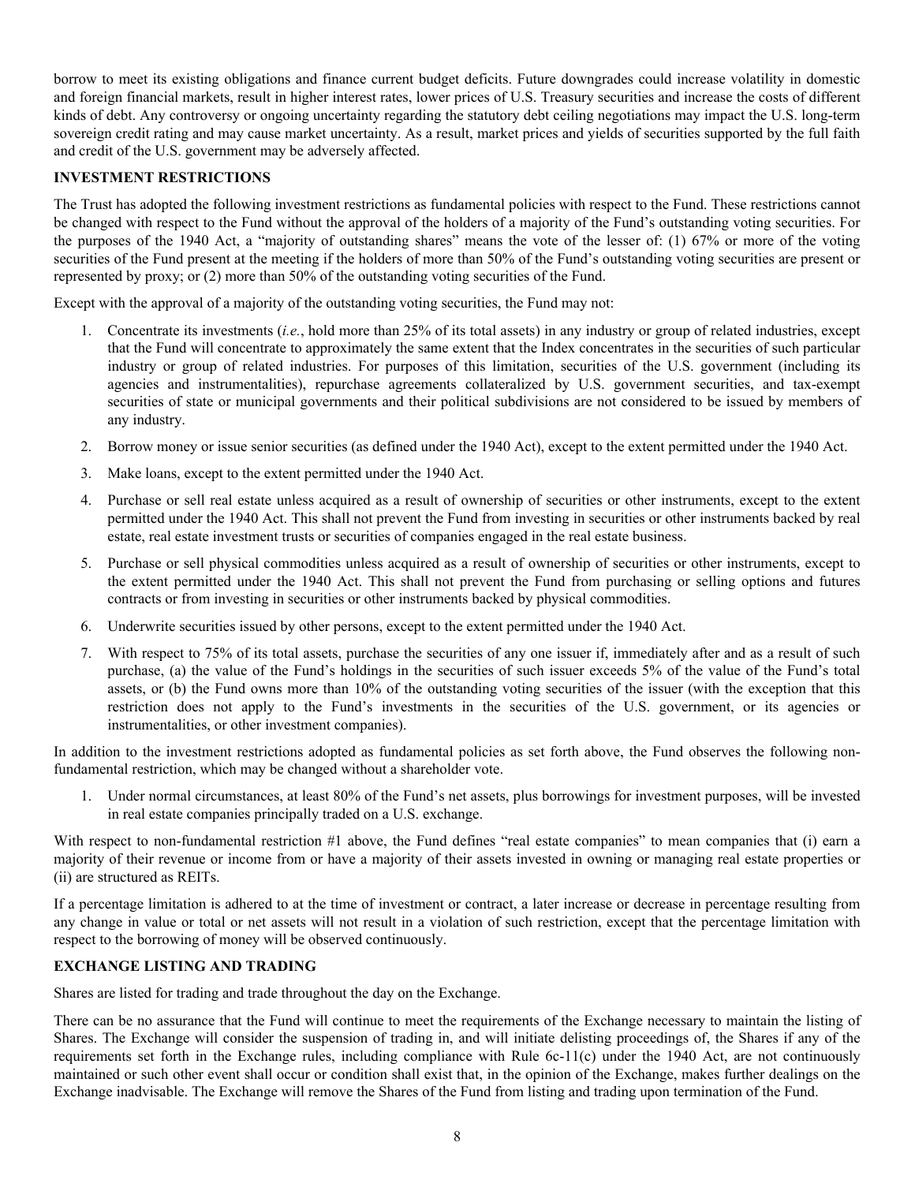borrow to meet its existing obligations and finance current budget deficits. Future downgrades could increase volatility in domestic and foreign financial markets, result in higher interest rates, lower prices of U.S. Treasury securities and increase the costs of different kinds of debt. Any controversy or ongoing uncertainty regarding the statutory debt ceiling negotiations may impact the U.S. long-term sovereign credit rating and may cause market uncertainty. As a result, market prices and yields of securities supported by the full faith and credit of the U.S. government may be adversely affected.

## INVESTMENT RESTRICTIONS

The Trust has adopted the following investment restrictions as fundamental policies with respect to the Fund. These restrictions cannot be changed with respect to the Fund without the approval of the holders of a majority of the Fund's outstanding voting securities. For the purposes of the 1940 Act, a "majority of outstanding shares" means the vote of the lesser of: (1) 67% or more of the voting securities of the Fund present at the meeting if the holders of more than 50% of the Fund's outstanding voting securities are present or represented by proxy; or (2) more than 50% of the outstanding voting securities of the Fund.

Except with the approval of a majority of the outstanding voting securities, the Fund may not:

1. Concentrate its investments (*i.e.*, hold more than 25% of its total assets) in any industry or group of related industries, except that the Fund will concentrate to approximately the same extent that the Index concentrates in the securities of such particular industry or group of related industries. For purposes of this limitation, securities of the U.S. government (including its agencies and instrumentalities), repurchase agreements collateralized by U.S. government securities, and tax-exempt securities of state or municipal governments and their political subdivisions are not considered to be issued by members of any industry.
2. Borrow money or issue senior securities (as defined under the 1940 Act), except to the extent permitted under the 1940 Act.
3. Make loans, except to the extent permitted under the 1940 Act.
4. Purchase or sell real estate unless acquired as a result of ownership of securities or other instruments, except to the extent permitted under the 1940 Act. This shall not prevent the Fund from investing in securities or other instruments backed by real estate, real estate investment trusts or securities of companies engaged in the real estate business.
5. Purchase or sell physical commodities unless acquired as a result of ownership of securities or other instruments, except to the extent permitted under the 1940 Act. This shall not prevent the Fund from purchasing or selling options and futures contracts or from investing in securities or other instruments backed by physical commodities.
6. Underwrite securities issued by other persons, except to the extent permitted under the 1940 Act.
7. With respect to 75% of its total assets, purchase the securities of any one issuer if, immediately after and as a result of such purchase, (a) the value of the Fund's holdings in the securities of such issuer exceeds 5% of the value of the Fund's total assets, or (b) the Fund owns more than 10% of the outstanding voting securities of the issuer (with the exception that this restriction does not apply to the Fund's investments in the securities of the U.S. government, or its agencies or instrumentalities, or other investment companies).

In addition to the investment restrictions adopted as fundamental policies as set forth above, the Fund observes the following non-fundamental restriction, which may be changed without a shareholder vote.

1. Under normal circumstances, at least 80% of the Fund's net assets, plus borrowings for investment purposes, will be invested in real estate companies principally traded on a U.S. exchange.

With respect to non-fundamental restriction #1 above, the Fund defines "real estate companies" to mean companies that (i) earn a majority of their revenue or income from or have a majority of their assets invested in owning or managing real estate properties or (ii) are structured as REITs.

If a percentage limitation is adhered to at the time of investment or contract, a later increase or decrease in percentage resulting from any change in value or total or net assets will not result in a violation of such restriction, except that the percentage limitation with respect to the borrowing of money will be observed continuously.

## EXCHANGE LISTING AND TRADING

Shares are listed for trading and trade throughout the day on the Exchange.

There can be no assurance that the Fund will continue to meet the requirements of the Exchange necessary to maintain the listing of Shares. The Exchange will consider the suspension of trading in, and will initiate delisting proceedings of, the Shares if any of the requirements set forth in the Exchange rules, including compliance with Rule 6c-11(c) under the 1940 Act, are not continuously maintained or such other event shall occur or condition shall exist that, in the opinion of the Exchange, makes further dealings on the Exchange inadvisable. The Exchange will remove the Shares of the Fund from listing and trading upon termination of the Fund.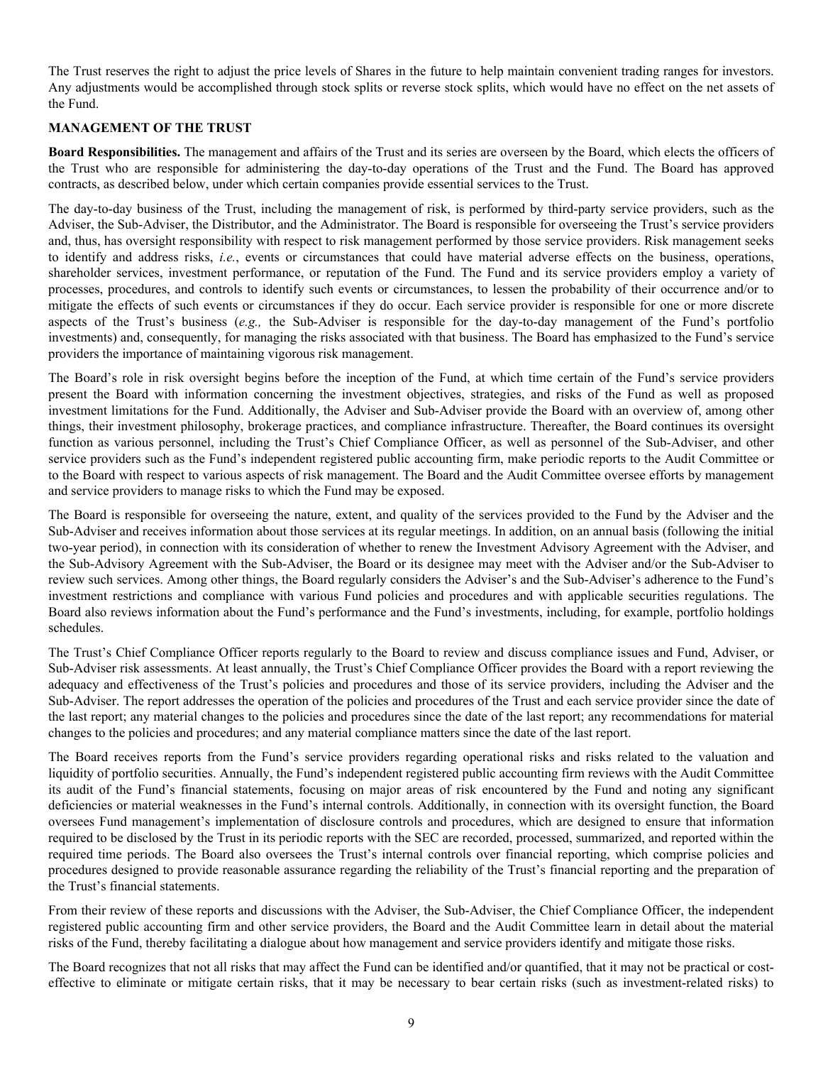The Trust reserves the right to adjust the price levels of Shares in the future to help maintain convenient trading ranges for investors. Any adjustments would be accomplished through stock splits or reverse stock splits, which would have no effect on the net assets of the Fund.

## MANAGEMENT OF THE TRUST

**Board Responsibilities.** The management and affairs of the Trust and its series are overseen by the Board, which elects the officers of the Trust who are responsible for administering the day-to-day operations of the Trust and the Fund. The Board has approved contracts, as described below, under which certain companies provide essential services to the Trust.

The day-to-day business of the Trust, including the management of risk, is performed by third-party service providers, such as the Adviser, the Sub-Adviser, the Distributor, and the Administrator. The Board is responsible for overseeing the Trust's service providers and, thus, has oversight responsibility with respect to risk management performed by those service providers. Risk management seeks to identify and address risks, *i.e.*, events or circumstances that could have material adverse effects on the business, operations, shareholder services, investment performance, or reputation of the Fund. The Fund and its service providers employ a variety of processes, procedures, and controls to identify such events or circumstances, to lessen the probability of their occurrence and/or to mitigate the effects of such events or circumstances if they do occur. Each service provider is responsible for one or more discrete aspects of the Trust's business (*e.g.,* the Sub-Adviser is responsible for the day-to-day management of the Fund's portfolio investments) and, consequently, for managing the risks associated with that business. The Board has emphasized to the Fund's service providers the importance of maintaining vigorous risk management.

The Board's role in risk oversight begins before the inception of the Fund, at which time certain of the Fund's service providers present the Board with information concerning the investment objectives, strategies, and risks of the Fund as well as proposed investment limitations for the Fund. Additionally, the Adviser and Sub-Adviser provide the Board with an overview of, among other things, their investment philosophy, brokerage practices, and compliance infrastructure. Thereafter, the Board continues its oversight function as various personnel, including the Trust's Chief Compliance Officer, as well as personnel of the Sub-Adviser, and other service providers such as the Fund's independent registered public accounting firm, make periodic reports to the Audit Committee or to the Board with respect to various aspects of risk management. The Board and the Audit Committee oversee efforts by management and service providers to manage risks to which the Fund may be exposed.

The Board is responsible for overseeing the nature, extent, and quality of the services provided to the Fund by the Adviser and the Sub-Adviser and receives information about those services at its regular meetings. In addition, on an annual basis (following the initial two-year period), in connection with its consideration of whether to renew the Investment Advisory Agreement with the Adviser, and the Sub-Advisory Agreement with the Sub-Adviser, the Board or its designee may meet with the Adviser and/or the Sub-Adviser to review such services. Among other things, the Board regularly considers the Adviser's and the Sub-Adviser's adherence to the Fund's investment restrictions and compliance with various Fund policies and procedures and with applicable securities regulations. The Board also reviews information about the Fund's performance and the Fund's investments, including, for example, portfolio holdings schedules.

The Trust's Chief Compliance Officer reports regularly to the Board to review and discuss compliance issues and Fund, Adviser, or Sub-Adviser risk assessments. At least annually, the Trust's Chief Compliance Officer provides the Board with a report reviewing the adequacy and effectiveness of the Trust's policies and procedures and those of its service providers, including the Adviser and the Sub-Adviser. The report addresses the operation of the policies and procedures of the Trust and each service provider since the date of the last report; any material changes to the policies and procedures since the date of the last report; any recommendations for material changes to the policies and procedures; and any material compliance matters since the date of the last report.

The Board receives reports from the Fund's service providers regarding operational risks and risks related to the valuation and liquidity of portfolio securities. Annually, the Fund's independent registered public accounting firm reviews with the Audit Committee its audit of the Fund's financial statements, focusing on major areas of risk encountered by the Fund and noting any significant deficiencies or material weaknesses in the Fund's internal controls. Additionally, in connection with its oversight function, the Board oversees Fund management's implementation of disclosure controls and procedures, which are designed to ensure that information required to be disclosed by the Trust in its periodic reports with the SEC are recorded, processed, summarized, and reported within the required time periods. The Board also oversees the Trust's internal controls over financial reporting, which comprise policies and procedures designed to provide reasonable assurance regarding the reliability of the Trust's financial reporting and the preparation of the Trust's financial statements.

From their review of these reports and discussions with the Adviser, the Sub-Adviser, the Chief Compliance Officer, the independent registered public accounting firm and other service providers, the Board and the Audit Committee learn in detail about the material risks of the Fund, thereby facilitating a dialogue about how management and service providers identify and mitigate those risks.

The Board recognizes that not all risks that may affect the Fund can be identified and/or quantified, that it may not be practical or cost-effective to eliminate or mitigate certain risks, that it may be necessary to bear certain risks (such as investment-related risks) to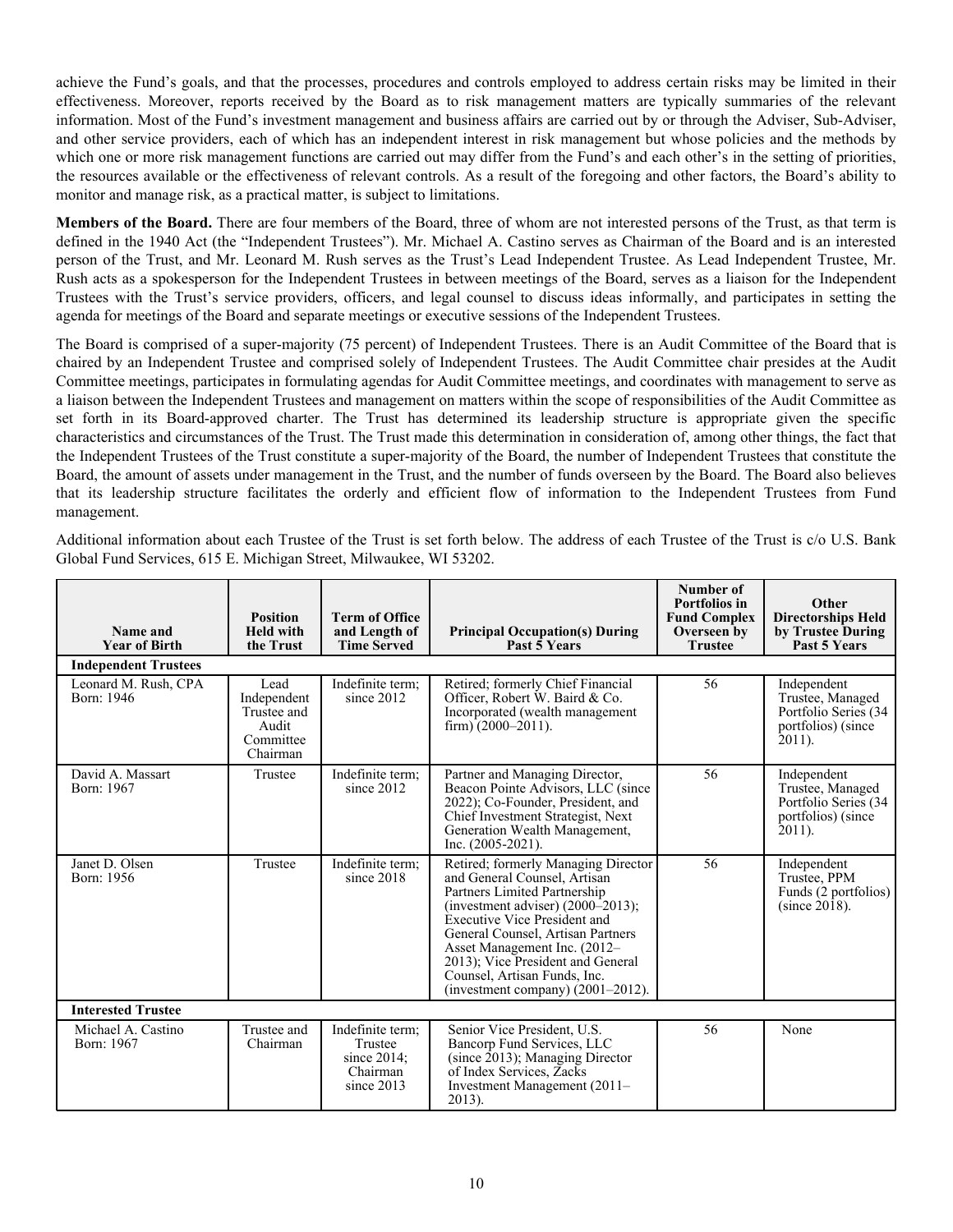achieve the Fund's goals, and that the processes, procedures and controls employed to address certain risks may be limited in their effectiveness. Moreover, reports received by the Board as to risk management matters are typically summaries of the relevant information. Most of the Fund's investment management and business affairs are carried out by or through the Adviser, Sub-Adviser, and other service providers, each of which has an independent interest in risk management but whose policies and the methods by which one or more risk management functions are carried out may differ from the Fund's and each other's in the setting of priorities, the resources available or the effectiveness of relevant controls. As a result of the foregoing and other factors, the Board's ability to monitor and manage risk, as a practical matter, is subject to limitations.

**Members of the Board.** There are four members of the Board, three of whom are not interested persons of the Trust, as that term is defined in the 1940 Act (the "Independent Trustees"). Mr. Michael A. Castino serves as Chairman of the Board and is an interested person of the Trust, and Mr. Leonard M. Rush serves as the Trust's Lead Independent Trustee. As Lead Independent Trustee, Mr. Rush acts as a spokesperson for the Independent Trustees in between meetings of the Board, serves as a liaison for the Independent Trustees with the Trust's service providers, officers, and legal counsel to discuss ideas informally, and participates in setting the agenda for meetings of the Board and separate meetings or executive sessions of the Independent Trustees.

The Board is comprised of a super-majority (75 percent) of Independent Trustees. There is an Audit Committee of the Board that is chaired by an Independent Trustee and comprised solely of Independent Trustees. The Audit Committee chair presides at the Audit Committee meetings, participates in formulating agendas for Audit Committee meetings, and coordinates with management to serve as a liaison between the Independent Trustees and management on matters within the scope of responsibilities of the Audit Committee as set forth in its Board-approved charter. The Trust has determined its leadership structure is appropriate given the specific characteristics and circumstances of the Trust. The Trust made this determination in consideration of, among other things, the fact that the Independent Trustees of the Trust constitute a super-majority of the Board, the number of Independent Trustees that constitute the Board, the amount of assets under management in the Trust, and the number of funds overseen by the Board. The Board also believes that its leadership structure facilitates the orderly and efficient flow of information to the Independent Trustees from Fund management.

Additional information about each Trustee of the Trust is set forth below. The address of each Trustee of the Trust is c/o U.S. Bank Global Fund Services, 615 E. Michigan Street, Milwaukee, WI 53202.

| Name and Year of Birth | Position Held with the Trust | Term of Office and Length of Time Served | Principal Occupation(s) During Past 5 Years | Number of Portfolios in Fund Complex Overseen by Trustee | Other Directorships Held by Trustee During Past 5 Years |
|---|---|---|---|---|---|
| **Independent Trustees** | | | | | |
| Leonard M. Rush, CPA Born: 1946 | Lead Independent Trustee and Audit Committee Chairman | Indefinite term; since 2012 | Retired; formerly Chief Financial Officer, Robert W. Baird & Co. Incorporated (wealth management firm) (2000–2011). | 56 | Independent Trustee, Managed Portfolio Series (34 portfolios) (since 2011). |
| David A. Massart Born: 1967 | Trustee | Indefinite term; since 2012 | Partner and Managing Director, Beacon Pointe Advisors, LLC (since 2022); Co-Founder, President, and Chief Investment Strategist, Next Generation Wealth Management, Inc. (2005-2021). | 56 | Independent Trustee, Managed Portfolio Series (34 portfolios) (since 2011). |
| Janet D. Olsen Born: 1956 | Trustee | Indefinite term; since 2018 | Retired; formerly Managing Director and General Counsel, Artisan Partners Limited Partnership (investment adviser) (2000–2013); Executive Vice President and General Counsel, Artisan Partners Asset Management Inc. (2012–2013); Vice President and General Counsel, Artisan Funds, Inc. (investment company) (2001–2012). | 56 | Independent Trustee, PPM Funds (2 portfolios) (since 2018). |
| **Interested Trustee** | | | | | |
| Michael A. Castino Born: 1967 | Trustee and Chairman | Indefinite term; Trustee since 2014; Chairman since 2013 | Senior Vice President, U.S. Bancorp Fund Services, LLC (since 2013); Managing Director of Index Services, Zacks Investment Management (2011–2013). | 56 | None |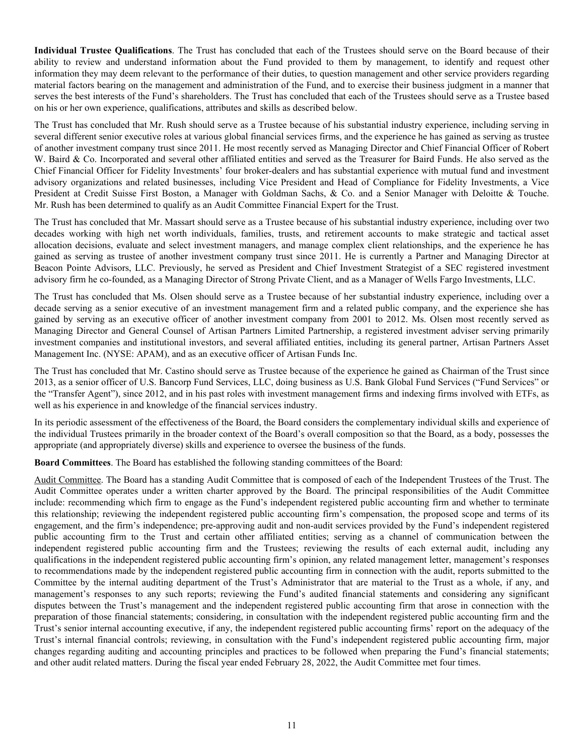**Individual Trustee Qualifications**. The Trust has concluded that each of the Trustees should serve on the Board because of their ability to review and understand information about the Fund provided to them by management, to identify and request other information they may deem relevant to the performance of their duties, to question management and other service providers regarding material factors bearing on the management and administration of the Fund, and to exercise their business judgment in a manner that serves the best interests of the Fund's shareholders. The Trust has concluded that each of the Trustees should serve as a Trustee based on his or her own experience, qualifications, attributes and skills as described below.

The Trust has concluded that Mr. Rush should serve as a Trustee because of his substantial industry experience, including serving in several different senior executive roles at various global financial services firms, and the experience he has gained as serving as trustee of another investment company trust since 2011. He most recently served as Managing Director and Chief Financial Officer of Robert W. Baird & Co. Incorporated and several other affiliated entities and served as the Treasurer for Baird Funds. He also served as the Chief Financial Officer for Fidelity Investments' four broker-dealers and has substantial experience with mutual fund and investment advisory organizations and related businesses, including Vice President and Head of Compliance for Fidelity Investments, a Vice President at Credit Suisse First Boston, a Manager with Goldman Sachs, & Co. and a Senior Manager with Deloitte & Touche. Mr. Rush has been determined to qualify as an Audit Committee Financial Expert for the Trust.

The Trust has concluded that Mr. Massart should serve as a Trustee because of his substantial industry experience, including over two decades working with high net worth individuals, families, trusts, and retirement accounts to make strategic and tactical asset allocation decisions, evaluate and select investment managers, and manage complex client relationships, and the experience he has gained as serving as trustee of another investment company trust since 2011. He is currently a Partner and Managing Director at Beacon Pointe Advisors, LLC. Previously, he served as President and Chief Investment Strategist of a SEC registered investment advisory firm he co-founded, as a Managing Director of Strong Private Client, and as a Manager of Wells Fargo Investments, LLC.

The Trust has concluded that Ms. Olsen should serve as a Trustee because of her substantial industry experience, including over a decade serving as a senior executive of an investment management firm and a related public company, and the experience she has gained by serving as an executive officer of another investment company from 2001 to 2012. Ms. Olsen most recently served as Managing Director and General Counsel of Artisan Partners Limited Partnership, a registered investment adviser serving primarily investment companies and institutional investors, and several affiliated entities, including its general partner, Artisan Partners Asset Management Inc. (NYSE: APAM), and as an executive officer of Artisan Funds Inc.

The Trust has concluded that Mr. Castino should serve as Trustee because of the experience he gained as Chairman of the Trust since 2013, as a senior officer of U.S. Bancorp Fund Services, LLC, doing business as U.S. Bank Global Fund Services ("Fund Services" or the "Transfer Agent"), since 2012, and in his past roles with investment management firms and indexing firms involved with ETFs, as well as his experience in and knowledge of the financial services industry.

In its periodic assessment of the effectiveness of the Board, the Board considers the complementary individual skills and experience of the individual Trustees primarily in the broader context of the Board's overall composition so that the Board, as a body, possesses the appropriate (and appropriately diverse) skills and experience to oversee the business of the funds.

**Board Committees**. The Board has established the following standing committees of the Board:

Audit Committee. The Board has a standing Audit Committee that is composed of each of the Independent Trustees of the Trust. The Audit Committee operates under a written charter approved by the Board. The principal responsibilities of the Audit Committee include: recommending which firm to engage as the Fund's independent registered public accounting firm and whether to terminate this relationship; reviewing the independent registered public accounting firm's compensation, the proposed scope and terms of its engagement, and the firm's independence; pre-approving audit and non-audit services provided by the Fund's independent registered public accounting firm to the Trust and certain other affiliated entities; serving as a channel of communication between the independent registered public accounting firm and the Trustees; reviewing the results of each external audit, including any qualifications in the independent registered public accounting firm's opinion, any related management letter, management's responses to recommendations made by the independent registered public accounting firm in connection with the audit, reports submitted to the Committee by the internal auditing department of the Trust's Administrator that are material to the Trust as a whole, if any, and management's responses to any such reports; reviewing the Fund's audited financial statements and considering any significant disputes between the Trust's management and the independent registered public accounting firm that arose in connection with the preparation of those financial statements; considering, in consultation with the independent registered public accounting firm and the Trust's senior internal accounting executive, if any, the independent registered public accounting firms' report on the adequacy of the Trust's internal financial controls; reviewing, in consultation with the Fund's independent registered public accounting firm, major changes regarding auditing and accounting principles and practices to be followed when preparing the Fund's financial statements; and other audit related matters. During the fiscal year ended February 28, 2022, the Audit Committee met four times.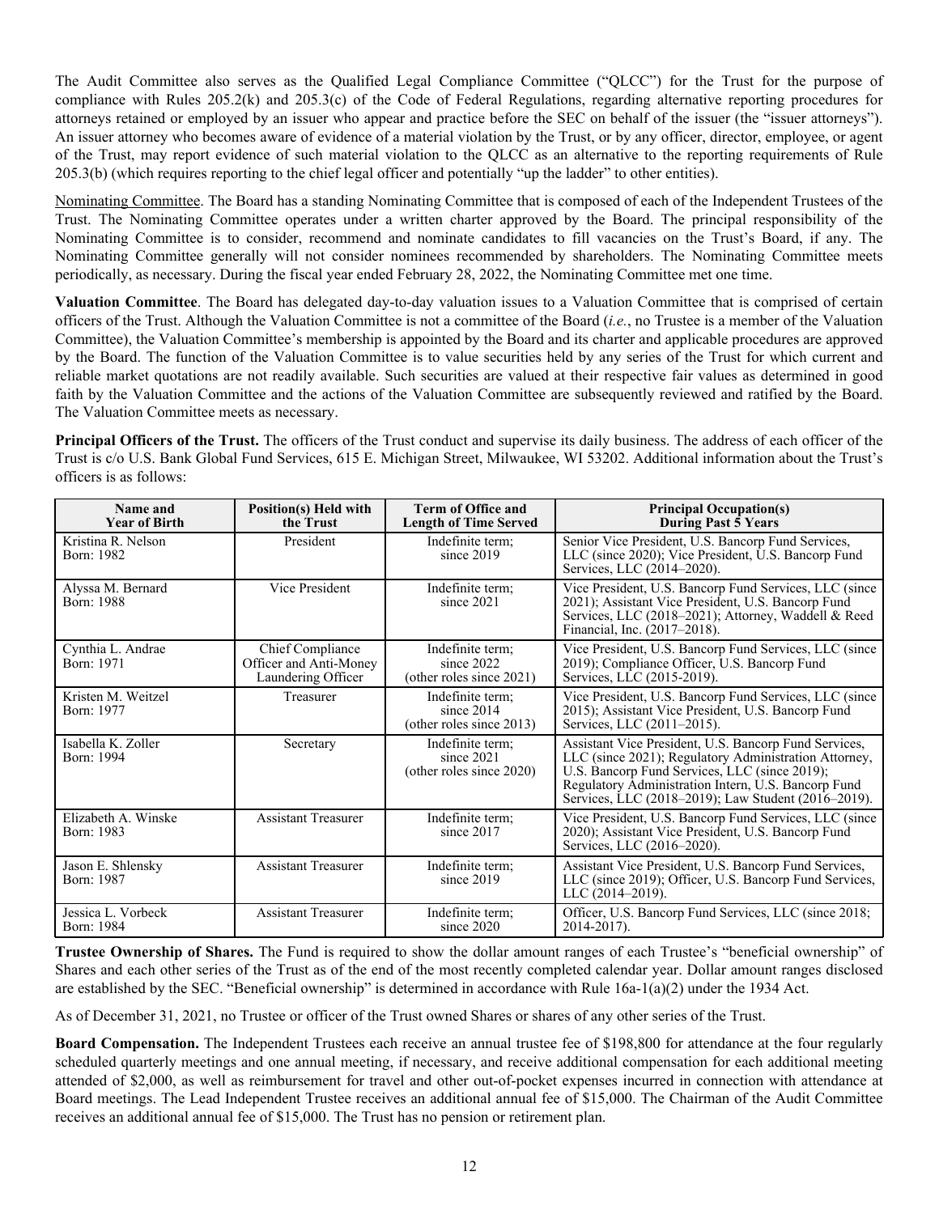The Audit Committee also serves as the Qualified Legal Compliance Committee ("QLCC") for the Trust for the purpose of compliance with Rules 205.2(k) and 205.3(c) of the Code of Federal Regulations, regarding alternative reporting procedures for attorneys retained or employed by an issuer who appear and practice before the SEC on behalf of the issuer (the "issuer attorneys"). An issuer attorney who becomes aware of evidence of a material violation by the Trust, or by any officer, director, employee, or agent of the Trust, may report evidence of such material violation to the QLCC as an alternative to the reporting requirements of Rule 205.3(b) (which requires reporting to the chief legal officer and potentially "up the ladder" to other entities).

Nominating Committee. The Board has a standing Nominating Committee that is composed of each of the Independent Trustees of the Trust. The Nominating Committee operates under a written charter approved by the Board. The principal responsibility of the Nominating Committee is to consider, recommend and nominate candidates to fill vacancies on the Trust's Board, if any. The Nominating Committee generally will not consider nominees recommended by shareholders. The Nominating Committee meets periodically, as necessary. During the fiscal year ended February 28, 2022, the Nominating Committee met one time.

**Valuation Committee**. The Board has delegated day-to-day valuation issues to a Valuation Committee that is comprised of certain officers of the Trust. Although the Valuation Committee is not a committee of the Board (*i.e.*, no Trustee is a member of the Valuation Committee), the Valuation Committee's membership is appointed by the Board and its charter and applicable procedures are approved by the Board. The function of the Valuation Committee is to value securities held by any series of the Trust for which current and reliable market quotations are not readily available. Such securities are valued at their respective fair values as determined in good faith by the Valuation Committee and the actions of the Valuation Committee are subsequently reviewed and ratified by the Board. The Valuation Committee meets as necessary.

**Principal Officers of the Trust.** The officers of the Trust conduct and supervise its daily business. The address of each officer of the Trust is c/o U.S. Bank Global Fund Services, 615 E. Michigan Street, Milwaukee, WI 53202. Additional information about the Trust's officers is as follows:

| Name and Year of Birth | Position(s) Held with the Trust | Term of Office and Length of Time Served | Principal Occupation(s) During Past 5 Years |
|---|---|---|---|
| Kristina R. Nelson Born: 1982 | President | Indefinite term; since 2019 | Senior Vice President, U.S. Bancorp Fund Services, LLC (since 2020); Vice President, U.S. Bancorp Fund Services, LLC (2014–2020). |
| Alyssa M. Bernard Born: 1988 | Vice President | Indefinite term; since 2021 | Vice President, U.S. Bancorp Fund Services, LLC (since 2021); Assistant Vice President, U.S. Bancorp Fund Services, LLC (2018–2021); Attorney, Waddell & Reed Financial, Inc. (2017–2018). |
| Cynthia L. Andrae Born: 1971 | Chief Compliance Officer and Anti-Money Laundering Officer | Indefinite term; since 2022 (other roles since 2021) | Vice President, U.S. Bancorp Fund Services, LLC (since 2019); Compliance Officer, U.S. Bancorp Fund Services, LLC (2015-2019). |
| Kristen M. Weitzel Born: 1977 | Treasurer | Indefinite term; since 2014 (other roles since 2013) | Vice President, U.S. Bancorp Fund Services, LLC (since 2015); Assistant Vice President, U.S. Bancorp Fund Services, LLC (2011–2015). |
| Isabella K. Zoller Born: 1994 | Secretary | Indefinite term; since 2021 (other roles since 2020) | Assistant Vice President, U.S. Bancorp Fund Services, LLC (since 2021); Regulatory Administration Attorney, U.S. Bancorp Fund Services, LLC (since 2019); Regulatory Administration Intern, U.S. Bancorp Fund Services, LLC (2018–2019); Law Student (2016–2019). |
| Elizabeth A. Winske Born: 1983 | Assistant Treasurer | Indefinite term; since 2017 | Vice President, U.S. Bancorp Fund Services, LLC (since 2020); Assistant Vice President, U.S. Bancorp Fund Services, LLC (2016–2020). |
| Jason E. Shlensky Born: 1987 | Assistant Treasurer | Indefinite term; since 2019 | Assistant Vice President, U.S. Bancorp Fund Services, LLC (since 2019); Officer, U.S. Bancorp Fund Services, LLC (2014–2019). |
| Jessica L. Vorbeck Born: 1984 | Assistant Treasurer | Indefinite term; since 2020 | Officer, U.S. Bancorp Fund Services, LLC (since 2018; 2014-2017). |

**Trustee Ownership of Shares.** The Fund is required to show the dollar amount ranges of each Trustee's "beneficial ownership" of Shares and each other series of the Trust as of the end of the most recently completed calendar year. Dollar amount ranges disclosed are established by the SEC. "Beneficial ownership" is determined in accordance with Rule 16a-1(a)(2) under the 1934 Act.

As of December 31, 2021, no Trustee or officer of the Trust owned Shares or shares of any other series of the Trust.

**Board Compensation.** The Independent Trustees each receive an annual trustee fee of $198,800 for attendance at the four regularly scheduled quarterly meetings and one annual meeting, if necessary, and receive additional compensation for each additional meeting attended of $2,000, as well as reimbursement for travel and other out-of-pocket expenses incurred in connection with attendance at Board meetings. The Lead Independent Trustee receives an additional annual fee of $15,000. The Chairman of the Audit Committee receives an additional annual fee of $15,000. The Trust has no pension or retirement plan.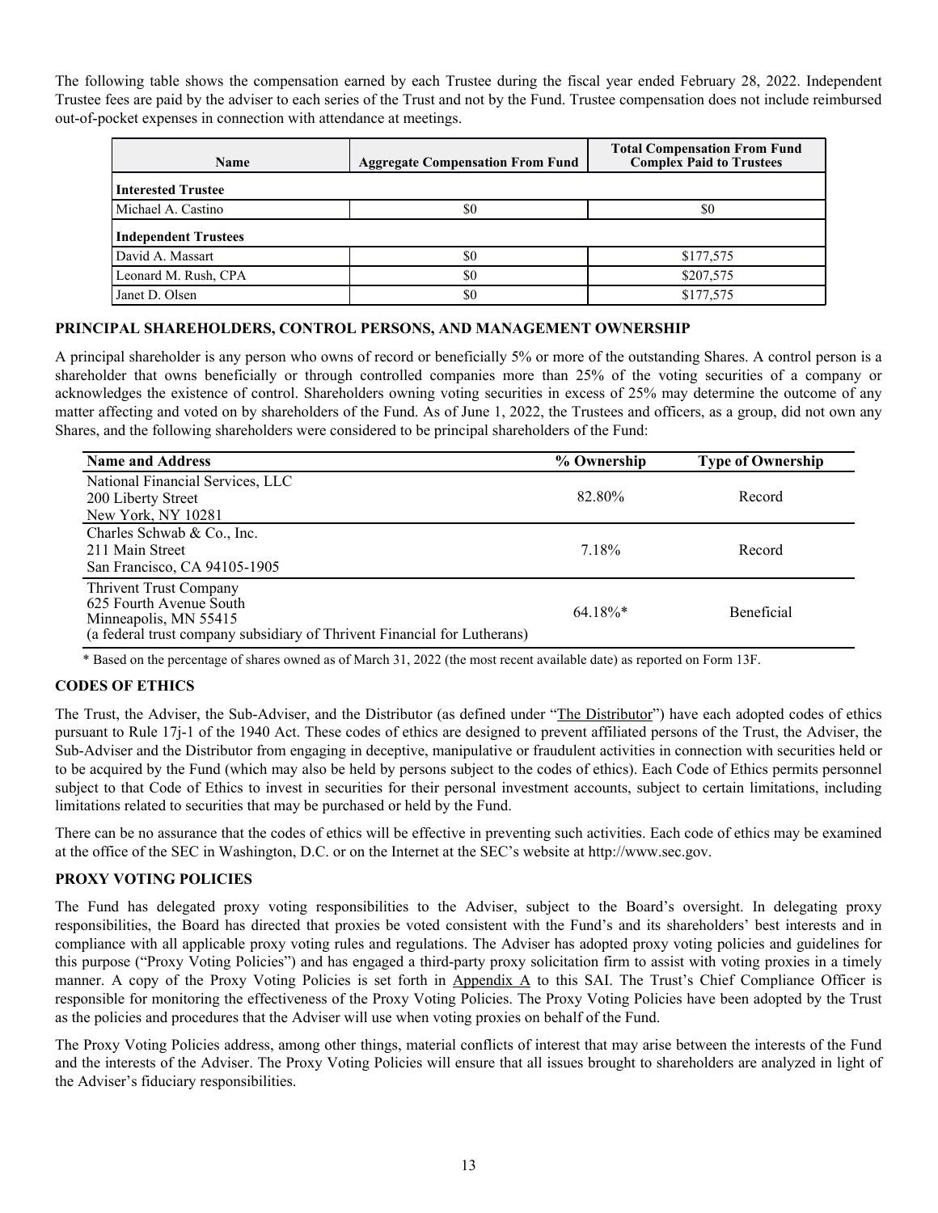The following table shows the compensation earned by each Trustee during the fiscal year ended February 28, 2022. Independent Trustee fees are paid by the adviser to each series of the Trust and not by the Fund. Trustee compensation does not include reimbursed out-of-pocket expenses in connection with attendance at meetings.

| Name | Aggregate Compensation From Fund | Total Compensation From Fund Complex Paid to Trustees |
|---|---|---|
| **Interested Trustee** | | |
| Michael A. Castino | $0 | $0 |
| **Independent Trustees** | | |
| David A. Massart | $0 | $177,575 |
| Leonard M. Rush, CPA | $0 | $207,575 |
| Janet D. Olsen | $0 | $177,575 |

## PRINCIPAL SHAREHOLDERS, CONTROL PERSONS, AND MANAGEMENT OWNERSHIP

A principal shareholder is any person who owns of record or beneficially 5% or more of the outstanding Shares. A control person is a shareholder that owns beneficially or through controlled companies more than 25% of the voting securities of a company or acknowledges the existence of control. Shareholders owning voting securities in excess of 25% may determine the outcome of any matter affecting and voted on by shareholders of the Fund. As of June 1, 2022, the Trustees and officers, as a group, did not own any Shares, and the following shareholders were considered to be principal shareholders of the Fund:

| Name and Address | % Ownership | Type of Ownership |
|---|---|---|
| National Financial Services, LLC<br>200 Liberty Street<br>New York, NY 10281 | 82.80% | Record |
| Charles Schwab & Co., Inc.<br>211 Main Street<br>San Francisco, CA 94105-1905 | 7.18% | Record |
| Thrivent Trust Company<br>625 Fourth Avenue South<br>Minneapolis, MN 55415<br>(a federal trust company subsidiary of Thrivent Financial for Lutherans) | 64.18%* | Beneficial |

\* Based on the percentage of shares owned as of March 31, 2022 (the most recent available date) as reported on Form 13F.

## CODES OF ETHICS

The Trust, the Adviser, the Sub-Adviser, and the Distributor (as defined under "The Distributor") have each adopted codes of ethics pursuant to Rule 17j-1 of the 1940 Act. These codes of ethics are designed to prevent affiliated persons of the Trust, the Adviser, the Sub-Adviser and the Distributor from engaging in deceptive, manipulative or fraudulent activities in connection with securities held or to be acquired by the Fund (which may also be held by persons subject to the codes of ethics). Each Code of Ethics permits personnel subject to that Code of Ethics to invest in securities for their personal investment accounts, subject to certain limitations, including limitations related to securities that may be purchased or held by the Fund.

There can be no assurance that the codes of ethics will be effective in preventing such activities. Each code of ethics may be examined at the office of the SEC in Washington, D.C. or on the Internet at the SEC's website at http://www.sec.gov.

## PROXY VOTING POLICIES

The Fund has delegated proxy voting responsibilities to the Adviser, subject to the Board's oversight. In delegating proxy responsibilities, the Board has directed that proxies be voted consistent with the Fund's and its shareholders' best interests and in compliance with all applicable proxy voting rules and regulations. The Adviser has adopted proxy voting policies and guidelines for this purpose ("Proxy Voting Policies") and has engaged a third-party proxy solicitation firm to assist with voting proxies in a timely manner. A copy of the Proxy Voting Policies is set forth in Appendix A to this SAI. The Trust's Chief Compliance Officer is responsible for monitoring the effectiveness of the Proxy Voting Policies. The Proxy Voting Policies have been adopted by the Trust as the policies and procedures that the Adviser will use when voting proxies on behalf of the Fund.

The Proxy Voting Policies address, among other things, material conflicts of interest that may arise between the interests of the Fund and the interests of the Adviser. The Proxy Voting Policies will ensure that all issues brought to shareholders are analyzed in light of the Adviser's fiduciary responsibilities.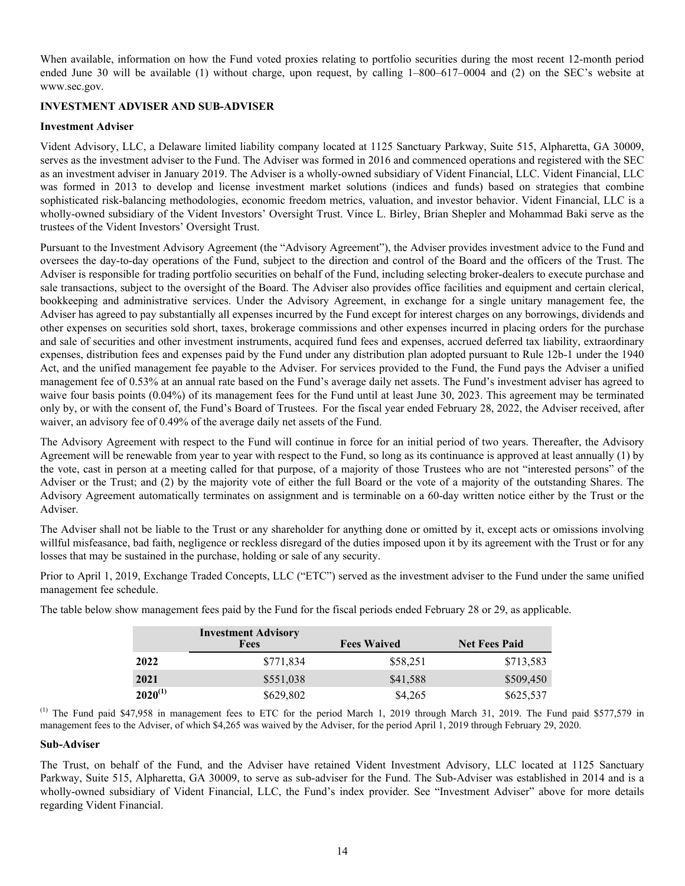When available, information on how the Fund voted proxies relating to portfolio securities during the most recent 12-month period ended June 30 will be available (1) without charge, upon request, by calling 1–800–617–0004 and (2) on the SEC's website at www.sec.gov.

## INVESTMENT ADVISER AND SUB-ADVISER

### Investment Adviser

Vident Advisory, LLC, a Delaware limited liability company located at 1125 Sanctuary Parkway, Suite 515, Alpharetta, GA 30009, serves as the investment adviser to the Fund. The Adviser was formed in 2016 and commenced operations and registered with the SEC as an investment adviser in January 2019. The Adviser is a wholly-owned subsidiary of Vident Financial, LLC. Vident Financial, LLC was formed in 2013 to develop and license investment market solutions (indices and funds) based on strategies that combine sophisticated risk-balancing methodologies, economic freedom metrics, valuation, and investor behavior. Vident Financial, LLC is a wholly-owned subsidiary of the Vident Investors' Oversight Trust. Vince L. Birley, Brian Shepler and Mohammad Baki serve as the trustees of the Vident Investors' Oversight Trust.

Pursuant to the Investment Advisory Agreement (the "Advisory Agreement"), the Adviser provides investment advice to the Fund and oversees the day-to-day operations of the Fund, subject to the direction and control of the Board and the officers of the Trust. The Adviser is responsible for trading portfolio securities on behalf of the Fund, including selecting broker-dealers to execute purchase and sale transactions, subject to the oversight of the Board. The Adviser also provides office facilities and equipment and certain clerical, bookkeeping and administrative services. Under the Advisory Agreement, in exchange for a single unitary management fee, the Adviser has agreed to pay substantially all expenses incurred by the Fund except for interest charges on any borrowings, dividends and other expenses on securities sold short, taxes, brokerage commissions and other expenses incurred in placing orders for the purchase and sale of securities and other investment instruments, acquired fund fees and expenses, accrued deferred tax liability, extraordinary expenses, distribution fees and expenses paid by the Fund under any distribution plan adopted pursuant to Rule 12b-1 under the 1940 Act, and the unified management fee payable to the Adviser. For services provided to the Fund, the Fund pays the Adviser a unified management fee of 0.53% at an annual rate based on the Fund's average daily net assets. The Fund's investment adviser has agreed to waive four basis points (0.04%) of its management fees for the Fund until at least June 30, 2023. This agreement may be terminated only by, or with the consent of, the Fund's Board of Trustees. For the fiscal year ended February 28, 2022, the Adviser received, after waiver, an advisory fee of 0.49% of the average daily net assets of the Fund.

The Advisory Agreement with respect to the Fund will continue in force for an initial period of two years. Thereafter, the Advisory Agreement will be renewable from year to year with respect to the Fund, so long as its continuance is approved at least annually (1) by the vote, cast in person at a meeting called for that purpose, of a majority of those Trustees who are not "interested persons" of the Adviser or the Trust; and (2) by the majority vote of either the full Board or the vote of a majority of the outstanding Shares. The Advisory Agreement automatically terminates on assignment and is terminable on a 60-day written notice either by the Trust or the Adviser.

The Adviser shall not be liable to the Trust or any shareholder for anything done or omitted by it, except acts or omissions involving willful misfeasance, bad faith, negligence or reckless disregard of the duties imposed upon it by its agreement with the Trust or for any losses that may be sustained in the purchase, holding or sale of any security.

Prior to April 1, 2019, Exchange Traded Concepts, LLC ("ETC") served as the investment adviser to the Fund under the same unified management fee schedule.

The table below show management fees paid by the Fund for the fiscal periods ended February 28 or 29, as applicable.

| | Investment Advisory Fees | Fees Waived | Net Fees Paid |
|---|---|---|---|
| **2022** | $771,834 | $58,251 | $713,583 |
| **2021** | $551,038 | $41,588 | $509,450 |
| **2020[(1)]** | $629,802 | $4,265 | $625,537 |

[(1)] The Fund paid $47,958 in management fees to ETC for the period March 1, 2019 through March 31, 2019. The Fund paid $577,579 in management fees to the Adviser, of which $4,265 was waived by the Adviser, for the period April 1, 2019 through February 29, 2020.

### Sub-Adviser

The Trust, on behalf of the Fund, and the Adviser have retained Vident Investment Advisory, LLC located at 1125 Sanctuary Parkway, Suite 515, Alpharetta, GA 30009, to serve as sub-adviser for the Fund. The Sub-Adviser was established in 2014 and is a wholly-owned subsidiary of Vident Financial, LLC, the Fund's index provider. See "Investment Adviser" above for more details regarding Vident Financial.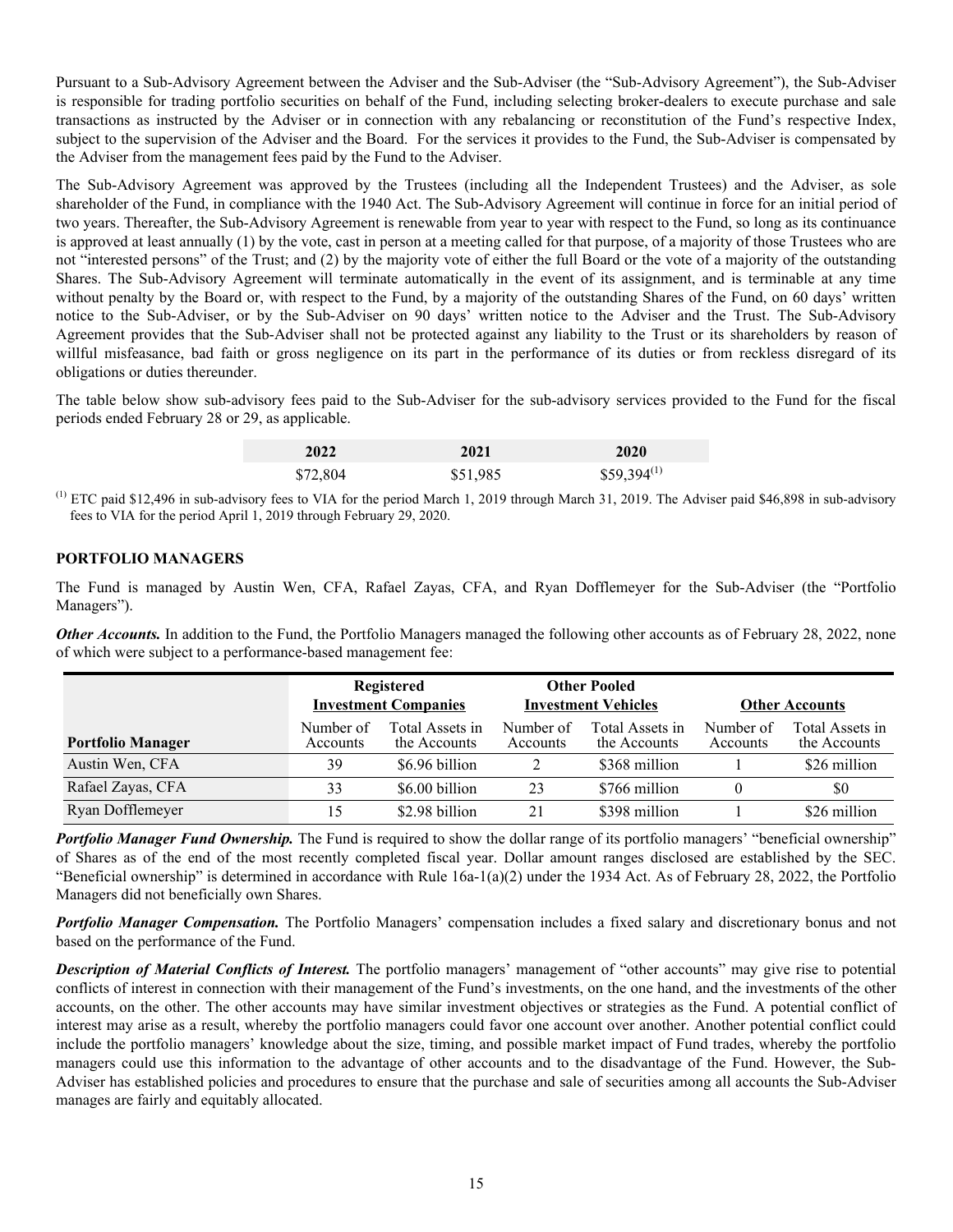Pursuant to a Sub-Advisory Agreement between the Adviser and the Sub-Adviser (the "Sub-Advisory Agreement"), the Sub-Adviser is responsible for trading portfolio securities on behalf of the Fund, including selecting broker-dealers to execute purchase and sale transactions as instructed by the Adviser or in connection with any rebalancing or reconstitution of the Fund's respective Index, subject to the supervision of the Adviser and the Board. For the services it provides to the Fund, the Sub-Adviser is compensated by the Adviser from the management fees paid by the Fund to the Adviser.

The Sub-Advisory Agreement was approved by the Trustees (including all the Independent Trustees) and the Adviser, as sole shareholder of the Fund, in compliance with the 1940 Act. The Sub-Advisory Agreement will continue in force for an initial period of two years. Thereafter, the Sub-Advisory Agreement is renewable from year to year with respect to the Fund, so long as its continuance is approved at least annually (1) by the vote, cast in person at a meeting called for that purpose, of a majority of those Trustees who are not "interested persons" of the Trust; and (2) by the majority vote of either the full Board or the vote of a majority of the outstanding Shares. The Sub-Advisory Agreement will terminate automatically in the event of its assignment, and is terminable at any time without penalty by the Board or, with respect to the Fund, by a majority of the outstanding Shares of the Fund, on 60 days' written notice to the Sub-Adviser, or by the Sub-Adviser on 90 days' written notice to the Adviser and the Trust. The Sub-Advisory Agreement provides that the Sub-Adviser shall not be protected against any liability to the Trust or its shareholders by reason of willful misfeasance, bad faith or gross negligence on its part in the performance of its duties or from reckless disregard of its obligations or duties thereunder.

The table below show sub-advisory fees paid to the Sub-Adviser for the sub-advisory services provided to the Fund for the fiscal periods ended February 28 or 29, as applicable.

| 2022 | 2021 | 2020 |
|---|---|---|
| $72,804 | $51,985 | $59,394[(1)] |

[(1)] ETC paid $12,496 in sub-advisory fees to VIA for the period March 1, 2019 through March 31, 2019. The Adviser paid $46,898 in sub-advisory fees to VIA for the period April 1, 2019 through February 29, 2020.

## PORTFOLIO MANAGERS

The Fund is managed by Austin Wen, CFA, Rafael Zayas, CFA, and Ryan Dofflemeyer for the Sub-Adviser (the "Portfolio Managers").

***Other Accounts.*** In addition to the Fund, the Portfolio Managers managed the following other accounts as of February 28, 2022, none of which were subject to a performance-based management fee:

| | Registered Investment Companies | | Other Pooled Investment Vehicles | | Other Accounts | |
|---|---|---|---|---|---|---|
| **Portfolio Manager** | Number of Accounts | Total Assets in the Accounts | Number of Accounts | Total Assets in the Accounts | Number of Accounts | Total Assets in the Accounts |
| Austin Wen, CFA | 39 | $6.96 billion | 2 | $368 million | 1 | $26 million |
| Rafael Zayas, CFA | 33 | $6.00 billion | 23 | $766 million | 0 | $0 |
| Ryan Dofflemeyer | 15 | $2.98 billion | 21 | $398 million | 1 | $26 million |

***Portfolio Manager Fund Ownership.*** The Fund is required to show the dollar range of its portfolio managers' "beneficial ownership" of Shares as of the end of the most recently completed fiscal year. Dollar amount ranges disclosed are established by the SEC. "Beneficial ownership" is determined in accordance with Rule 16a-1(a)(2) under the 1934 Act. As of February 28, 2022, the Portfolio Managers did not beneficially own Shares.

***Portfolio Manager Compensation.*** The Portfolio Managers' compensation includes a fixed salary and discretionary bonus and not based on the performance of the Fund.

***Description of Material Conflicts of Interest.*** The portfolio managers' management of "other accounts" may give rise to potential conflicts of interest in connection with their management of the Fund's investments, on the one hand, and the investments of the other accounts, on the other. The other accounts may have similar investment objectives or strategies as the Fund. A potential conflict of interest may arise as a result, whereby the portfolio managers could favor one account over another. Another potential conflict could include the portfolio managers' knowledge about the size, timing, and possible market impact of Fund trades, whereby the portfolio managers could use this information to the advantage of other accounts and to the disadvantage of the Fund. However, the Sub-Adviser has established policies and procedures to ensure that the purchase and sale of securities among all accounts the Sub-Adviser manages are fairly and equitably allocated.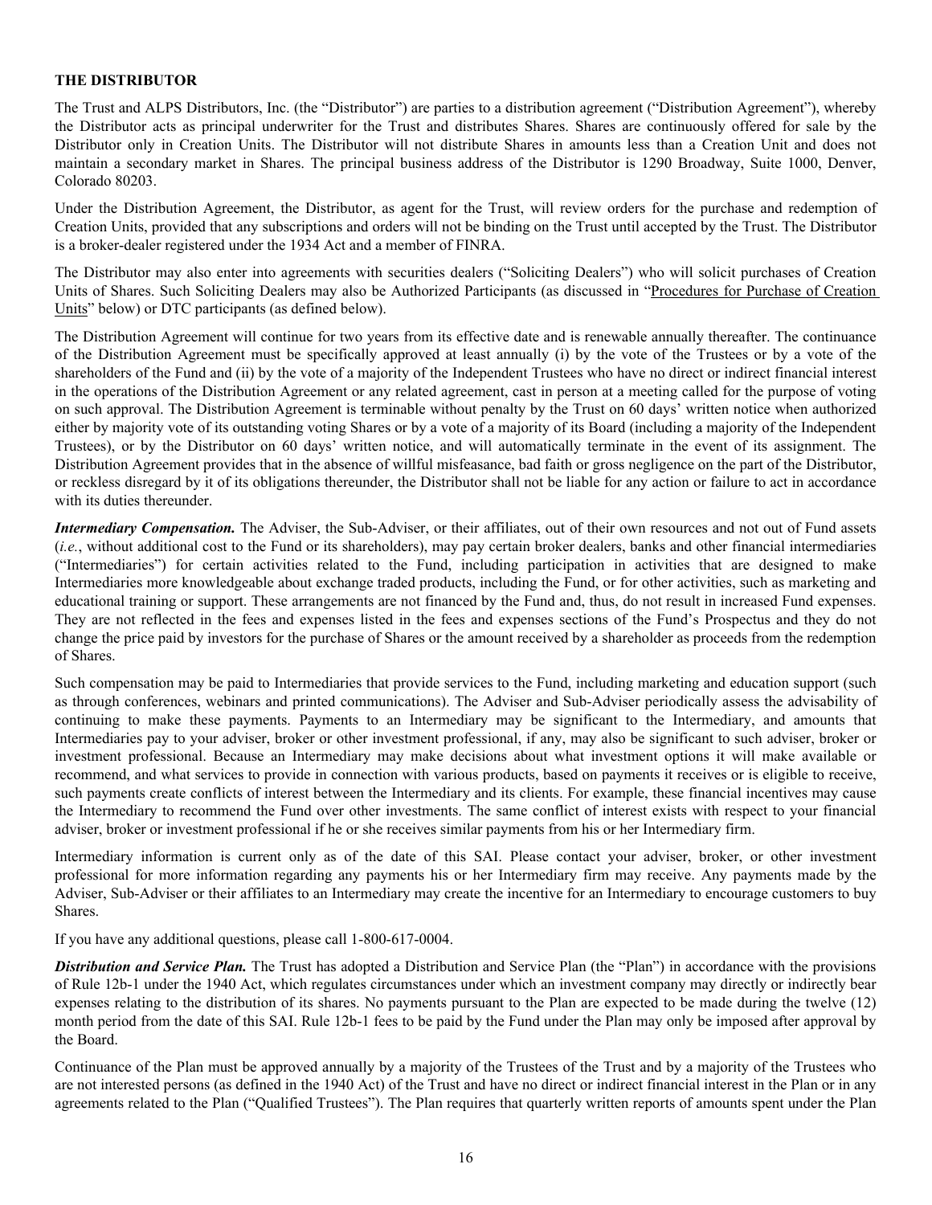## THE DISTRIBUTOR

The Trust and ALPS Distributors, Inc. (the "Distributor") are parties to a distribution agreement ("Distribution Agreement"), whereby the Distributor acts as principal underwriter for the Trust and distributes Shares. Shares are continuously offered for sale by the Distributor only in Creation Units. The Distributor will not distribute Shares in amounts less than a Creation Unit and does not maintain a secondary market in Shares. The principal business address of the Distributor is 1290 Broadway, Suite 1000, Denver, Colorado 80203.

Under the Distribution Agreement, the Distributor, as agent for the Trust, will review orders for the purchase and redemption of Creation Units, provided that any subscriptions and orders will not be binding on the Trust until accepted by the Trust. The Distributor is a broker-dealer registered under the 1934 Act and a member of FINRA.

The Distributor may also enter into agreements with securities dealers ("Soliciting Dealers") who will solicit purchases of Creation Units of Shares. Such Soliciting Dealers may also be Authorized Participants (as discussed in "Procedures for Purchase of Creation Units" below) or DTC participants (as defined below).

The Distribution Agreement will continue for two years from its effective date and is renewable annually thereafter. The continuance of the Distribution Agreement must be specifically approved at least annually (i) by the vote of the Trustees or by a vote of the shareholders of the Fund and (ii) by the vote of a majority of the Independent Trustees who have no direct or indirect financial interest in the operations of the Distribution Agreement or any related agreement, cast in person at a meeting called for the purpose of voting on such approval. The Distribution Agreement is terminable without penalty by the Trust on 60 days' written notice when authorized either by majority vote of its outstanding voting Shares or by a vote of a majority of its Board (including a majority of the Independent Trustees), or by the Distributor on 60 days' written notice, and will automatically terminate in the event of its assignment. The Distribution Agreement provides that in the absence of willful misfeasance, bad faith or gross negligence on the part of the Distributor, or reckless disregard by it of its obligations thereunder, the Distributor shall not be liable for any action or failure to act in accordance with its duties thereunder.

***Intermediary Compensation.*** The Adviser, the Sub-Adviser, or their affiliates, out of their own resources and not out of Fund assets (*i.e.*, without additional cost to the Fund or its shareholders), may pay certain broker dealers, banks and other financial intermediaries ("Intermediaries") for certain activities related to the Fund, including participation in activities that are designed to make Intermediaries more knowledgeable about exchange traded products, including the Fund, or for other activities, such as marketing and educational training or support. These arrangements are not financed by the Fund and, thus, do not result in increased Fund expenses. They are not reflected in the fees and expenses listed in the fees and expenses sections of the Fund's Prospectus and they do not change the price paid by investors for the purchase of Shares or the amount received by a shareholder as proceeds from the redemption of Shares.

Such compensation may be paid to Intermediaries that provide services to the Fund, including marketing and education support (such as through conferences, webinars and printed communications). The Adviser and Sub-Adviser periodically assess the advisability of continuing to make these payments. Payments to an Intermediary may be significant to the Intermediary, and amounts that Intermediaries pay to your adviser, broker or other investment professional, if any, may also be significant to such adviser, broker or investment professional. Because an Intermediary may make decisions about what investment options it will make available or recommend, and what services to provide in connection with various products, based on payments it receives or is eligible to receive, such payments create conflicts of interest between the Intermediary and its clients. For example, these financial incentives may cause the Intermediary to recommend the Fund over other investments. The same conflict of interest exists with respect to your financial adviser, broker or investment professional if he or she receives similar payments from his or her Intermediary firm.

Intermediary information is current only as of the date of this SAI. Please contact your adviser, broker, or other investment professional for more information regarding any payments his or her Intermediary firm may receive. Any payments made by the Adviser, Sub-Adviser or their affiliates to an Intermediary may create the incentive for an Intermediary to encourage customers to buy Shares.

If you have any additional questions, please call 1-800-617-0004.

***Distribution and Service Plan.*** The Trust has adopted a Distribution and Service Plan (the "Plan") in accordance with the provisions of Rule 12b-1 under the 1940 Act, which regulates circumstances under which an investment company may directly or indirectly bear expenses relating to the distribution of its shares. No payments pursuant to the Plan are expected to be made during the twelve (12) month period from the date of this SAI. Rule 12b-1 fees to be paid by the Fund under the Plan may only be imposed after approval by the Board.

Continuance of the Plan must be approved annually by a majority of the Trustees of the Trust and by a majority of the Trustees who are not interested persons (as defined in the 1940 Act) of the Trust and have no direct or indirect financial interest in the Plan or in any agreements related to the Plan ("Qualified Trustees"). The Plan requires that quarterly written reports of amounts spent under the Plan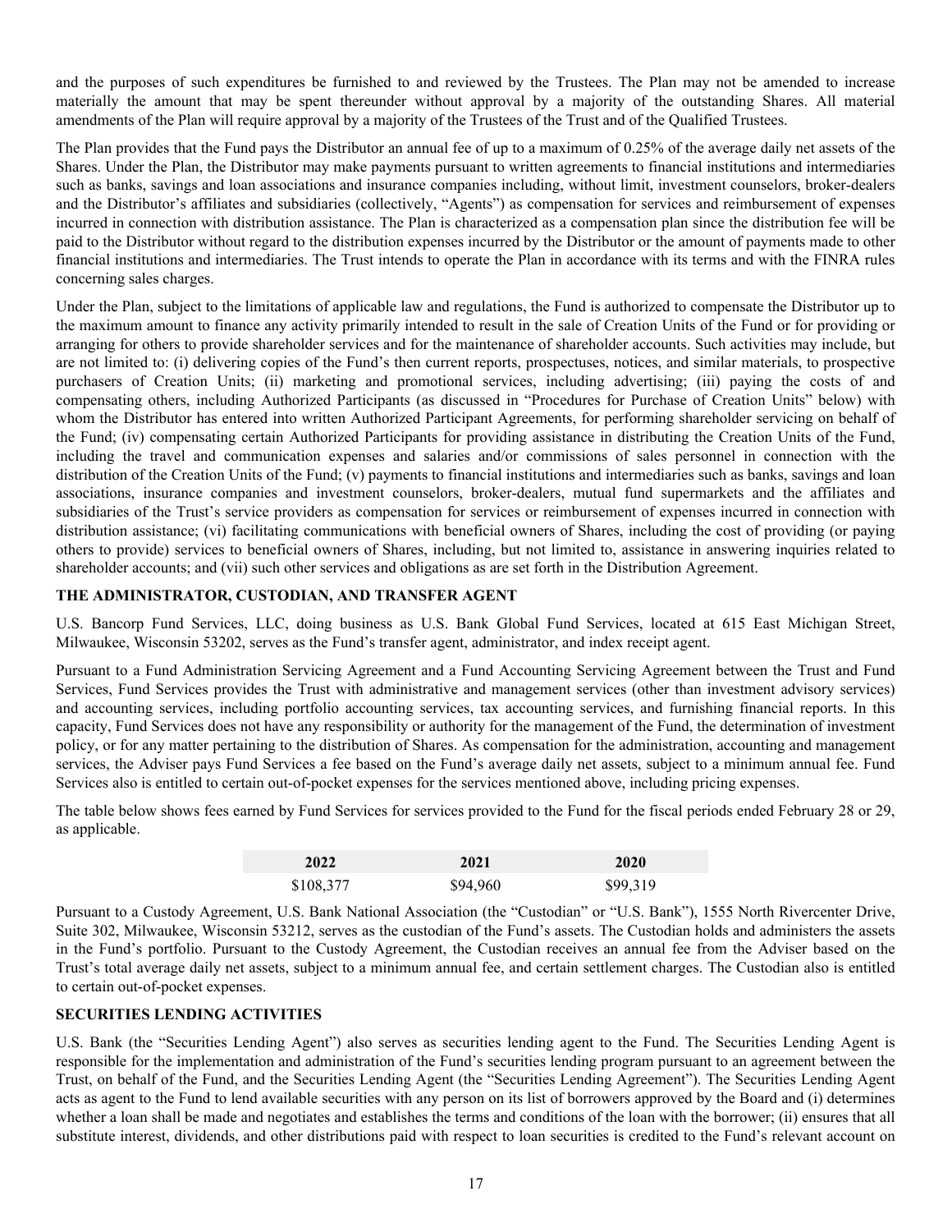and the purposes of such expenditures be furnished to and reviewed by the Trustees. The Plan may not be amended to increase materially the amount that may be spent thereunder without approval by a majority of the outstanding Shares. All material amendments of the Plan will require approval by a majority of the Trustees of the Trust and of the Qualified Trustees.

The Plan provides that the Fund pays the Distributor an annual fee of up to a maximum of 0.25% of the average daily net assets of the Shares. Under the Plan, the Distributor may make payments pursuant to written agreements to financial institutions and intermediaries such as banks, savings and loan associations and insurance companies including, without limit, investment counselors, broker-dealers and the Distributor's affiliates and subsidiaries (collectively, "Agents") as compensation for services and reimbursement of expenses incurred in connection with distribution assistance. The Plan is characterized as a compensation plan since the distribution fee will be paid to the Distributor without regard to the distribution expenses incurred by the Distributor or the amount of payments made to other financial institutions and intermediaries. The Trust intends to operate the Plan in accordance with its terms and with the FINRA rules concerning sales charges.

Under the Plan, subject to the limitations of applicable law and regulations, the Fund is authorized to compensate the Distributor up to the maximum amount to finance any activity primarily intended to result in the sale of Creation Units of the Fund or for providing or arranging for others to provide shareholder services and for the maintenance of shareholder accounts. Such activities may include, but are not limited to: (i) delivering copies of the Fund's then current reports, prospectuses, notices, and similar materials, to prospective purchasers of Creation Units; (ii) marketing and promotional services, including advertising; (iii) paying the costs of and compensating others, including Authorized Participants (as discussed in "Procedures for Purchase of Creation Units" below) with whom the Distributor has entered into written Authorized Participant Agreements, for performing shareholder servicing on behalf of the Fund; (iv) compensating certain Authorized Participants for providing assistance in distributing the Creation Units of the Fund, including the travel and communication expenses and salaries and/or commissions of sales personnel in connection with the distribution of the Creation Units of the Fund; (v) payments to financial institutions and intermediaries such as banks, savings and loan associations, insurance companies and investment counselors, broker-dealers, mutual fund supermarkets and the affiliates and subsidiaries of the Trust's service providers as compensation for services or reimbursement of expenses incurred in connection with distribution assistance; (vi) facilitating communications with beneficial owners of Shares, including the cost of providing (or paying others to provide) services to beneficial owners of Shares, including, but not limited to, assistance in answering inquiries related to shareholder accounts; and (vii) such other services and obligations as are set forth in the Distribution Agreement.

**THE ADMINISTRATOR, CUSTODIAN, AND TRANSFER AGENT**

U.S. Bancorp Fund Services, LLC, doing business as U.S. Bank Global Fund Services, located at 615 East Michigan Street, Milwaukee, Wisconsin 53202, serves as the Fund's transfer agent, administrator, and index receipt agent.

Pursuant to a Fund Administration Servicing Agreement and a Fund Accounting Servicing Agreement between the Trust and Fund Services, Fund Services provides the Trust with administrative and management services (other than investment advisory services) and accounting services, including portfolio accounting services, tax accounting services, and furnishing financial reports. In this capacity, Fund Services does not have any responsibility or authority for the management of the Fund, the determination of investment policy, or for any matter pertaining to the distribution of Shares. As compensation for the administration, accounting and management services, the Adviser pays Fund Services a fee based on the Fund's average daily net assets, subject to a minimum annual fee. Fund Services also is entitled to certain out-of-pocket expenses for the services mentioned above, including pricing expenses.

The table below shows fees earned by Fund Services for services provided to the Fund for the fiscal periods ended February 28 or 29, as applicable.

| 2022 | 2021 | 2020 |
|---|---|---|
| $108,377 | $94,960 | $99,319 |

Pursuant to a Custody Agreement, U.S. Bank National Association (the "Custodian" or "U.S. Bank"), 1555 North Rivercenter Drive, Suite 302, Milwaukee, Wisconsin 53212, serves as the custodian of the Fund's assets. The Custodian holds and administers the assets in the Fund's portfolio. Pursuant to the Custody Agreement, the Custodian receives an annual fee from the Adviser based on the Trust's total average daily net assets, subject to a minimum annual fee, and certain settlement charges. The Custodian also is entitled to certain out-of-pocket expenses.

**SECURITIES LENDING ACTIVITIES**

U.S. Bank (the "Securities Lending Agent") also serves as securities lending agent to the Fund. The Securities Lending Agent is responsible for the implementation and administration of the Fund's securities lending program pursuant to an agreement between the Trust, on behalf of the Fund, and the Securities Lending Agent (the "Securities Lending Agreement"). The Securities Lending Agent acts as agent to the Fund to lend available securities with any person on its list of borrowers approved by the Board and (i) determines whether a loan shall be made and negotiates and establishes the terms and conditions of the loan with the borrower; (ii) ensures that all substitute interest, dividends, and other distributions paid with respect to loan securities is credited to the Fund's relevant account on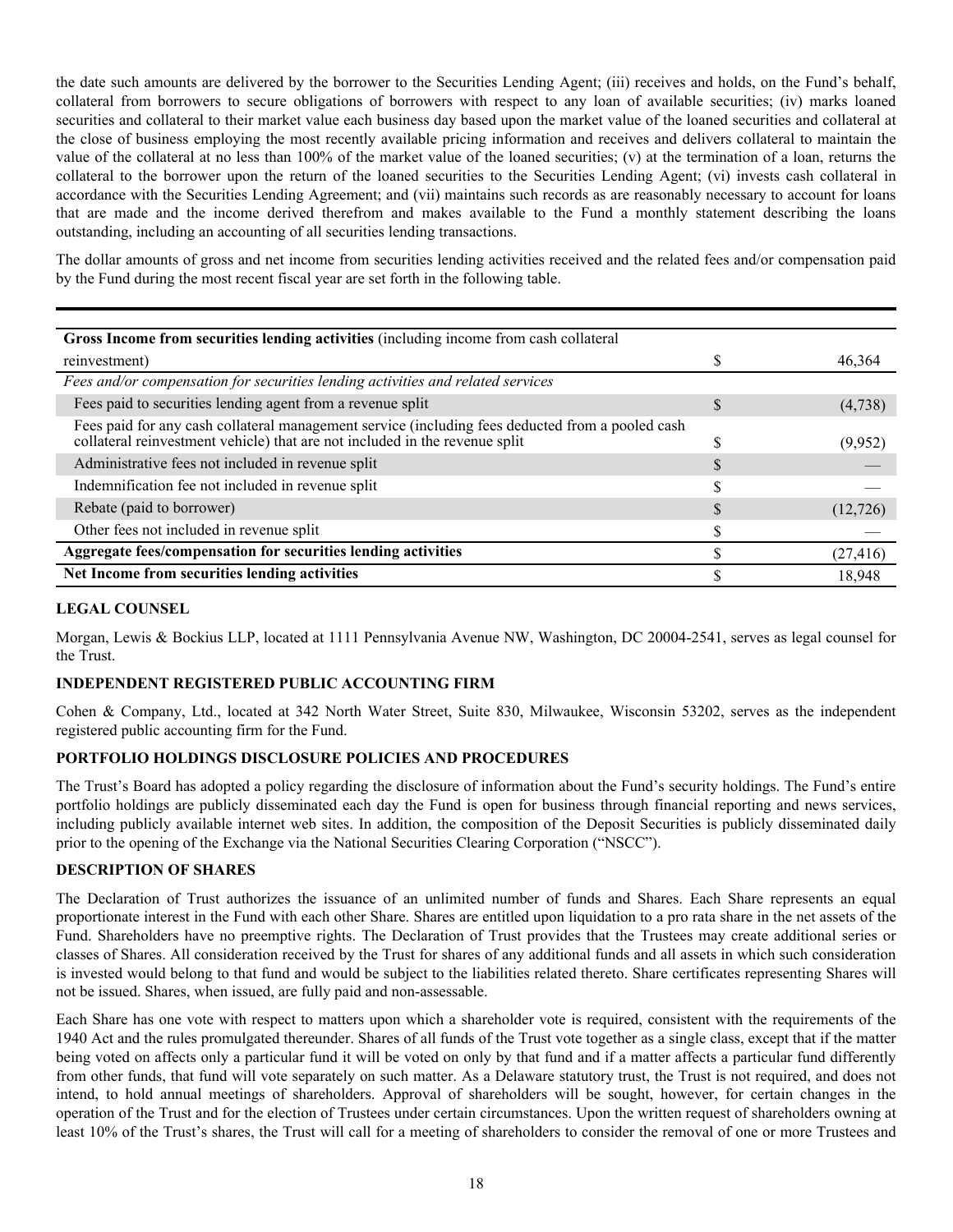the date such amounts are delivered by the borrower to the Securities Lending Agent; (iii) receives and holds, on the Fund's behalf, collateral from borrowers to secure obligations of borrowers with respect to any loan of available securities; (iv) marks loaned securities and collateral to their market value each business day based upon the market value of the loaned securities and collateral at the close of business employing the most recently available pricing information and receives and delivers collateral to maintain the value of the collateral at no less than 100% of the market value of the loaned securities; (v) at the termination of a loan, returns the collateral to the borrower upon the return of the loaned securities to the Securities Lending Agent; (vi) invests cash collateral in accordance with the Securities Lending Agreement; and (vii) maintains such records as are reasonably necessary to account for loans that are made and the income derived therefrom and makes available to the Fund a monthly statement describing the loans outstanding, including an accounting of all securities lending transactions.

The dollar amounts of gross and net income from securities lending activities received and the related fees and/or compensation paid by the Fund during the most recent fiscal year are set forth in the following table.

| | | |
|---|---|---|
| **Gross Income from securities lending activities** (including income from cash collateral reinvestment) | $ | 46,364 |
| *Fees and/or compensation for securities lending activities and related services* | | |
| Fees paid to securities lending agent from a revenue split | $ | (4,738) |
| Fees paid for any cash collateral management service (including fees deducted from a pooled cash collateral reinvestment vehicle) that are not included in the revenue split | $ | (9,952) |
| Administrative fees not included in revenue split | $ | — |
| Indemnification fee not included in revenue split | $ | — |
| Rebate (paid to borrower) | $ | (12,726) |
| Other fees not included in revenue split | $ | — |
| **Aggregate fees/compensation for securities lending activities** | $ | (27,416) |
| **Net Income from securities lending activities** | $ | 18,948 |

## LEGAL COUNSEL

Morgan, Lewis & Bockius LLP, located at 1111 Pennsylvania Avenue NW, Washington, DC 20004-2541, serves as legal counsel for the Trust.

## INDEPENDENT REGISTERED PUBLIC ACCOUNTING FIRM

Cohen & Company, Ltd., located at 342 North Water Street, Suite 830, Milwaukee, Wisconsin 53202, serves as the independent registered public accounting firm for the Fund.

## PORTFOLIO HOLDINGS DISCLOSURE POLICIES AND PROCEDURES

The Trust's Board has adopted a policy regarding the disclosure of information about the Fund's security holdings. The Fund's entire portfolio holdings are publicly disseminated each day the Fund is open for business through financial reporting and news services, including publicly available internet web sites. In addition, the composition of the Deposit Securities is publicly disseminated daily prior to the opening of the Exchange via the National Securities Clearing Corporation ("NSCC").

## DESCRIPTION OF SHARES

The Declaration of Trust authorizes the issuance of an unlimited number of funds and Shares. Each Share represents an equal proportionate interest in the Fund with each other Share. Shares are entitled upon liquidation to a pro rata share in the net assets of the Fund. Shareholders have no preemptive rights. The Declaration of Trust provides that the Trustees may create additional series or classes of Shares. All consideration received by the Trust for shares of any additional funds and all assets in which such consideration is invested would belong to that fund and would be subject to the liabilities related thereto. Share certificates representing Shares will not be issued. Shares, when issued, are fully paid and non-assessable.

Each Share has one vote with respect to matters upon which a shareholder vote is required, consistent with the requirements of the 1940 Act and the rules promulgated thereunder. Shares of all funds of the Trust vote together as a single class, except that if the matter being voted on affects only a particular fund it will be voted on only by that fund and if a matter affects a particular fund differently from other funds, that fund will vote separately on such matter. As a Delaware statutory trust, the Trust is not required, and does not intend, to hold annual meetings of shareholders. Approval of shareholders will be sought, however, for certain changes in the operation of the Trust and for the election of Trustees under certain circumstances. Upon the written request of shareholders owning at least 10% of the Trust's shares, the Trust will call for a meeting of shareholders to consider the removal of one or more Trustees and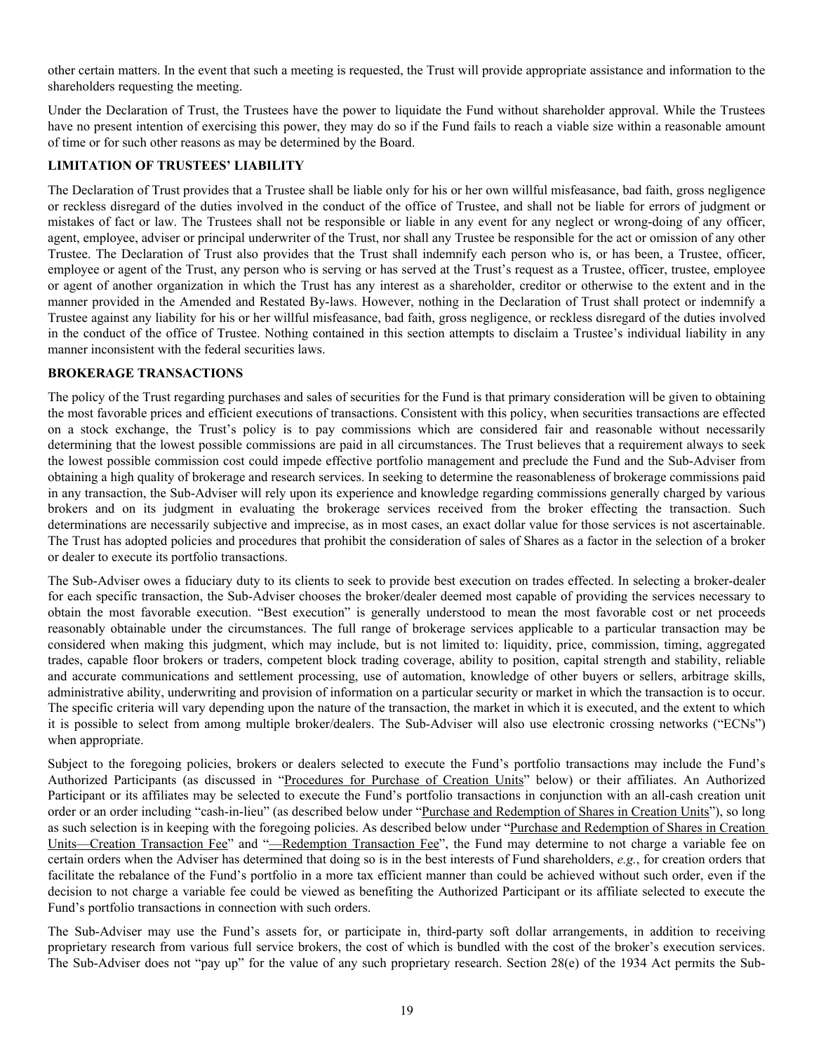other certain matters. In the event that such a meeting is requested, the Trust will provide appropriate assistance and information to the shareholders requesting the meeting.

Under the Declaration of Trust, the Trustees have the power to liquidate the Fund without shareholder approval. While the Trustees have no present intention of exercising this power, they may do so if the Fund fails to reach a viable size within a reasonable amount of time or for such other reasons as may be determined by the Board.

## LIMITATION OF TRUSTEES' LIABILITY

The Declaration of Trust provides that a Trustee shall be liable only for his or her own willful misfeasance, bad faith, gross negligence or reckless disregard of the duties involved in the conduct of the office of Trustee, and shall not be liable for errors of judgment or mistakes of fact or law. The Trustees shall not be responsible or liable in any event for any neglect or wrong-doing of any officer, agent, employee, adviser or principal underwriter of the Trust, nor shall any Trustee be responsible for the act or omission of any other Trustee. The Declaration of Trust also provides that the Trust shall indemnify each person who is, or has been, a Trustee, officer, employee or agent of the Trust, any person who is serving or has served at the Trust's request as a Trustee, officer, trustee, employee or agent of another organization in which the Trust has any interest as a shareholder, creditor or otherwise to the extent and in the manner provided in the Amended and Restated By-laws. However, nothing in the Declaration of Trust shall protect or indemnify a Trustee against any liability for his or her willful misfeasance, bad faith, gross negligence, or reckless disregard of the duties involved in the conduct of the office of Trustee. Nothing contained in this section attempts to disclaim a Trustee's individual liability in any manner inconsistent with the federal securities laws.

## BROKERAGE TRANSACTIONS

The policy of the Trust regarding purchases and sales of securities for the Fund is that primary consideration will be given to obtaining the most favorable prices and efficient executions of transactions. Consistent with this policy, when securities transactions are effected on a stock exchange, the Trust's policy is to pay commissions which are considered fair and reasonable without necessarily determining that the lowest possible commissions are paid in all circumstances. The Trust believes that a requirement always to seek the lowest possible commission cost could impede effective portfolio management and preclude the Fund and the Sub-Adviser from obtaining a high quality of brokerage and research services. In seeking to determine the reasonableness of brokerage commissions paid in any transaction, the Sub-Adviser will rely upon its experience and knowledge regarding commissions generally charged by various brokers and on its judgment in evaluating the brokerage services received from the broker effecting the transaction. Such determinations are necessarily subjective and imprecise, as in most cases, an exact dollar value for those services is not ascertainable. The Trust has adopted policies and procedures that prohibit the consideration of sales of Shares as a factor in the selection of a broker or dealer to execute its portfolio transactions.

The Sub-Adviser owes a fiduciary duty to its clients to seek to provide best execution on trades effected. In selecting a broker-dealer for each specific transaction, the Sub-Adviser chooses the broker/dealer deemed most capable of providing the services necessary to obtain the most favorable execution. "Best execution" is generally understood to mean the most favorable cost or net proceeds reasonably obtainable under the circumstances. The full range of brokerage services applicable to a particular transaction may be considered when making this judgment, which may include, but is not limited to: liquidity, price, commission, timing, aggregated trades, capable floor brokers or traders, competent block trading coverage, ability to position, capital strength and stability, reliable and accurate communications and settlement processing, use of automation, knowledge of other buyers or sellers, arbitrage skills, administrative ability, underwriting and provision of information on a particular security or market in which the transaction is to occur. The specific criteria will vary depending upon the nature of the transaction, the market in which it is executed, and the extent to which it is possible to select from among multiple broker/dealers. The Sub-Adviser will also use electronic crossing networks ("ECNs") when appropriate.

Subject to the foregoing policies, brokers or dealers selected to execute the Fund's portfolio transactions may include the Fund's Authorized Participants (as discussed in "Procedures for Purchase of Creation Units" below) or their affiliates. An Authorized Participant or its affiliates may be selected to execute the Fund's portfolio transactions in conjunction with an all-cash creation unit order or an order including "cash-in-lieu" (as described below under "Purchase and Redemption of Shares in Creation Units"), so long as such selection is in keeping with the foregoing policies. As described below under "Purchase and Redemption of Shares in Creation Units—Creation Transaction Fee" and "—Redemption Transaction Fee", the Fund may determine to not charge a variable fee on certain orders when the Adviser has determined that doing so is in the best interests of Fund shareholders, *e.g.*, for creation orders that facilitate the rebalance of the Fund's portfolio in a more tax efficient manner than could be achieved without such order, even if the decision to not charge a variable fee could be viewed as benefiting the Authorized Participant or its affiliate selected to execute the Fund's portfolio transactions in connection with such orders.

The Sub-Adviser may use the Fund's assets for, or participate in, third-party soft dollar arrangements, in addition to receiving proprietary research from various full service brokers, the cost of which is bundled with the cost of the broker's execution services. The Sub-Adviser does not "pay up" for the value of any such proprietary research. Section 28(e) of the 1934 Act permits the Sub-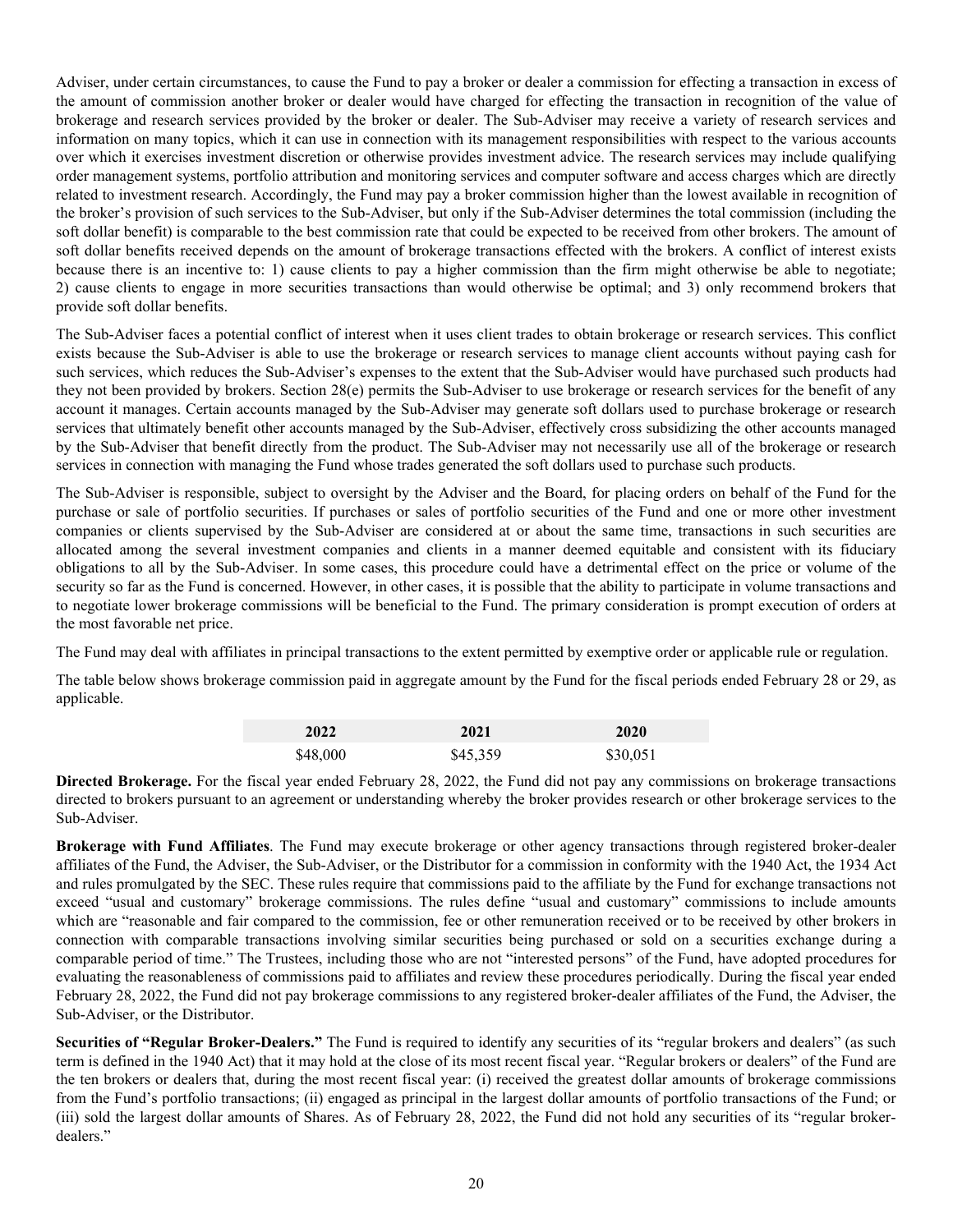Adviser, under certain circumstances, to cause the Fund to pay a broker or dealer a commission for effecting a transaction in excess of the amount of commission another broker or dealer would have charged for effecting the transaction in recognition of the value of brokerage and research services provided by the broker or dealer. The Sub-Adviser may receive a variety of research services and information on many topics, which it can use in connection with its management responsibilities with respect to the various accounts over which it exercises investment discretion or otherwise provides investment advice. The research services may include qualifying order management systems, portfolio attribution and monitoring services and computer software and access charges which are directly related to investment research. Accordingly, the Fund may pay a broker commission higher than the lowest available in recognition of the broker's provision of such services to the Sub-Adviser, but only if the Sub-Adviser determines the total commission (including the soft dollar benefit) is comparable to the best commission rate that could be expected to be received from other brokers. The amount of soft dollar benefits received depends on the amount of brokerage transactions effected with the brokers. A conflict of interest exists because there is an incentive to: 1) cause clients to pay a higher commission than the firm might otherwise be able to negotiate; 2) cause clients to engage in more securities transactions than would otherwise be optimal; and 3) only recommend brokers that provide soft dollar benefits.

The Sub-Adviser faces a potential conflict of interest when it uses client trades to obtain brokerage or research services. This conflict exists because the Sub-Adviser is able to use the brokerage or research services to manage client accounts without paying cash for such services, which reduces the Sub-Adviser's expenses to the extent that the Sub-Adviser would have purchased such products had they not been provided by brokers. Section 28(e) permits the Sub-Adviser to use brokerage or research services for the benefit of any account it manages. Certain accounts managed by the Sub-Adviser may generate soft dollars used to purchase brokerage or research services that ultimately benefit other accounts managed by the Sub-Adviser, effectively cross subsidizing the other accounts managed by the Sub-Adviser that benefit directly from the product. The Sub-Adviser may not necessarily use all of the brokerage or research services in connection with managing the Fund whose trades generated the soft dollars used to purchase such products.

The Sub-Adviser is responsible, subject to oversight by the Adviser and the Board, for placing orders on behalf of the Fund for the purchase or sale of portfolio securities. If purchases or sales of portfolio securities of the Fund and one or more other investment companies or clients supervised by the Sub-Adviser are considered at or about the same time, transactions in such securities are allocated among the several investment companies and clients in a manner deemed equitable and consistent with its fiduciary obligations to all by the Sub-Adviser. In some cases, this procedure could have a detrimental effect on the price or volume of the security so far as the Fund is concerned. However, in other cases, it is possible that the ability to participate in volume transactions and to negotiate lower brokerage commissions will be beneficial to the Fund. The primary consideration is prompt execution of orders at the most favorable net price.

The Fund may deal with affiliates in principal transactions to the extent permitted by exemptive order or applicable rule or regulation.

The table below shows brokerage commission paid in aggregate amount by the Fund for the fiscal periods ended February 28 or 29, as applicable.

| 2022 | 2021 | 2020 |
|---|---|---|
| $48,000 | $45,359 | $30,051 |

**Directed Brokerage.** For the fiscal year ended February 28, 2022, the Fund did not pay any commissions on brokerage transactions directed to brokers pursuant to an agreement or understanding whereby the broker provides research or other brokerage services to the Sub-Adviser.

**Brokerage with Fund Affiliates**. The Fund may execute brokerage or other agency transactions through registered broker-dealer affiliates of the Fund, the Adviser, the Sub-Adviser, or the Distributor for a commission in conformity with the 1940 Act, the 1934 Act and rules promulgated by the SEC. These rules require that commissions paid to the affiliate by the Fund for exchange transactions not exceed "usual and customary" brokerage commissions. The rules define "usual and customary" commissions to include amounts which are "reasonable and fair compared to the commission, fee or other remuneration received or to be received by other brokers in connection with comparable transactions involving similar securities being purchased or sold on a securities exchange during a comparable period of time." The Trustees, including those who are not "interested persons" of the Fund, have adopted procedures for evaluating the reasonableness of commissions paid to affiliates and review these procedures periodically. During the fiscal year ended February 28, 2022, the Fund did not pay brokerage commissions to any registered broker-dealer affiliates of the Fund, the Adviser, the Sub-Adviser, or the Distributor.

**Securities of "Regular Broker-Dealers."** The Fund is required to identify any securities of its "regular brokers and dealers" (as such term is defined in the 1940 Act) that it may hold at the close of its most recent fiscal year. "Regular brokers or dealers" of the Fund are the ten brokers or dealers that, during the most recent fiscal year: (i) received the greatest dollar amounts of brokerage commissions from the Fund's portfolio transactions; (ii) engaged as principal in the largest dollar amounts of portfolio transactions of the Fund; or (iii) sold the largest dollar amounts of Shares. As of February 28, 2022, the Fund did not hold any securities of its "regular broker-dealers."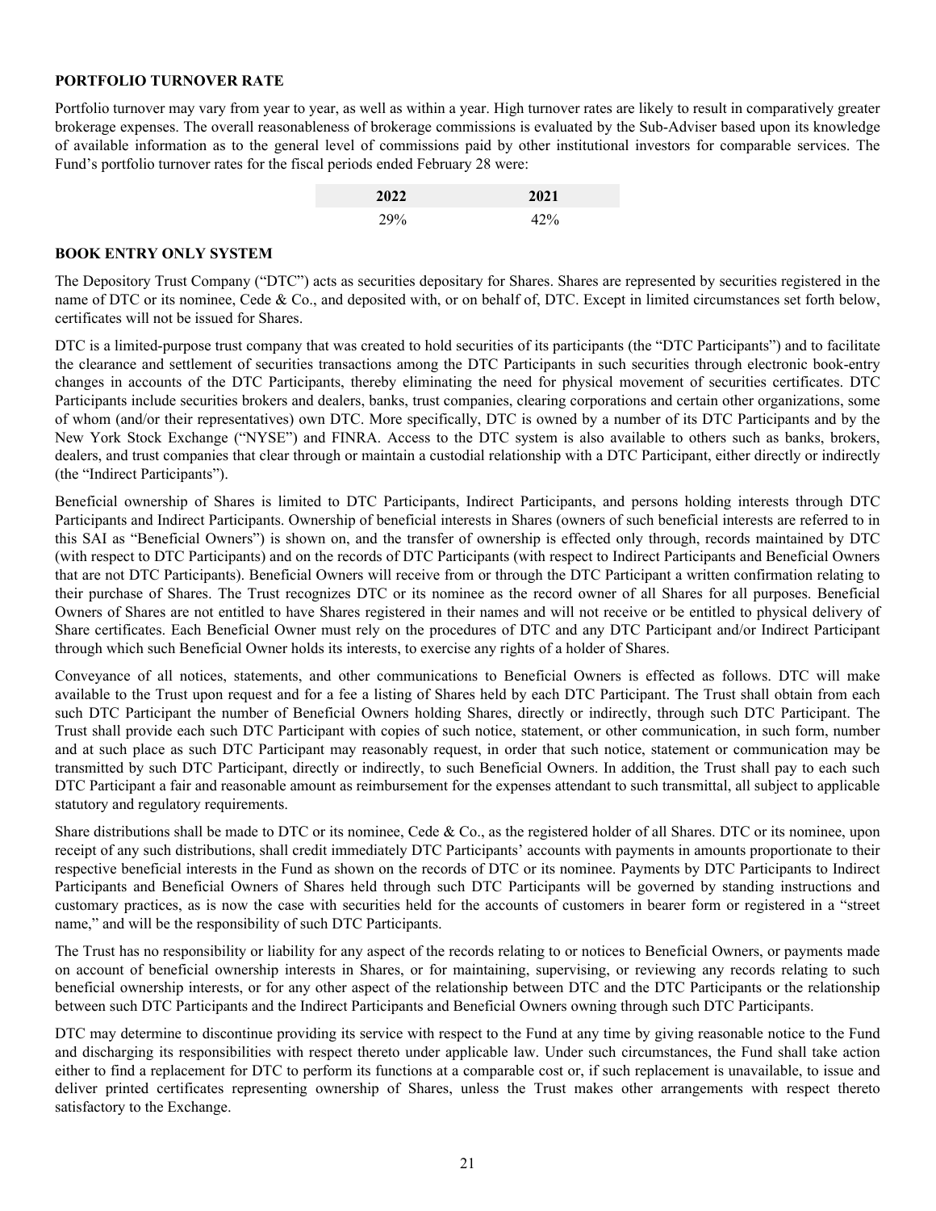### PORTFOLIO TURNOVER RATE

Portfolio turnover may vary from year to year, as well as within a year. High turnover rates are likely to result in comparatively greater brokerage expenses. The overall reasonableness of brokerage commissions is evaluated by the Sub-Adviser based upon its knowledge of available information as to the general level of commissions paid by other institutional investors for comparable services. The Fund's portfolio turnover rates for the fiscal periods ended February 28 were:

| 2022 | 2021 |
| --- | --- |
| 29% | 42% |

### BOOK ENTRY ONLY SYSTEM

The Depository Trust Company ("DTC") acts as securities depositary for Shares. Shares are represented by securities registered in the name of DTC or its nominee, Cede & Co., and deposited with, or on behalf of, DTC. Except in limited circumstances set forth below, certificates will not be issued for Shares.

DTC is a limited-purpose trust company that was created to hold securities of its participants (the "DTC Participants") and to facilitate the clearance and settlement of securities transactions among the DTC Participants in such securities through electronic book-entry changes in accounts of the DTC Participants, thereby eliminating the need for physical movement of securities certificates. DTC Participants include securities brokers and dealers, banks, trust companies, clearing corporations and certain other organizations, some of whom (and/or their representatives) own DTC. More specifically, DTC is owned by a number of its DTC Participants and by the New York Stock Exchange ("NYSE") and FINRA. Access to the DTC system is also available to others such as banks, brokers, dealers, and trust companies that clear through or maintain a custodial relationship with a DTC Participant, either directly or indirectly (the "Indirect Participants").

Beneficial ownership of Shares is limited to DTC Participants, Indirect Participants, and persons holding interests through DTC Participants and Indirect Participants. Ownership of beneficial interests in Shares (owners of such beneficial interests are referred to in this SAI as "Beneficial Owners") is shown on, and the transfer of ownership is effected only through, records maintained by DTC (with respect to DTC Participants) and on the records of DTC Participants (with respect to Indirect Participants and Beneficial Owners that are not DTC Participants). Beneficial Owners will receive from or through the DTC Participant a written confirmation relating to their purchase of Shares. The Trust recognizes DTC or its nominee as the record owner of all Shares for all purposes. Beneficial Owners of Shares are not entitled to have Shares registered in their names and will not receive or be entitled to physical delivery of Share certificates. Each Beneficial Owner must rely on the procedures of DTC and any DTC Participant and/or Indirect Participant through which such Beneficial Owner holds its interests, to exercise any rights of a holder of Shares.

Conveyance of all notices, statements, and other communications to Beneficial Owners is effected as follows. DTC will make available to the Trust upon request and for a fee a listing of Shares held by each DTC Participant. The Trust shall obtain from each such DTC Participant the number of Beneficial Owners holding Shares, directly or indirectly, through such DTC Participant. The Trust shall provide each such DTC Participant with copies of such notice, statement, or other communication, in such form, number and at such place as such DTC Participant may reasonably request, in order that such notice, statement or communication may be transmitted by such DTC Participant, directly or indirectly, to such Beneficial Owners. In addition, the Trust shall pay to each such DTC Participant a fair and reasonable amount as reimbursement for the expenses attendant to such transmittal, all subject to applicable statutory and regulatory requirements.

Share distributions shall be made to DTC or its nominee, Cede & Co., as the registered holder of all Shares. DTC or its nominee, upon receipt of any such distributions, shall credit immediately DTC Participants' accounts with payments in amounts proportionate to their respective beneficial interests in the Fund as shown on the records of DTC or its nominee. Payments by DTC Participants to Indirect Participants and Beneficial Owners of Shares held through such DTC Participants will be governed by standing instructions and customary practices, as is now the case with securities held for the accounts of customers in bearer form or registered in a "street name," and will be the responsibility of such DTC Participants.

The Trust has no responsibility or liability for any aspect of the records relating to or notices to Beneficial Owners, or payments made on account of beneficial ownership interests in Shares, or for maintaining, supervising, or reviewing any records relating to such beneficial ownership interests, or for any other aspect of the relationship between DTC and the DTC Participants or the relationship between such DTC Participants and the Indirect Participants and Beneficial Owners owning through such DTC Participants.

DTC may determine to discontinue providing its service with respect to the Fund at any time by giving reasonable notice to the Fund and discharging its responsibilities with respect thereto under applicable law. Under such circumstances, the Fund shall take action either to find a replacement for DTC to perform its functions at a comparable cost or, if such replacement is unavailable, to issue and deliver printed certificates representing ownership of Shares, unless the Trust makes other arrangements with respect thereto satisfactory to the Exchange.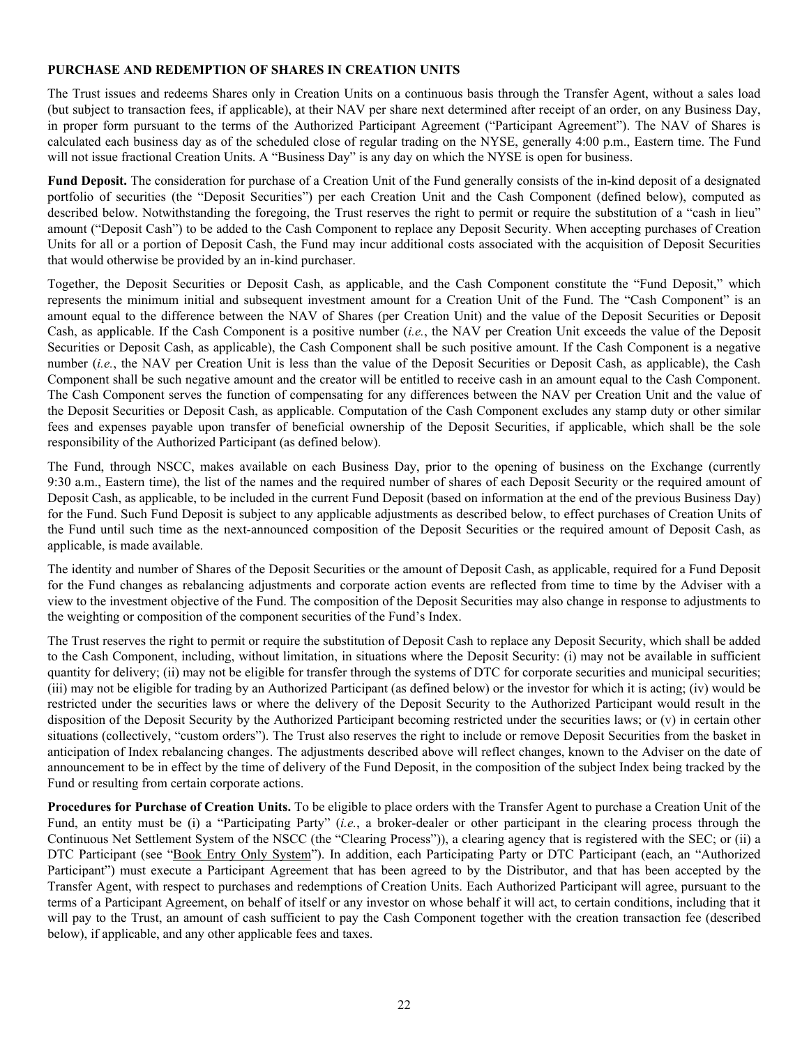**PURCHASE AND REDEMPTION OF SHARES IN CREATION UNITS**

The Trust issues and redeems Shares only in Creation Units on a continuous basis through the Transfer Agent, without a sales load (but subject to transaction fees, if applicable), at their NAV per share next determined after receipt of an order, on any Business Day, in proper form pursuant to the terms of the Authorized Participant Agreement ("Participant Agreement"). The NAV of Shares is calculated each business day as of the scheduled close of regular trading on the NYSE, generally 4:00 p.m., Eastern time. The Fund will not issue fractional Creation Units. A "Business Day" is any day on which the NYSE is open for business.

**Fund Deposit.** The consideration for purchase of a Creation Unit of the Fund generally consists of the in-kind deposit of a designated portfolio of securities (the "Deposit Securities") per each Creation Unit and the Cash Component (defined below), computed as described below. Notwithstanding the foregoing, the Trust reserves the right to permit or require the substitution of a "cash in lieu" amount ("Deposit Cash") to be added to the Cash Component to replace any Deposit Security. When accepting purchases of Creation Units for all or a portion of Deposit Cash, the Fund may incur additional costs associated with the acquisition of Deposit Securities that would otherwise be provided by an in-kind purchaser.

Together, the Deposit Securities or Deposit Cash, as applicable, and the Cash Component constitute the "Fund Deposit," which represents the minimum initial and subsequent investment amount for a Creation Unit of the Fund. The "Cash Component" is an amount equal to the difference between the NAV of Shares (per Creation Unit) and the value of the Deposit Securities or Deposit Cash, as applicable. If the Cash Component is a positive number (*i.e.*, the NAV per Creation Unit exceeds the value of the Deposit Securities or Deposit Cash, as applicable), the Cash Component shall be such positive amount. If the Cash Component is a negative number (*i.e.*, the NAV per Creation Unit is less than the value of the Deposit Securities or Deposit Cash, as applicable), the Cash Component shall be such negative amount and the creator will be entitled to receive cash in an amount equal to the Cash Component. The Cash Component serves the function of compensating for any differences between the NAV per Creation Unit and the value of the Deposit Securities or Deposit Cash, as applicable. Computation of the Cash Component excludes any stamp duty or other similar fees and expenses payable upon transfer of beneficial ownership of the Deposit Securities, if applicable, which shall be the sole responsibility of the Authorized Participant (as defined below).

The Fund, through NSCC, makes available on each Business Day, prior to the opening of business on the Exchange (currently 9:30 a.m., Eastern time), the list of the names and the required number of shares of each Deposit Security or the required amount of Deposit Cash, as applicable, to be included in the current Fund Deposit (based on information at the end of the previous Business Day) for the Fund. Such Fund Deposit is subject to any applicable adjustments as described below, to effect purchases of Creation Units of the Fund until such time as the next-announced composition of the Deposit Securities or the required amount of Deposit Cash, as applicable, is made available.

The identity and number of Shares of the Deposit Securities or the amount of Deposit Cash, as applicable, required for a Fund Deposit for the Fund changes as rebalancing adjustments and corporate action events are reflected from time to time by the Adviser with a view to the investment objective of the Fund. The composition of the Deposit Securities may also change in response to adjustments to the weighting or composition of the component securities of the Fund's Index.

The Trust reserves the right to permit or require the substitution of Deposit Cash to replace any Deposit Security, which shall be added to the Cash Component, including, without limitation, in situations where the Deposit Security: (i) may not be available in sufficient quantity for delivery; (ii) may not be eligible for transfer through the systems of DTC for corporate securities and municipal securities; (iii) may not be eligible for trading by an Authorized Participant (as defined below) or the investor for which it is acting; (iv) would be restricted under the securities laws or where the delivery of the Deposit Security to the Authorized Participant would result in the disposition of the Deposit Security by the Authorized Participant becoming restricted under the securities laws; or (v) in certain other situations (collectively, "custom orders"). The Trust also reserves the right to include or remove Deposit Securities from the basket in anticipation of Index rebalancing changes. The adjustments described above will reflect changes, known to the Adviser on the date of announcement to be in effect by the time of delivery of the Fund Deposit, in the composition of the subject Index being tracked by the Fund or resulting from certain corporate actions.

**Procedures for Purchase of Creation Units.** To be eligible to place orders with the Transfer Agent to purchase a Creation Unit of the Fund, an entity must be (i) a "Participating Party" (*i.e.*, a broker-dealer or other participant in the clearing process through the Continuous Net Settlement System of the NSCC (the "Clearing Process")), a clearing agency that is registered with the SEC; or (ii) a DTC Participant (see "Book Entry Only System"). In addition, each Participating Party or DTC Participant (each, an "Authorized Participant") must execute a Participant Agreement that has been agreed to by the Distributor, and that has been accepted by the Transfer Agent, with respect to purchases and redemptions of Creation Units. Each Authorized Participant will agree, pursuant to the terms of a Participant Agreement, on behalf of itself or any investor on whose behalf it will act, to certain conditions, including that it will pay to the Trust, an amount of cash sufficient to pay the Cash Component together with the creation transaction fee (described below), if applicable, and any other applicable fees and taxes.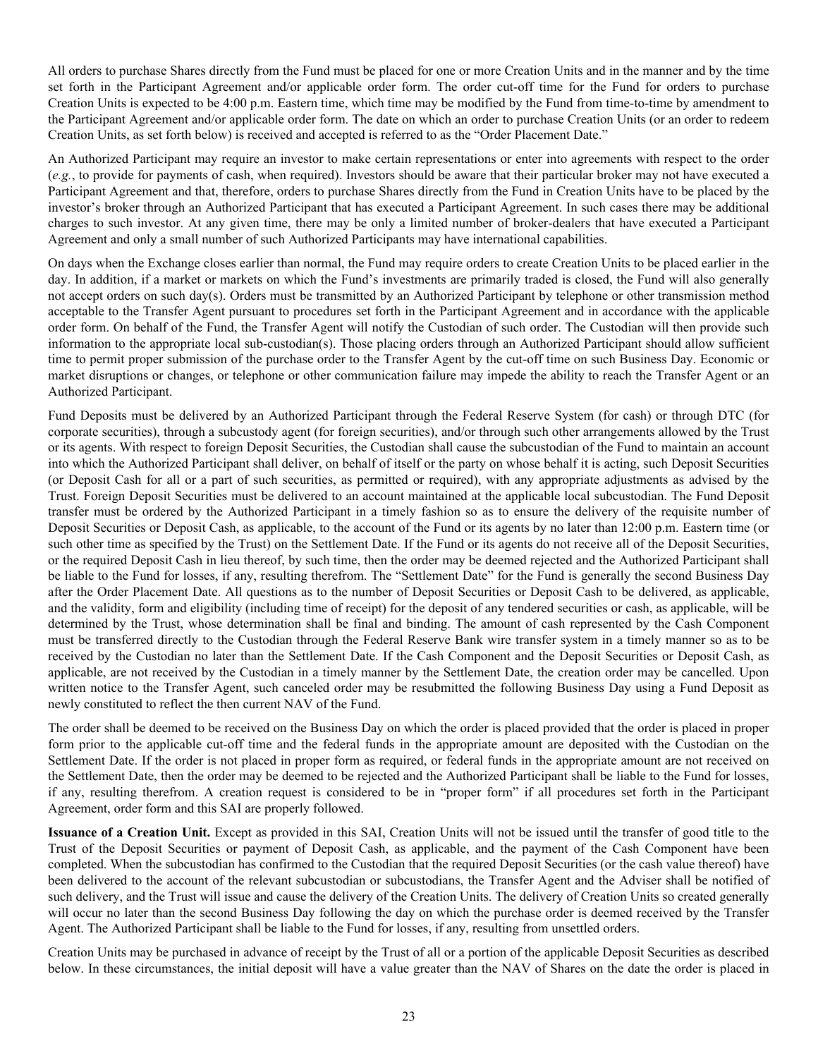All orders to purchase Shares directly from the Fund must be placed for one or more Creation Units and in the manner and by the time set forth in the Participant Agreement and/or applicable order form. The order cut-off time for the Fund for orders to purchase Creation Units is expected to be 4:00 p.m. Eastern time, which time may be modified by the Fund from time-to-time by amendment to the Participant Agreement and/or applicable order form. The date on which an order to purchase Creation Units (or an order to redeem Creation Units, as set forth below) is received and accepted is referred to as the "Order Placement Date."

An Authorized Participant may require an investor to make certain representations or enter into agreements with respect to the order (*e.g.*, to provide for payments of cash, when required). Investors should be aware that their particular broker may not have executed a Participant Agreement and that, therefore, orders to purchase Shares directly from the Fund in Creation Units have to be placed by the investor's broker through an Authorized Participant that has executed a Participant Agreement. In such cases there may be additional charges to such investor. At any given time, there may be only a limited number of broker-dealers that have executed a Participant Agreement and only a small number of such Authorized Participants may have international capabilities.

On days when the Exchange closes earlier than normal, the Fund may require orders to create Creation Units to be placed earlier in the day. In addition, if a market or markets on which the Fund's investments are primarily traded is closed, the Fund will also generally not accept orders on such day(s). Orders must be transmitted by an Authorized Participant by telephone or other transmission method acceptable to the Transfer Agent pursuant to procedures set forth in the Participant Agreement and in accordance with the applicable order form. On behalf of the Fund, the Transfer Agent will notify the Custodian of such order. The Custodian will then provide such information to the appropriate local sub-custodian(s). Those placing orders through an Authorized Participant should allow sufficient time to permit proper submission of the purchase order to the Transfer Agent by the cut-off time on such Business Day. Economic or market disruptions or changes, or telephone or other communication failure may impede the ability to reach the Transfer Agent or an Authorized Participant.

Fund Deposits must be delivered by an Authorized Participant through the Federal Reserve System (for cash) or through DTC (for corporate securities), through a subcustody agent (for foreign securities), and/or through such other arrangements allowed by the Trust or its agents. With respect to foreign Deposit Securities, the Custodian shall cause the subcustodian of the Fund to maintain an account into which the Authorized Participant shall deliver, on behalf of itself or the party on whose behalf it is acting, such Deposit Securities (or Deposit Cash for all or a part of such securities, as permitted or required), with any appropriate adjustments as advised by the Trust. Foreign Deposit Securities must be delivered to an account maintained at the applicable local subcustodian. The Fund Deposit transfer must be ordered by the Authorized Participant in a timely fashion so as to ensure the delivery of the requisite number of Deposit Securities or Deposit Cash, as applicable, to the account of the Fund or its agents by no later than 12:00 p.m. Eastern time (or such other time as specified by the Trust) on the Settlement Date. If the Fund or its agents do not receive all of the Deposit Securities, or the required Deposit Cash in lieu thereof, by such time, then the order may be deemed rejected and the Authorized Participant shall be liable to the Fund for losses, if any, resulting therefrom. The "Settlement Date" for the Fund is generally the second Business Day after the Order Placement Date. All questions as to the number of Deposit Securities or Deposit Cash to be delivered, as applicable, and the validity, form and eligibility (including time of receipt) for the deposit of any tendered securities or cash, as applicable, will be determined by the Trust, whose determination shall be final and binding. The amount of cash represented by the Cash Component must be transferred directly to the Custodian through the Federal Reserve Bank wire transfer system in a timely manner so as to be received by the Custodian no later than the Settlement Date. If the Cash Component and the Deposit Securities or Deposit Cash, as applicable, are not received by the Custodian in a timely manner by the Settlement Date, the creation order may be cancelled. Upon written notice to the Transfer Agent, such canceled order may be resubmitted the following Business Day using a Fund Deposit as newly constituted to reflect the then current NAV of the Fund.

The order shall be deemed to be received on the Business Day on which the order is placed provided that the order is placed in proper form prior to the applicable cut-off time and the federal funds in the appropriate amount are deposited with the Custodian on the Settlement Date. If the order is not placed in proper form as required, or federal funds in the appropriate amount are not received on the Settlement Date, then the order may be deemed to be rejected and the Authorized Participant shall be liable to the Fund for losses, if any, resulting therefrom. A creation request is considered to be in "proper form" if all procedures set forth in the Participant Agreement, order form and this SAI are properly followed.

**Issuance of a Creation Unit.** Except as provided in this SAI, Creation Units will not be issued until the transfer of good title to the Trust of the Deposit Securities or payment of Deposit Cash, as applicable, and the payment of the Cash Component have been completed. When the subcustodian has confirmed to the Custodian that the required Deposit Securities (or the cash value thereof) have been delivered to the account of the relevant subcustodian or subcustodians, the Transfer Agent and the Adviser shall be notified of such delivery, and the Trust will issue and cause the delivery of the Creation Units. The delivery of Creation Units so created generally will occur no later than the second Business Day following the day on which the purchase order is deemed received by the Transfer Agent. The Authorized Participant shall be liable to the Fund for losses, if any, resulting from unsettled orders.

Creation Units may be purchased in advance of receipt by the Trust of all or a portion of the applicable Deposit Securities as described below. In these circumstances, the initial deposit will have a value greater than the NAV of Shares on the date the order is placed in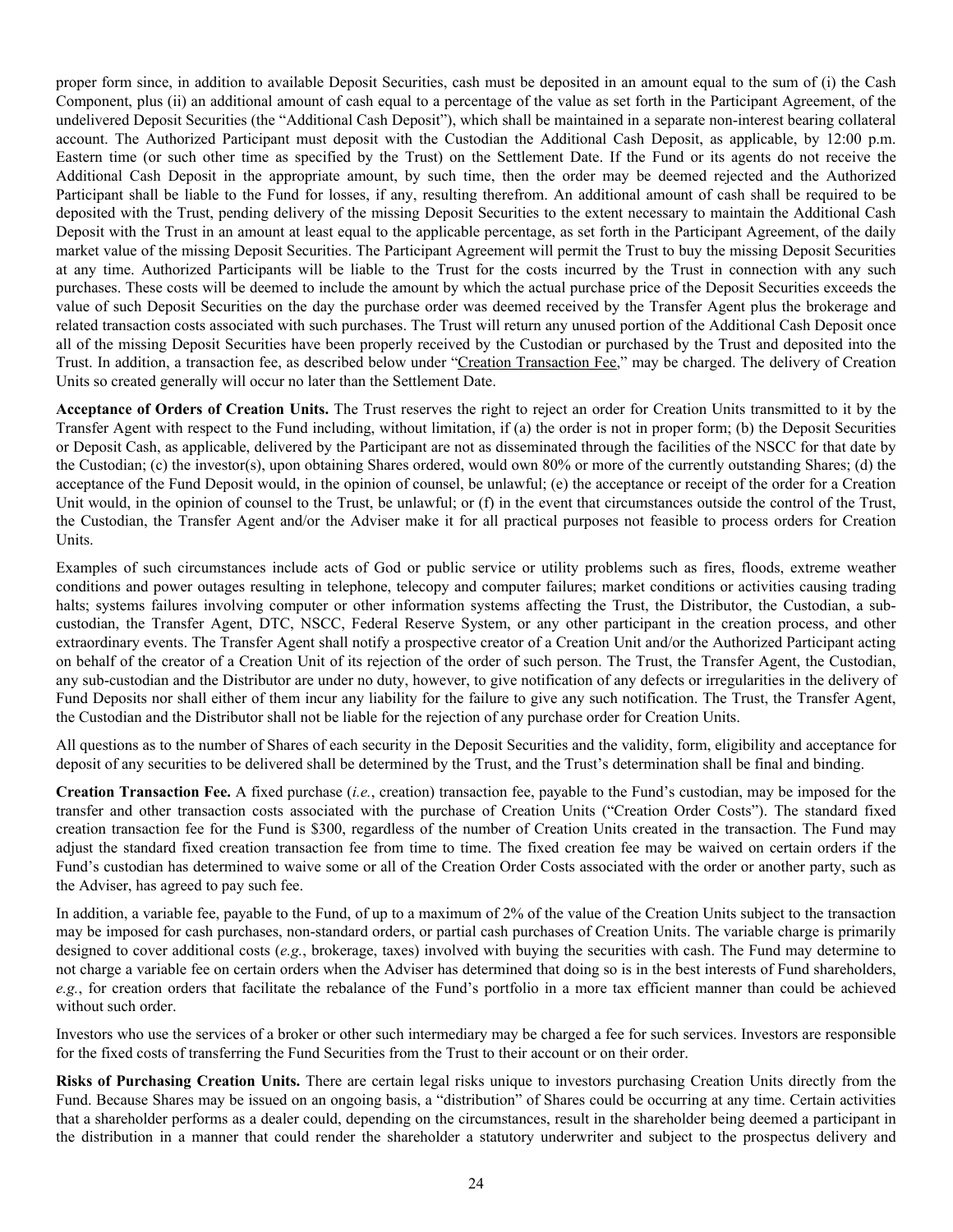proper form since, in addition to available Deposit Securities, cash must be deposited in an amount equal to the sum of (i) the Cash Component, plus (ii) an additional amount of cash equal to a percentage of the value as set forth in the Participant Agreement, of the undelivered Deposit Securities (the "Additional Cash Deposit"), which shall be maintained in a separate non-interest bearing collateral account. The Authorized Participant must deposit with the Custodian the Additional Cash Deposit, as applicable, by 12:00 p.m. Eastern time (or such other time as specified by the Trust) on the Settlement Date. If the Fund or its agents do not receive the Additional Cash Deposit in the appropriate amount, by such time, then the order may be deemed rejected and the Authorized Participant shall be liable to the Fund for losses, if any, resulting therefrom. An additional amount of cash shall be required to be deposited with the Trust, pending delivery of the missing Deposit Securities to the extent necessary to maintain the Additional Cash Deposit with the Trust in an amount at least equal to the applicable percentage, as set forth in the Participant Agreement, of the daily market value of the missing Deposit Securities. The Participant Agreement will permit the Trust to buy the missing Deposit Securities at any time. Authorized Participants will be liable to the Trust for the costs incurred by the Trust in connection with any such purchases. These costs will be deemed to include the amount by which the actual purchase price of the Deposit Securities exceeds the value of such Deposit Securities on the day the purchase order was deemed received by the Transfer Agent plus the brokerage and related transaction costs associated with such purchases. The Trust will return any unused portion of the Additional Cash Deposit once all of the missing Deposit Securities have been properly received by the Custodian or purchased by the Trust and deposited into the Trust. In addition, a transaction fee, as described below under "Creation Transaction Fee," may be charged. The delivery of Creation Units so created generally will occur no later than the Settlement Date.

**Acceptance of Orders of Creation Units.** The Trust reserves the right to reject an order for Creation Units transmitted to it by the Transfer Agent with respect to the Fund including, without limitation, if (a) the order is not in proper form; (b) the Deposit Securities or Deposit Cash, as applicable, delivered by the Participant are not as disseminated through the facilities of the NSCC for that date by the Custodian; (c) the investor(s), upon obtaining Shares ordered, would own 80% or more of the currently outstanding Shares; (d) the acceptance of the Fund Deposit would, in the opinion of counsel, be unlawful; (e) the acceptance or receipt of the order for a Creation Unit would, in the opinion of counsel to the Trust, be unlawful; or (f) in the event that circumstances outside the control of the Trust, the Custodian, the Transfer Agent and/or the Adviser make it for all practical purposes not feasible to process orders for Creation Units.

Examples of such circumstances include acts of God or public service or utility problems such as fires, floods, extreme weather conditions and power outages resulting in telephone, telecopy and computer failures; market conditions or activities causing trading halts; systems failures involving computer or other information systems affecting the Trust, the Distributor, the Custodian, a sub-custodian, the Transfer Agent, DTC, NSCC, Federal Reserve System, or any other participant in the creation process, and other extraordinary events. The Transfer Agent shall notify a prospective creator of a Creation Unit and/or the Authorized Participant acting on behalf of the creator of a Creation Unit of its rejection of the order of such person. The Trust, the Transfer Agent, the Custodian, any sub-custodian and the Distributor are under no duty, however, to give notification of any defects or irregularities in the delivery of Fund Deposits nor shall either of them incur any liability for the failure to give any such notification. The Trust, the Transfer Agent, the Custodian and the Distributor shall not be liable for the rejection of any purchase order for Creation Units.

All questions as to the number of Shares of each security in the Deposit Securities and the validity, form, eligibility and acceptance for deposit of any securities to be delivered shall be determined by the Trust, and the Trust's determination shall be final and binding.

**Creation Transaction Fee.** A fixed purchase (*i.e.*, creation) transaction fee, payable to the Fund's custodian, may be imposed for the transfer and other transaction costs associated with the purchase of Creation Units ("Creation Order Costs"). The standard fixed creation transaction fee for the Fund is $300, regardless of the number of Creation Units created in the transaction. The Fund may adjust the standard fixed creation transaction fee from time to time. The fixed creation fee may be waived on certain orders if the Fund's custodian has determined to waive some or all of the Creation Order Costs associated with the order or another party, such as the Adviser, has agreed to pay such fee.

In addition, a variable fee, payable to the Fund, of up to a maximum of 2% of the value of the Creation Units subject to the transaction may be imposed for cash purchases, non-standard orders, or partial cash purchases of Creation Units. The variable charge is primarily designed to cover additional costs (*e.g.*, brokerage, taxes) involved with buying the securities with cash. The Fund may determine to not charge a variable fee on certain orders when the Adviser has determined that doing so is in the best interests of Fund shareholders, *e.g.*, for creation orders that facilitate the rebalance of the Fund's portfolio in a more tax efficient manner than could be achieved without such order.

Investors who use the services of a broker or other such intermediary may be charged a fee for such services. Investors are responsible for the fixed costs of transferring the Fund Securities from the Trust to their account or on their order.

**Risks of Purchasing Creation Units.** There are certain legal risks unique to investors purchasing Creation Units directly from the Fund. Because Shares may be issued on an ongoing basis, a "distribution" of Shares could be occurring at any time. Certain activities that a shareholder performs as a dealer could, depending on the circumstances, result in the shareholder being deemed a participant in the distribution in a manner that could render the shareholder a statutory underwriter and subject to the prospectus delivery and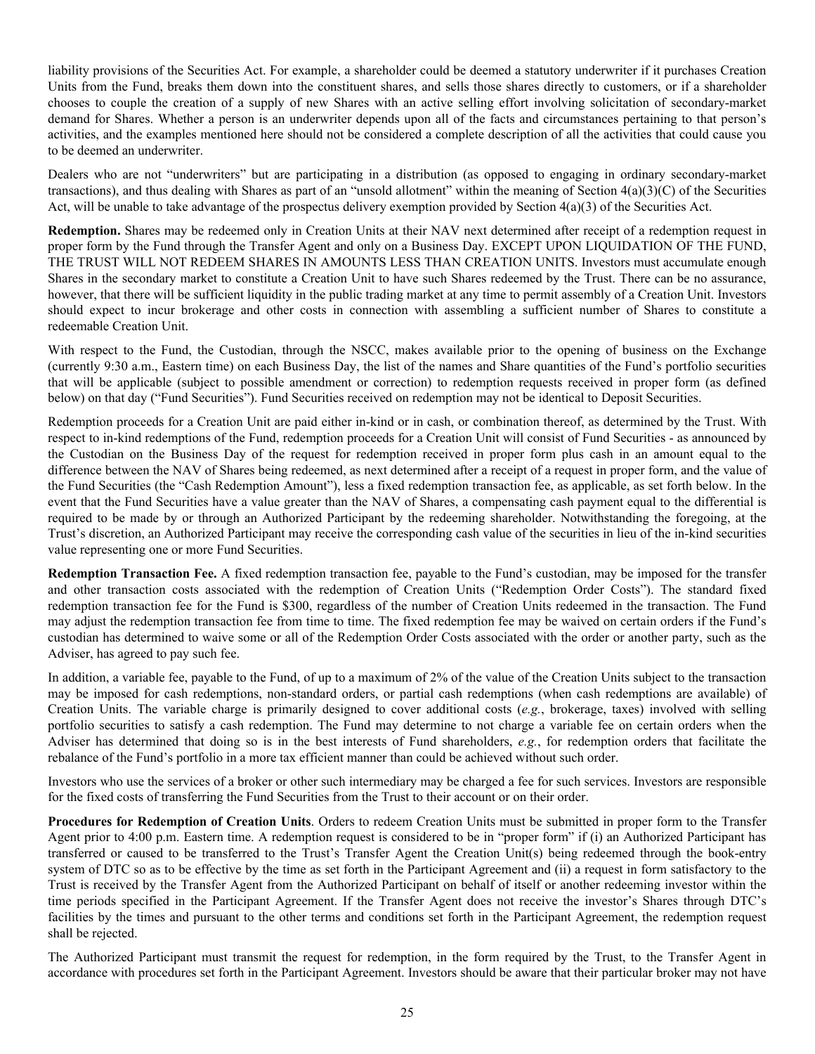liability provisions of the Securities Act. For example, a shareholder could be deemed a statutory underwriter if it purchases Creation Units from the Fund, breaks them down into the constituent shares, and sells those shares directly to customers, or if a shareholder chooses to couple the creation of a supply of new Shares with an active selling effort involving solicitation of secondary-market demand for Shares. Whether a person is an underwriter depends upon all of the facts and circumstances pertaining to that person's activities, and the examples mentioned here should not be considered a complete description of all the activities that could cause you to be deemed an underwriter.

Dealers who are not "underwriters" but are participating in a distribution (as opposed to engaging in ordinary secondary-market transactions), and thus dealing with Shares as part of an "unsold allotment" within the meaning of Section 4(a)(3)(C) of the Securities Act, will be unable to take advantage of the prospectus delivery exemption provided by Section 4(a)(3) of the Securities Act.

**Redemption.** Shares may be redeemed only in Creation Units at their NAV next determined after receipt of a redemption request in proper form by the Fund through the Transfer Agent and only on a Business Day. EXCEPT UPON LIQUIDATION OF THE FUND, THE TRUST WILL NOT REDEEM SHARES IN AMOUNTS LESS THAN CREATION UNITS. Investors must accumulate enough Shares in the secondary market to constitute a Creation Unit to have such Shares redeemed by the Trust. There can be no assurance, however, that there will be sufficient liquidity in the public trading market at any time to permit assembly of a Creation Unit. Investors should expect to incur brokerage and other costs in connection with assembling a sufficient number of Shares to constitute a redeemable Creation Unit.

With respect to the Fund, the Custodian, through the NSCC, makes available prior to the opening of business on the Exchange (currently 9:30 a.m., Eastern time) on each Business Day, the list of the names and Share quantities of the Fund's portfolio securities that will be applicable (subject to possible amendment or correction) to redemption requests received in proper form (as defined below) on that day ("Fund Securities"). Fund Securities received on redemption may not be identical to Deposit Securities.

Redemption proceeds for a Creation Unit are paid either in-kind or in cash, or combination thereof, as determined by the Trust. With respect to in-kind redemptions of the Fund, redemption proceeds for a Creation Unit will consist of Fund Securities - as announced by the Custodian on the Business Day of the request for redemption received in proper form plus cash in an amount equal to the difference between the NAV of Shares being redeemed, as next determined after a receipt of a request in proper form, and the value of the Fund Securities (the "Cash Redemption Amount"), less a fixed redemption transaction fee, as applicable, as set forth below. In the event that the Fund Securities have a value greater than the NAV of Shares, a compensating cash payment equal to the differential is required to be made by or through an Authorized Participant by the redeeming shareholder. Notwithstanding the foregoing, at the Trust's discretion, an Authorized Participant may receive the corresponding cash value of the securities in lieu of the in-kind securities value representing one or more Fund Securities.

**Redemption Transaction Fee.** A fixed redemption transaction fee, payable to the Fund's custodian, may be imposed for the transfer and other transaction costs associated with the redemption of Creation Units ("Redemption Order Costs"). The standard fixed redemption transaction fee for the Fund is $300, regardless of the number of Creation Units redeemed in the transaction. The Fund may adjust the redemption transaction fee from time to time. The fixed redemption fee may be waived on certain orders if the Fund's custodian has determined to waive some or all of the Redemption Order Costs associated with the order or another party, such as the Adviser, has agreed to pay such fee.

In addition, a variable fee, payable to the Fund, of up to a maximum of 2% of the value of the Creation Units subject to the transaction may be imposed for cash redemptions, non-standard orders, or partial cash redemptions (when cash redemptions are available) of Creation Units. The variable charge is primarily designed to cover additional costs (*e.g.*, brokerage, taxes) involved with selling portfolio securities to satisfy a cash redemption. The Fund may determine to not charge a variable fee on certain orders when the Adviser has determined that doing so is in the best interests of Fund shareholders, *e.g.*, for redemption orders that facilitate the rebalance of the Fund's portfolio in a more tax efficient manner than could be achieved without such order.

Investors who use the services of a broker or other such intermediary may be charged a fee for such services. Investors are responsible for the fixed costs of transferring the Fund Securities from the Trust to their account or on their order.

**Procedures for Redemption of Creation Units**. Orders to redeem Creation Units must be submitted in proper form to the Transfer Agent prior to 4:00 p.m. Eastern time. A redemption request is considered to be in "proper form" if (i) an Authorized Participant has transferred or caused to be transferred to the Trust's Transfer Agent the Creation Unit(s) being redeemed through the book-entry system of DTC so as to be effective by the time as set forth in the Participant Agreement and (ii) a request in form satisfactory to the Trust is received by the Transfer Agent from the Authorized Participant on behalf of itself or another redeeming investor within the time periods specified in the Participant Agreement. If the Transfer Agent does not receive the investor's Shares through DTC's facilities by the times and pursuant to the other terms and conditions set forth in the Participant Agreement, the redemption request shall be rejected.

The Authorized Participant must transmit the request for redemption, in the form required by the Trust, to the Transfer Agent in accordance with procedures set forth in the Participant Agreement. Investors should be aware that their particular broker may not have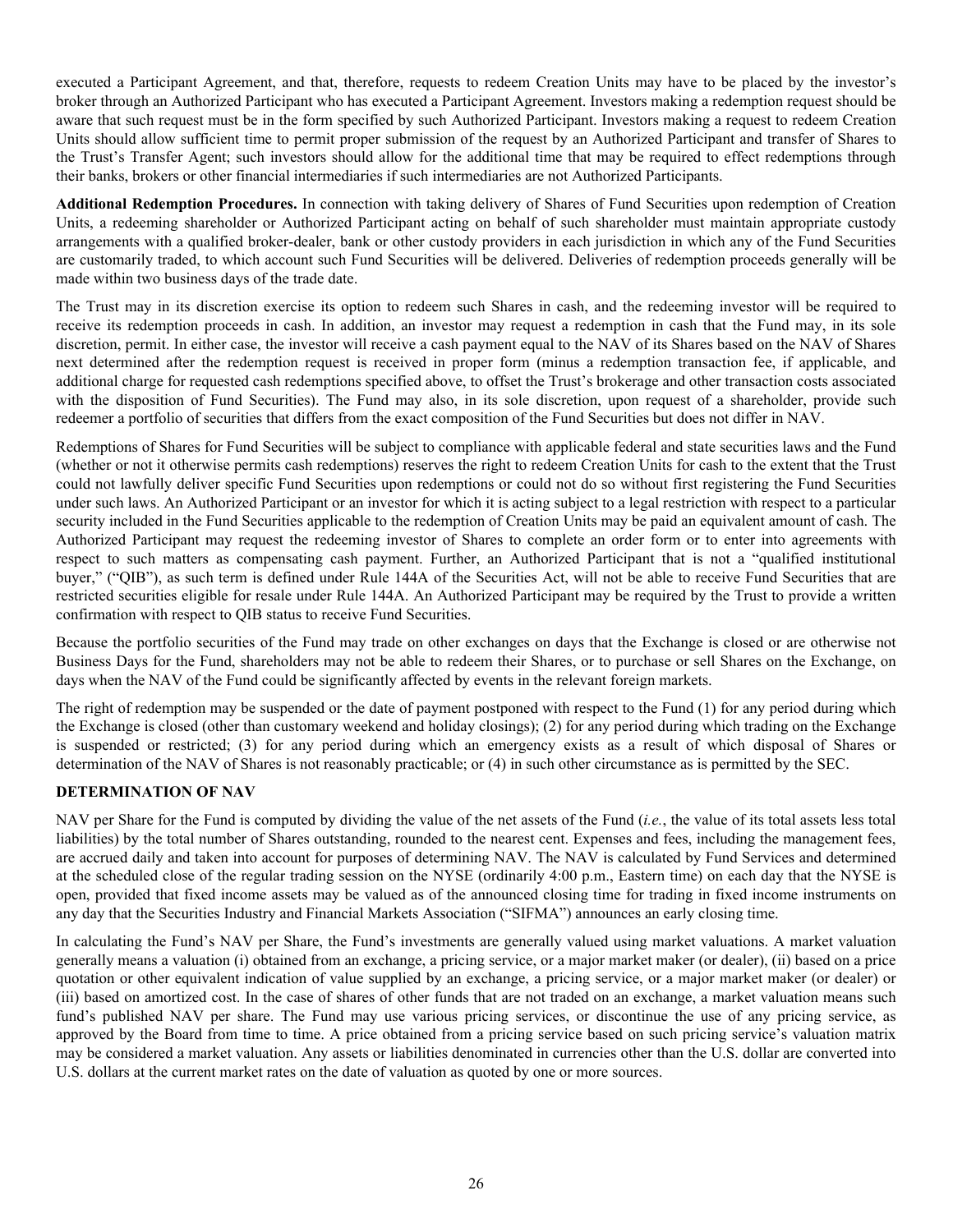executed a Participant Agreement, and that, therefore, requests to redeem Creation Units may have to be placed by the investor's broker through an Authorized Participant who has executed a Participant Agreement. Investors making a redemption request should be aware that such request must be in the form specified by such Authorized Participant. Investors making a request to redeem Creation Units should allow sufficient time to permit proper submission of the request by an Authorized Participant and transfer of Shares to the Trust's Transfer Agent; such investors should allow for the additional time that may be required to effect redemptions through their banks, brokers or other financial intermediaries if such intermediaries are not Authorized Participants.

**Additional Redemption Procedures.** In connection with taking delivery of Shares of Fund Securities upon redemption of Creation Units, a redeeming shareholder or Authorized Participant acting on behalf of such shareholder must maintain appropriate custody arrangements with a qualified broker-dealer, bank or other custody providers in each jurisdiction in which any of the Fund Securities are customarily traded, to which account such Fund Securities will be delivered. Deliveries of redemption proceeds generally will be made within two business days of the trade date.

The Trust may in its discretion exercise its option to redeem such Shares in cash, and the redeeming investor will be required to receive its redemption proceeds in cash. In addition, an investor may request a redemption in cash that the Fund may, in its sole discretion, permit. In either case, the investor will receive a cash payment equal to the NAV of its Shares based on the NAV of Shares next determined after the redemption request is received in proper form (minus a redemption transaction fee, if applicable, and additional charge for requested cash redemptions specified above, to offset the Trust's brokerage and other transaction costs associated with the disposition of Fund Securities). The Fund may also, in its sole discretion, upon request of a shareholder, provide such redeemer a portfolio of securities that differs from the exact composition of the Fund Securities but does not differ in NAV.

Redemptions of Shares for Fund Securities will be subject to compliance with applicable federal and state securities laws and the Fund (whether or not it otherwise permits cash redemptions) reserves the right to redeem Creation Units for cash to the extent that the Trust could not lawfully deliver specific Fund Securities upon redemptions or could not do so without first registering the Fund Securities under such laws. An Authorized Participant or an investor for which it is acting subject to a legal restriction with respect to a particular security included in the Fund Securities applicable to the redemption of Creation Units may be paid an equivalent amount of cash. The Authorized Participant may request the redeeming investor of Shares to complete an order form or to enter into agreements with respect to such matters as compensating cash payment. Further, an Authorized Participant that is not a "qualified institutional buyer," ("QIB"), as such term is defined under Rule 144A of the Securities Act, will not be able to receive Fund Securities that are restricted securities eligible for resale under Rule 144A. An Authorized Participant may be required by the Trust to provide a written confirmation with respect to QIB status to receive Fund Securities.

Because the portfolio securities of the Fund may trade on other exchanges on days that the Exchange is closed or are otherwise not Business Days for the Fund, shareholders may not be able to redeem their Shares, or to purchase or sell Shares on the Exchange, on days when the NAV of the Fund could be significantly affected by events in the relevant foreign markets.

The right of redemption may be suspended or the date of payment postponed with respect to the Fund (1) for any period during which the Exchange is closed (other than customary weekend and holiday closings); (2) for any period during which trading on the Exchange is suspended or restricted; (3) for any period during which an emergency exists as a result of which disposal of Shares or determination of the NAV of Shares is not reasonably practicable; or (4) in such other circumstance as is permitted by the SEC.

## DETERMINATION OF NAV

NAV per Share for the Fund is computed by dividing the value of the net assets of the Fund (*i.e.*, the value of its total assets less total liabilities) by the total number of Shares outstanding, rounded to the nearest cent. Expenses and fees, including the management fees, are accrued daily and taken into account for purposes of determining NAV. The NAV is calculated by Fund Services and determined at the scheduled close of the regular trading session on the NYSE (ordinarily 4:00 p.m., Eastern time) on each day that the NYSE is open, provided that fixed income assets may be valued as of the announced closing time for trading in fixed income instruments on any day that the Securities Industry and Financial Markets Association ("SIFMA") announces an early closing time.

In calculating the Fund's NAV per Share, the Fund's investments are generally valued using market valuations. A market valuation generally means a valuation (i) obtained from an exchange, a pricing service, or a major market maker (or dealer), (ii) based on a price quotation or other equivalent indication of value supplied by an exchange, a pricing service, or a major market maker (or dealer) or (iii) based on amortized cost. In the case of shares of other funds that are not traded on an exchange, a market valuation means such fund's published NAV per share. The Fund may use various pricing services, or discontinue the use of any pricing service, as approved by the Board from time to time. A price obtained from a pricing service based on such pricing service's valuation matrix may be considered a market valuation. Any assets or liabilities denominated in currencies other than the U.S. dollar are converted into U.S. dollars at the current market rates on the date of valuation as quoted by one or more sources.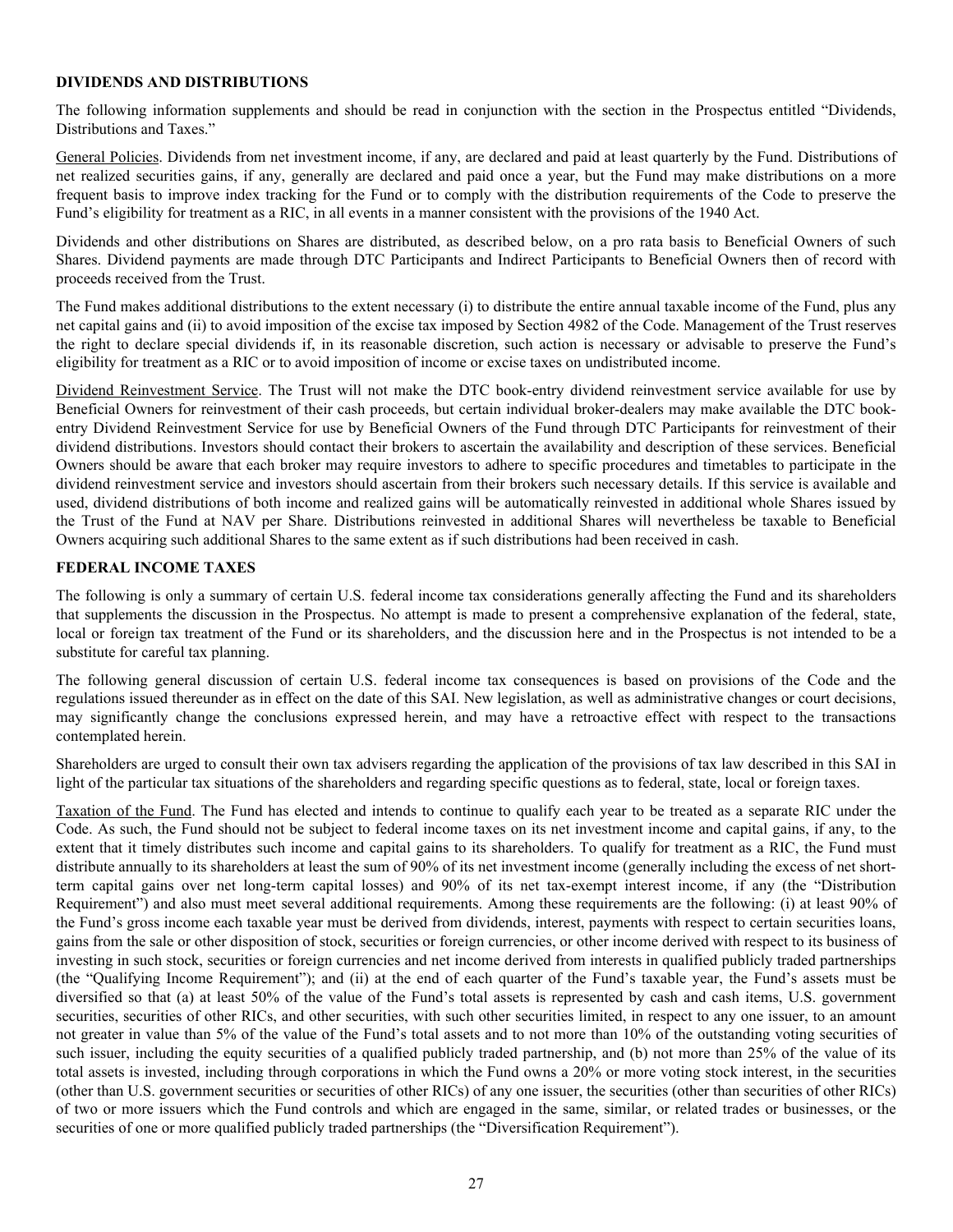## DIVIDENDS AND DISTRIBUTIONS

The following information supplements and should be read in conjunction with the section in the Prospectus entitled "Dividends, Distributions and Taxes."

General Policies. Dividends from net investment income, if any, are declared and paid at least quarterly by the Fund. Distributions of net realized securities gains, if any, generally are declared and paid once a year, but the Fund may make distributions on a more frequent basis to improve index tracking for the Fund or to comply with the distribution requirements of the Code to preserve the Fund's eligibility for treatment as a RIC, in all events in a manner consistent with the provisions of the 1940 Act.

Dividends and other distributions on Shares are distributed, as described below, on a pro rata basis to Beneficial Owners of such Shares. Dividend payments are made through DTC Participants and Indirect Participants to Beneficial Owners then of record with proceeds received from the Trust.

The Fund makes additional distributions to the extent necessary (i) to distribute the entire annual taxable income of the Fund, plus any net capital gains and (ii) to avoid imposition of the excise tax imposed by Section 4982 of the Code. Management of the Trust reserves the right to declare special dividends if, in its reasonable discretion, such action is necessary or advisable to preserve the Fund's eligibility for treatment as a RIC or to avoid imposition of income or excise taxes on undistributed income.

Dividend Reinvestment Service. The Trust will not make the DTC book-entry dividend reinvestment service available for use by Beneficial Owners for reinvestment of their cash proceeds, but certain individual broker-dealers may make available the DTC book-entry Dividend Reinvestment Service for use by Beneficial Owners of the Fund through DTC Participants for reinvestment of their dividend distributions. Investors should contact their brokers to ascertain the availability and description of these services. Beneficial Owners should be aware that each broker may require investors to adhere to specific procedures and timetables to participate in the dividend reinvestment service and investors should ascertain from their brokers such necessary details. If this service is available and used, dividend distributions of both income and realized gains will be automatically reinvested in additional whole Shares issued by the Trust of the Fund at NAV per Share. Distributions reinvested in additional Shares will nevertheless be taxable to Beneficial Owners acquiring such additional Shares to the same extent as if such distributions had been received in cash.

## FEDERAL INCOME TAXES

The following is only a summary of certain U.S. federal income tax considerations generally affecting the Fund and its shareholders that supplements the discussion in the Prospectus. No attempt is made to present a comprehensive explanation of the federal, state, local or foreign tax treatment of the Fund or its shareholders, and the discussion here and in the Prospectus is not intended to be a substitute for careful tax planning.

The following general discussion of certain U.S. federal income tax consequences is based on provisions of the Code and the regulations issued thereunder as in effect on the date of this SAI. New legislation, as well as administrative changes or court decisions, may significantly change the conclusions expressed herein, and may have a retroactive effect with respect to the transactions contemplated herein.

Shareholders are urged to consult their own tax advisers regarding the application of the provisions of tax law described in this SAI in light of the particular tax situations of the shareholders and regarding specific questions as to federal, state, local or foreign taxes.

Taxation of the Fund. The Fund has elected and intends to continue to qualify each year to be treated as a separate RIC under the Code. As such, the Fund should not be subject to federal income taxes on its net investment income and capital gains, if any, to the extent that it timely distributes such income and capital gains to its shareholders. To qualify for treatment as a RIC, the Fund must distribute annually to its shareholders at least the sum of 90% of its net investment income (generally including the excess of net short-term capital gains over net long-term capital losses) and 90% of its net tax-exempt interest income, if any (the "Distribution Requirement") and also must meet several additional requirements. Among these requirements are the following: (i) at least 90% of the Fund's gross income each taxable year must be derived from dividends, interest, payments with respect to certain securities loans, gains from the sale or other disposition of stock, securities or foreign currencies, or other income derived with respect to its business of investing in such stock, securities or foreign currencies and net income derived from interests in qualified publicly traded partnerships (the "Qualifying Income Requirement"); and (ii) at the end of each quarter of the Fund's taxable year, the Fund's assets must be diversified so that (a) at least 50% of the value of the Fund's total assets is represented by cash and cash items, U.S. government securities, securities of other RICs, and other securities, with such other securities limited, in respect to any one issuer, to an amount not greater in value than 5% of the value of the Fund's total assets and to not more than 10% of the outstanding voting securities of such issuer, including the equity securities of a qualified publicly traded partnership, and (b) not more than 25% of the value of its total assets is invested, including through corporations in which the Fund owns a 20% or more voting stock interest, in the securities (other than U.S. government securities or securities of other RICs) of any one issuer, the securities (other than securities of other RICs) of two or more issuers which the Fund controls and which are engaged in the same, similar, or related trades or businesses, or the securities of one or more qualified publicly traded partnerships (the "Diversification Requirement").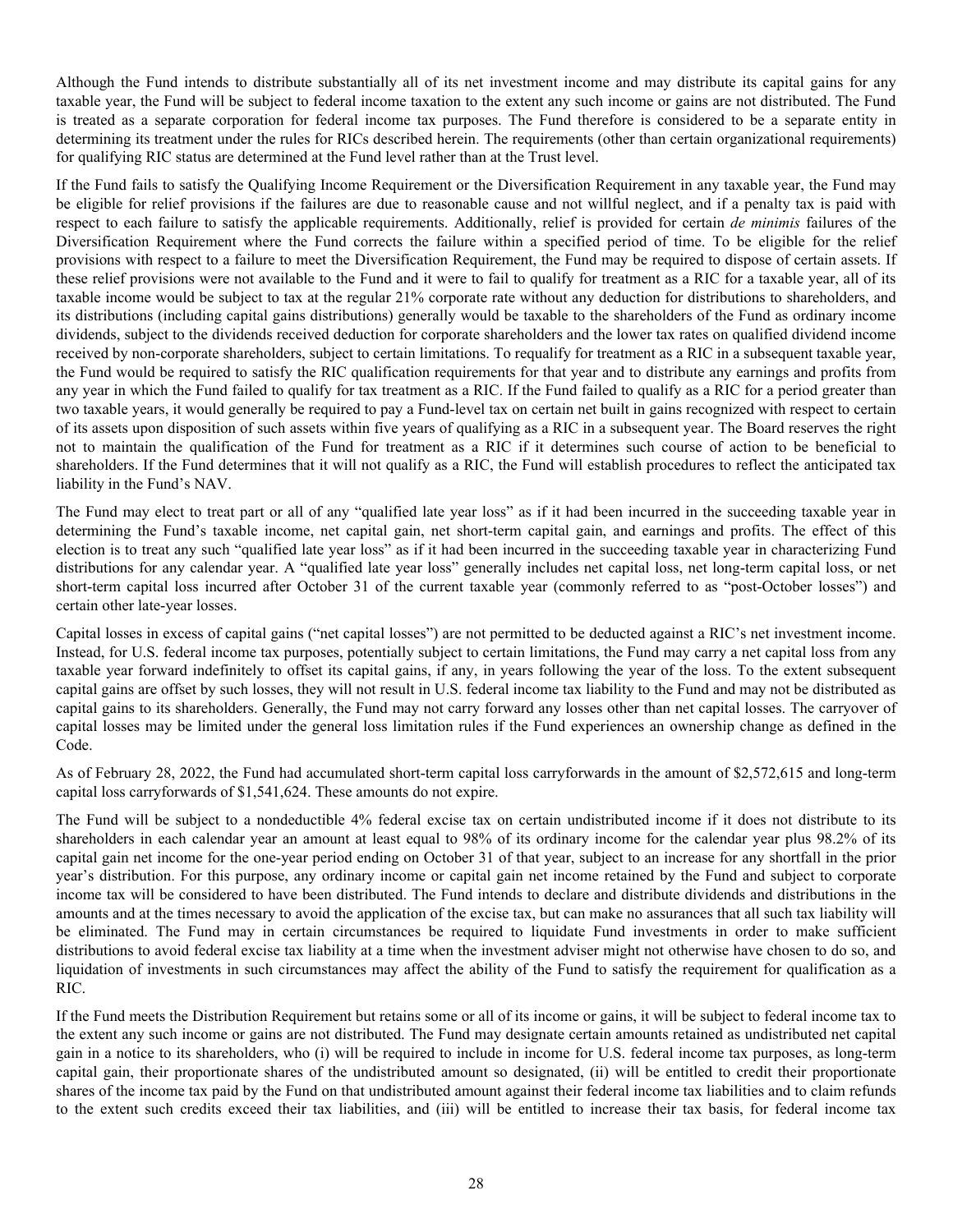Although the Fund intends to distribute substantially all of its net investment income and may distribute its capital gains for any taxable year, the Fund will be subject to federal income taxation to the extent any such income or gains are not distributed. The Fund is treated as a separate corporation for federal income tax purposes. The Fund therefore is considered to be a separate entity in determining its treatment under the rules for RICs described herein. The requirements (other than certain organizational requirements) for qualifying RIC status are determined at the Fund level rather than at the Trust level.

If the Fund fails to satisfy the Qualifying Income Requirement or the Diversification Requirement in any taxable year, the Fund may be eligible for relief provisions if the failures are due to reasonable cause and not willful neglect, and if a penalty tax is paid with respect to each failure to satisfy the applicable requirements. Additionally, relief is provided for certain *de minimis* failures of the Diversification Requirement where the Fund corrects the failure within a specified period of time. To be eligible for the relief provisions with respect to a failure to meet the Diversification Requirement, the Fund may be required to dispose of certain assets. If these relief provisions were not available to the Fund and it were to fail to qualify for treatment as a RIC for a taxable year, all of its taxable income would be subject to tax at the regular 21% corporate rate without any deduction for distributions to shareholders, and its distributions (including capital gains distributions) generally would be taxable to the shareholders of the Fund as ordinary income dividends, subject to the dividends received deduction for corporate shareholders and the lower tax rates on qualified dividend income received by non-corporate shareholders, subject to certain limitations. To requalify for treatment as a RIC in a subsequent taxable year, the Fund would be required to satisfy the RIC qualification requirements for that year and to distribute any earnings and profits from any year in which the Fund failed to qualify for tax treatment as a RIC. If the Fund failed to qualify as a RIC for a period greater than two taxable years, it would generally be required to pay a Fund-level tax on certain net built in gains recognized with respect to certain of its assets upon disposition of such assets within five years of qualifying as a RIC in a subsequent year. The Board reserves the right not to maintain the qualification of the Fund for treatment as a RIC if it determines such course of action to be beneficial to shareholders. If the Fund determines that it will not qualify as a RIC, the Fund will establish procedures to reflect the anticipated tax liability in the Fund's NAV.

The Fund may elect to treat part or all of any "qualified late year loss" as if it had been incurred in the succeeding taxable year in determining the Fund's taxable income, net capital gain, net short-term capital gain, and earnings and profits. The effect of this election is to treat any such "qualified late year loss" as if it had been incurred in the succeeding taxable year in characterizing Fund distributions for any calendar year. A "qualified late year loss" generally includes net capital loss, net long-term capital loss, or net short-term capital loss incurred after October 31 of the current taxable year (commonly referred to as "post-October losses") and certain other late-year losses.

Capital losses in excess of capital gains ("net capital losses") are not permitted to be deducted against a RIC's net investment income. Instead, for U.S. federal income tax purposes, potentially subject to certain limitations, the Fund may carry a net capital loss from any taxable year forward indefinitely to offset its capital gains, if any, in years following the year of the loss. To the extent subsequent capital gains are offset by such losses, they will not result in U.S. federal income tax liability to the Fund and may not be distributed as capital gains to its shareholders. Generally, the Fund may not carry forward any losses other than net capital losses. The carryover of capital losses may be limited under the general loss limitation rules if the Fund experiences an ownership change as defined in the Code.

As of February 28, 2022, the Fund had accumulated short-term capital loss carryforwards in the amount of $2,572,615 and long-term capital loss carryforwards of $1,541,624. These amounts do not expire.

The Fund will be subject to a nondeductible 4% federal excise tax on certain undistributed income if it does not distribute to its shareholders in each calendar year an amount at least equal to 98% of its ordinary income for the calendar year plus 98.2% of its capital gain net income for the one-year period ending on October 31 of that year, subject to an increase for any shortfall in the prior year's distribution. For this purpose, any ordinary income or capital gain net income retained by the Fund and subject to corporate income tax will be considered to have been distributed. The Fund intends to declare and distribute dividends and distributions in the amounts and at the times necessary to avoid the application of the excise tax, but can make no assurances that all such tax liability will be eliminated. The Fund may in certain circumstances be required to liquidate Fund investments in order to make sufficient distributions to avoid federal excise tax liability at a time when the investment adviser might not otherwise have chosen to do so, and liquidation of investments in such circumstances may affect the ability of the Fund to satisfy the requirement for qualification as a RIC.

If the Fund meets the Distribution Requirement but retains some or all of its income or gains, it will be subject to federal income tax to the extent any such income or gains are not distributed. The Fund may designate certain amounts retained as undistributed net capital gain in a notice to its shareholders, who (i) will be required to include in income for U.S. federal income tax purposes, as long-term capital gain, their proportionate shares of the undistributed amount so designated, (ii) will be entitled to credit their proportionate shares of the income tax paid by the Fund on that undistributed amount against their federal income tax liabilities and to claim refunds to the extent such credits exceed their tax liabilities, and (iii) will be entitled to increase their tax basis, for federal income tax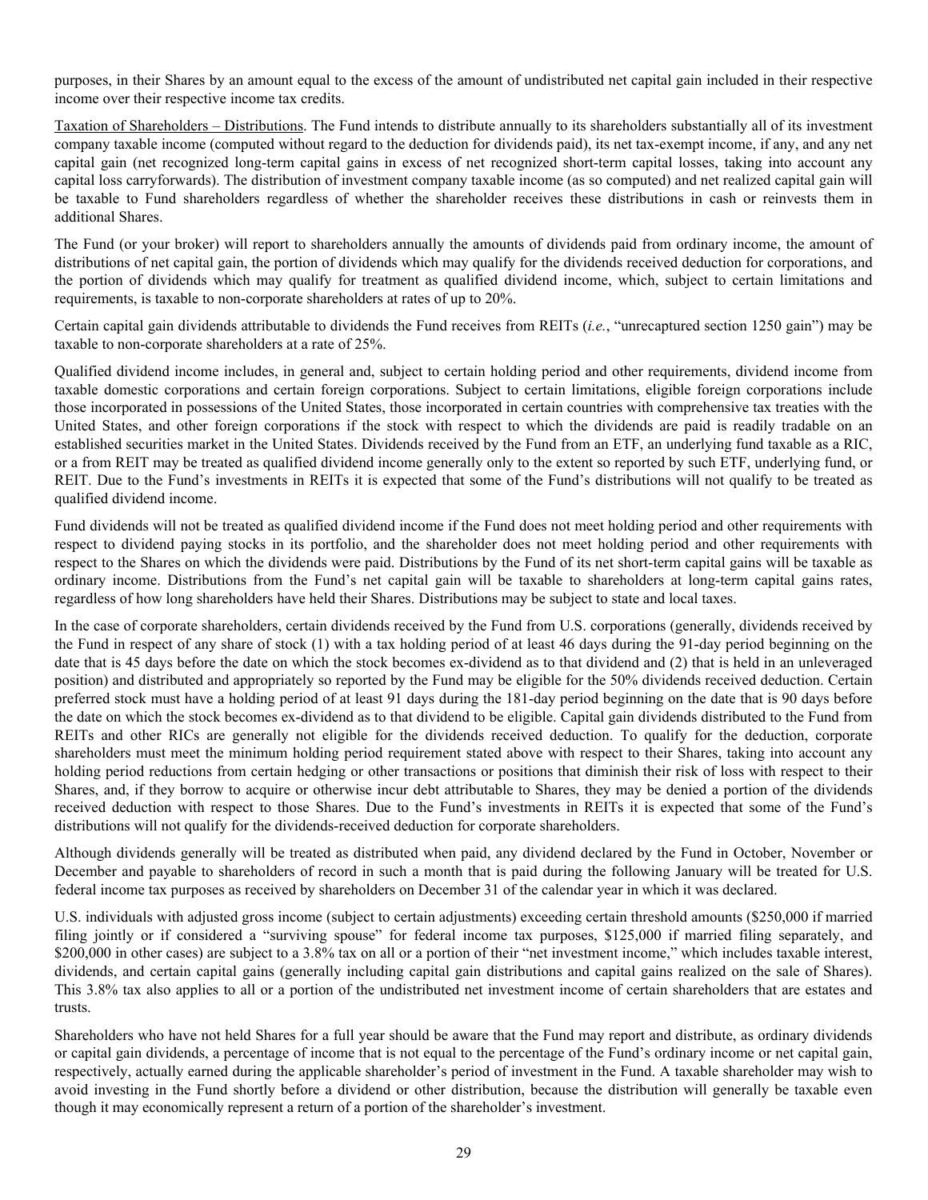purposes, in their Shares by an amount equal to the excess of the amount of undistributed net capital gain included in their respective income over their respective income tax credits.

Taxation of Shareholders – Distributions. The Fund intends to distribute annually to its shareholders substantially all of its investment company taxable income (computed without regard to the deduction for dividends paid), its net tax-exempt income, if any, and any net capital gain (net recognized long-term capital gains in excess of net recognized short-term capital losses, taking into account any capital loss carryforwards). The distribution of investment company taxable income (as so computed) and net realized capital gain will be taxable to Fund shareholders regardless of whether the shareholder receives these distributions in cash or reinvests them in additional Shares.

The Fund (or your broker) will report to shareholders annually the amounts of dividends paid from ordinary income, the amount of distributions of net capital gain, the portion of dividends which may qualify for the dividends received deduction for corporations, and the portion of dividends which may qualify for treatment as qualified dividend income, which, subject to certain limitations and requirements, is taxable to non-corporate shareholders at rates of up to 20%.

Certain capital gain dividends attributable to dividends the Fund receives from REITs (*i.e.*, "unrecaptured section 1250 gain") may be taxable to non-corporate shareholders at a rate of 25%.

Qualified dividend income includes, in general and, subject to certain holding period and other requirements, dividend income from taxable domestic corporations and certain foreign corporations. Subject to certain limitations, eligible foreign corporations include those incorporated in possessions of the United States, those incorporated in certain countries with comprehensive tax treaties with the United States, and other foreign corporations if the stock with respect to which the dividends are paid is readily tradable on an established securities market in the United States. Dividends received by the Fund from an ETF, an underlying fund taxable as a RIC, or a from REIT may be treated as qualified dividend income generally only to the extent so reported by such ETF, underlying fund, or REIT. Due to the Fund's investments in REITs it is expected that some of the Fund's distributions will not qualify to be treated as qualified dividend income.

Fund dividends will not be treated as qualified dividend income if the Fund does not meet holding period and other requirements with respect to dividend paying stocks in its portfolio, and the shareholder does not meet holding period and other requirements with respect to the Shares on which the dividends were paid. Distributions by the Fund of its net short-term capital gains will be taxable as ordinary income. Distributions from the Fund's net capital gain will be taxable to shareholders at long-term capital gains rates, regardless of how long shareholders have held their Shares. Distributions may be subject to state and local taxes.

In the case of corporate shareholders, certain dividends received by the Fund from U.S. corporations (generally, dividends received by the Fund in respect of any share of stock (1) with a tax holding period of at least 46 days during the 91-day period beginning on the date that is 45 days before the date on which the stock becomes ex-dividend as to that dividend and (2) that is held in an unleveraged position) and distributed and appropriately so reported by the Fund may be eligible for the 50% dividends received deduction. Certain preferred stock must have a holding period of at least 91 days during the 181-day period beginning on the date that is 90 days before the date on which the stock becomes ex-dividend as to that dividend to be eligible. Capital gain dividends distributed to the Fund from REITs and other RICs are generally not eligible for the dividends received deduction. To qualify for the deduction, corporate shareholders must meet the minimum holding period requirement stated above with respect to their Shares, taking into account any holding period reductions from certain hedging or other transactions or positions that diminish their risk of loss with respect to their Shares, and, if they borrow to acquire or otherwise incur debt attributable to Shares, they may be denied a portion of the dividends received deduction with respect to those Shares. Due to the Fund's investments in REITs it is expected that some of the Fund's distributions will not qualify for the dividends-received deduction for corporate shareholders.

Although dividends generally will be treated as distributed when paid, any dividend declared by the Fund in October, November or December and payable to shareholders of record in such a month that is paid during the following January will be treated for U.S. federal income tax purposes as received by shareholders on December 31 of the calendar year in which it was declared.

U.S. individuals with adjusted gross income (subject to certain adjustments) exceeding certain threshold amounts ($250,000 if married filing jointly or if considered a "surviving spouse" for federal income tax purposes, $125,000 if married filing separately, and $200,000 in other cases) are subject to a 3.8% tax on all or a portion of their "net investment income," which includes taxable interest, dividends, and certain capital gains (generally including capital gain distributions and capital gains realized on the sale of Shares). This 3.8% tax also applies to all or a portion of the undistributed net investment income of certain shareholders that are estates and trusts.

Shareholders who have not held Shares for a full year should be aware that the Fund may report and distribute, as ordinary dividends or capital gain dividends, a percentage of income that is not equal to the percentage of the Fund's ordinary income or net capital gain, respectively, actually earned during the applicable shareholder's period of investment in the Fund. A taxable shareholder may wish to avoid investing in the Fund shortly before a dividend or other distribution, because the distribution will generally be taxable even though it may economically represent a return of a portion of the shareholder's investment.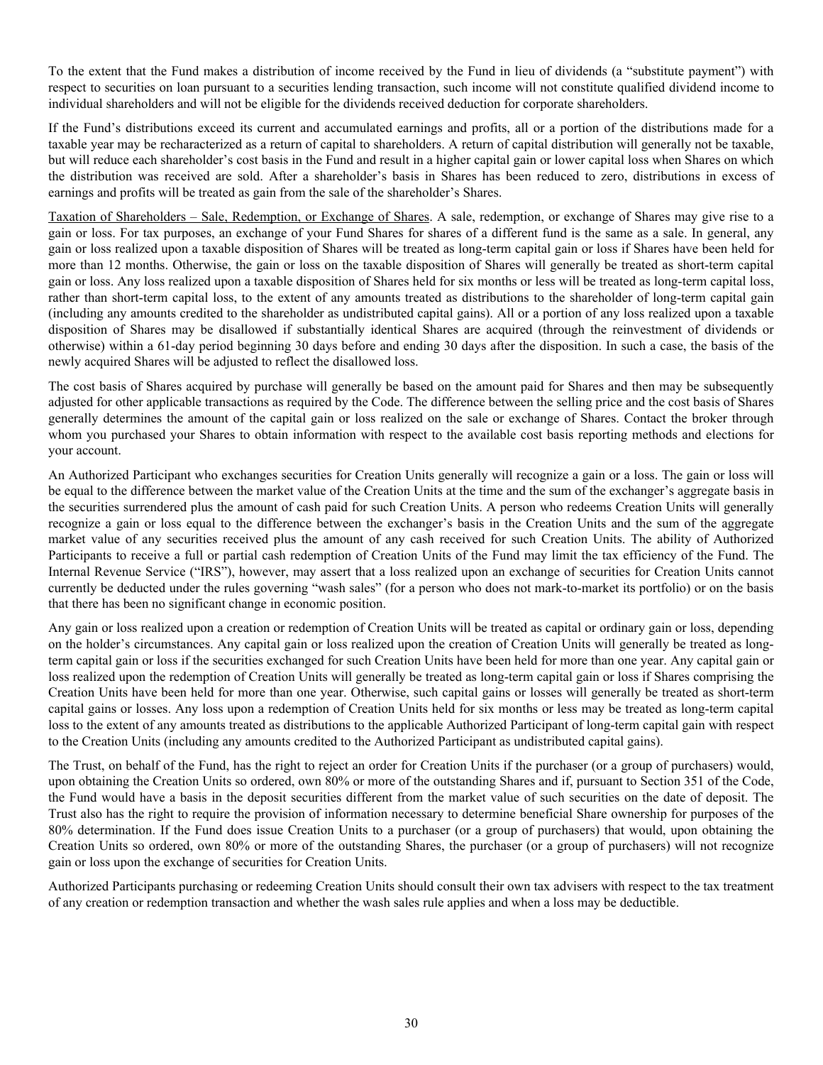To the extent that the Fund makes a distribution of income received by the Fund in lieu of dividends (a "substitute payment") with respect to securities on loan pursuant to a securities lending transaction, such income will not constitute qualified dividend income to individual shareholders and will not be eligible for the dividends received deduction for corporate shareholders.

If the Fund's distributions exceed its current and accumulated earnings and profits, all or a portion of the distributions made for a taxable year may be recharacterized as a return of capital to shareholders. A return of capital distribution will generally not be taxable, but will reduce each shareholder's cost basis in the Fund and result in a higher capital gain or lower capital loss when Shares on which the distribution was received are sold. After a shareholder's basis in Shares has been reduced to zero, distributions in excess of earnings and profits will be treated as gain from the sale of the shareholder's Shares.

<u>Taxation of Shareholders – Sale, Redemption, or Exchange of Shares</u>. A sale, redemption, or exchange of Shares may give rise to a gain or loss. For tax purposes, an exchange of your Fund Shares for shares of a different fund is the same as a sale. In general, any gain or loss realized upon a taxable disposition of Shares will be treated as long-term capital gain or loss if Shares have been held for more than 12 months. Otherwise, the gain or loss on the taxable disposition of Shares will generally be treated as short-term capital gain or loss. Any loss realized upon a taxable disposition of Shares held for six months or less will be treated as long-term capital loss, rather than short-term capital loss, to the extent of any amounts treated as distributions to the shareholder of long-term capital gain (including any amounts credited to the shareholder as undistributed capital gains). All or a portion of any loss realized upon a taxable disposition of Shares may be disallowed if substantially identical Shares are acquired (through the reinvestment of dividends or otherwise) within a 61-day period beginning 30 days before and ending 30 days after the disposition. In such a case, the basis of the newly acquired Shares will be adjusted to reflect the disallowed loss.

The cost basis of Shares acquired by purchase will generally be based on the amount paid for Shares and then may be subsequently adjusted for other applicable transactions as required by the Code. The difference between the selling price and the cost basis of Shares generally determines the amount of the capital gain or loss realized on the sale or exchange of Shares. Contact the broker through whom you purchased your Shares to obtain information with respect to the available cost basis reporting methods and elections for your account.

An Authorized Participant who exchanges securities for Creation Units generally will recognize a gain or a loss. The gain or loss will be equal to the difference between the market value of the Creation Units at the time and the sum of the exchanger's aggregate basis in the securities surrendered plus the amount of cash paid for such Creation Units. A person who redeems Creation Units will generally recognize a gain or loss equal to the difference between the exchanger's basis in the Creation Units and the sum of the aggregate market value of any securities received plus the amount of any cash received for such Creation Units. The ability of Authorized Participants to receive a full or partial cash redemption of Creation Units of the Fund may limit the tax efficiency of the Fund. The Internal Revenue Service ("IRS"), however, may assert that a loss realized upon an exchange of securities for Creation Units cannot currently be deducted under the rules governing "wash sales" (for a person who does not mark-to-market its portfolio) or on the basis that there has been no significant change in economic position.

Any gain or loss realized upon a creation or redemption of Creation Units will be treated as capital or ordinary gain or loss, depending on the holder's circumstances. Any capital gain or loss realized upon the creation of Creation Units will generally be treated as long-term capital gain or loss if the securities exchanged for such Creation Units have been held for more than one year. Any capital gain or loss realized upon the redemption of Creation Units will generally be treated as long-term capital gain or loss if Shares comprising the Creation Units have been held for more than one year. Otherwise, such capital gains or losses will generally be treated as short-term capital gains or losses. Any loss upon a redemption of Creation Units held for six months or less may be treated as long-term capital loss to the extent of any amounts treated as distributions to the applicable Authorized Participant of long-term capital gain with respect to the Creation Units (including any amounts credited to the Authorized Participant as undistributed capital gains).

The Trust, on behalf of the Fund, has the right to reject an order for Creation Units if the purchaser (or a group of purchasers) would, upon obtaining the Creation Units so ordered, own 80% or more of the outstanding Shares and if, pursuant to Section 351 of the Code, the Fund would have a basis in the deposit securities different from the market value of such securities on the date of deposit. The Trust also has the right to require the provision of information necessary to determine beneficial Share ownership for purposes of the 80% determination. If the Fund does issue Creation Units to a purchaser (or a group of purchasers) that would, upon obtaining the Creation Units so ordered, own 80% or more of the outstanding Shares, the purchaser (or a group of purchasers) will not recognize gain or loss upon the exchange of securities for Creation Units.

Authorized Participants purchasing or redeeming Creation Units should consult their own tax advisers with respect to the tax treatment of any creation or redemption transaction and whether the wash sales rule applies and when a loss may be deductible.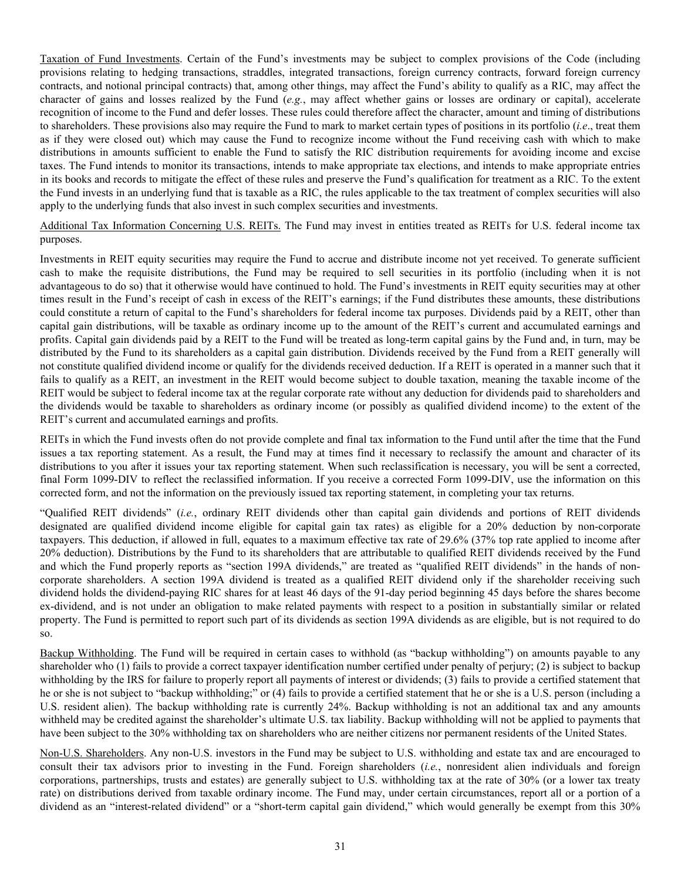<u>Taxation of Fund Investments</u>. Certain of the Fund's investments may be subject to complex provisions of the Code (including provisions relating to hedging transactions, straddles, integrated transactions, foreign currency contracts, forward foreign currency contracts, and notional principal contracts) that, among other things, may affect the Fund's ability to qualify as a RIC, may affect the character of gains and losses realized by the Fund (*e.g.*, may affect whether gains or losses are ordinary or capital), accelerate recognition of income to the Fund and defer losses. These rules could therefore affect the character, amount and timing of distributions to shareholders. These provisions also may require the Fund to mark to market certain types of positions in its portfolio (*i.e*., treat them as if they were closed out) which may cause the Fund to recognize income without the Fund receiving cash with which to make distributions in amounts sufficient to enable the Fund to satisfy the RIC distribution requirements for avoiding income and excise taxes. The Fund intends to monitor its transactions, intends to make appropriate tax elections, and intends to make appropriate entries in its books and records to mitigate the effect of these rules and preserve the Fund's qualification for treatment as a RIC. To the extent the Fund invests in an underlying fund that is taxable as a RIC, the rules applicable to the tax treatment of complex securities will also apply to the underlying funds that also invest in such complex securities and investments.

<u>Additional Tax Information Concerning U.S. REITs.</u> The Fund may invest in entities treated as REITs for U.S. federal income tax purposes.

Investments in REIT equity securities may require the Fund to accrue and distribute income not yet received. To generate sufficient cash to make the requisite distributions, the Fund may be required to sell securities in its portfolio (including when it is not advantageous to do so) that it otherwise would have continued to hold. The Fund's investments in REIT equity securities may at other times result in the Fund's receipt of cash in excess of the REIT's earnings; if the Fund distributes these amounts, these distributions could constitute a return of capital to the Fund's shareholders for federal income tax purposes. Dividends paid by a REIT, other than capital gain distributions, will be taxable as ordinary income up to the amount of the REIT's current and accumulated earnings and profits. Capital gain dividends paid by a REIT to the Fund will be treated as long-term capital gains by the Fund and, in turn, may be distributed by the Fund to its shareholders as a capital gain distribution. Dividends received by the Fund from a REIT generally will not constitute qualified dividend income or qualify for the dividends received deduction. If a REIT is operated in a manner such that it fails to qualify as a REIT, an investment in the REIT would become subject to double taxation, meaning the taxable income of the REIT would be subject to federal income tax at the regular corporate rate without any deduction for dividends paid to shareholders and the dividends would be taxable to shareholders as ordinary income (or possibly as qualified dividend income) to the extent of the REIT's current and accumulated earnings and profits.

REITs in which the Fund invests often do not provide complete and final tax information to the Fund until after the time that the Fund issues a tax reporting statement. As a result, the Fund may at times find it necessary to reclassify the amount and character of its distributions to you after it issues your tax reporting statement. When such reclassification is necessary, you will be sent a corrected, final Form 1099-DIV to reflect the reclassified information. If you receive a corrected Form 1099-DIV, use the information on this corrected form, and not the information on the previously issued tax reporting statement, in completing your tax returns.

"Qualified REIT dividends" (*i.e.*, ordinary REIT dividends other than capital gain dividends and portions of REIT dividends designated are qualified dividend income eligible for capital gain tax rates) as eligible for a 20% deduction by non-corporate taxpayers. This deduction, if allowed in full, equates to a maximum effective tax rate of 29.6% (37% top rate applied to income after 20% deduction). Distributions by the Fund to its shareholders that are attributable to qualified REIT dividends received by the Fund and which the Fund properly reports as "section 199A dividends," are treated as "qualified REIT dividends" in the hands of non-corporate shareholders. A section 199A dividend is treated as a qualified REIT dividend only if the shareholder receiving such dividend holds the dividend-paying RIC shares for at least 46 days of the 91-day period beginning 45 days before the shares become ex-dividend, and is not under an obligation to make related payments with respect to a position in substantially similar or related property. The Fund is permitted to report such part of its dividends as section 199A dividends as are eligible, but is not required to do so.

<u>Backup Withholding</u>. The Fund will be required in certain cases to withhold (as "backup withholding") on amounts payable to any shareholder who (1) fails to provide a correct taxpayer identification number certified under penalty of perjury; (2) is subject to backup withholding by the IRS for failure to properly report all payments of interest or dividends; (3) fails to provide a certified statement that he or she is not subject to "backup withholding;" or (4) fails to provide a certified statement that he or she is a U.S. person (including a U.S. resident alien). The backup withholding rate is currently 24%. Backup withholding is not an additional tax and any amounts withheld may be credited against the shareholder's ultimate U.S. tax liability. Backup withholding will not be applied to payments that have been subject to the 30% withholding tax on shareholders who are neither citizens nor permanent residents of the United States.

<u>Non-U.S. Shareholders</u>. Any non-U.S. investors in the Fund may be subject to U.S. withholding and estate tax and are encouraged to consult their tax advisors prior to investing in the Fund. Foreign shareholders (*i.e.*, nonresident alien individuals and foreign corporations, partnerships, trusts and estates) are generally subject to U.S. withholding tax at the rate of 30% (or a lower tax treaty rate) on distributions derived from taxable ordinary income. The Fund may, under certain circumstances, report all or a portion of a dividend as an "interest-related dividend" or a "short-term capital gain dividend," which would generally be exempt from this 30%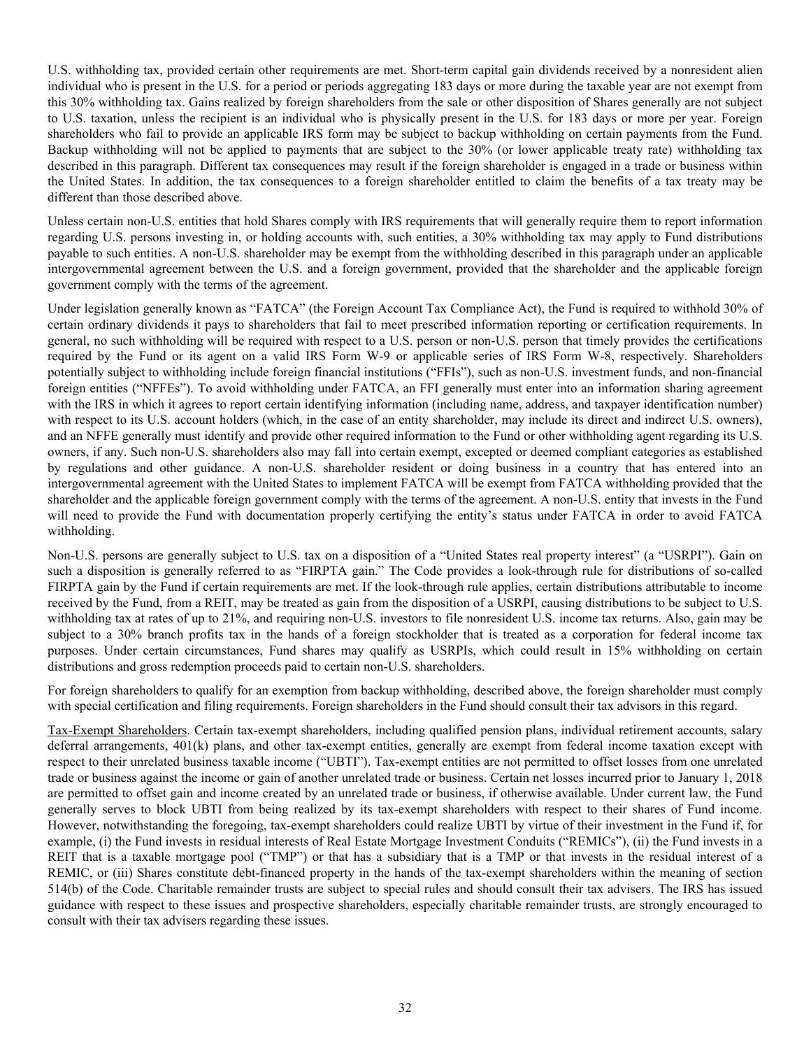U.S. withholding tax, provided certain other requirements are met. Short-term capital gain dividends received by a nonresident alien individual who is present in the U.S. for a period or periods aggregating 183 days or more during the taxable year are not exempt from this 30% withholding tax. Gains realized by foreign shareholders from the sale or other disposition of Shares generally are not subject to U.S. taxation, unless the recipient is an individual who is physically present in the U.S. for 183 days or more per year. Foreign shareholders who fail to provide an applicable IRS form may be subject to backup withholding on certain payments from the Fund. Backup withholding will not be applied to payments that are subject to the 30% (or lower applicable treaty rate) withholding tax described in this paragraph. Different tax consequences may result if the foreign shareholder is engaged in a trade or business within the United States. In addition, the tax consequences to a foreign shareholder entitled to claim the benefits of a tax treaty may be different than those described above.

Unless certain non-U.S. entities that hold Shares comply with IRS requirements that will generally require them to report information regarding U.S. persons investing in, or holding accounts with, such entities, a 30% withholding tax may apply to Fund distributions payable to such entities. A non-U.S. shareholder may be exempt from the withholding described in this paragraph under an applicable intergovernmental agreement between the U.S. and a foreign government, provided that the shareholder and the applicable foreign government comply with the terms of the agreement.

Under legislation generally known as "FATCA" (the Foreign Account Tax Compliance Act), the Fund is required to withhold 30% of certain ordinary dividends it pays to shareholders that fail to meet prescribed information reporting or certification requirements. In general, no such withholding will be required with respect to a U.S. person or non-U.S. person that timely provides the certifications required by the Fund or its agent on a valid IRS Form W-9 or applicable series of IRS Form W-8, respectively. Shareholders potentially subject to withholding include foreign financial institutions ("FFIs"), such as non-U.S. investment funds, and non-financial foreign entities ("NFFEs"). To avoid withholding under FATCA, an FFI generally must enter into an information sharing agreement with the IRS in which it agrees to report certain identifying information (including name, address, and taxpayer identification number) with respect to its U.S. account holders (which, in the case of an entity shareholder, may include its direct and indirect U.S. owners), and an NFFE generally must identify and provide other required information to the Fund or other withholding agent regarding its U.S. owners, if any. Such non-U.S. shareholders also may fall into certain exempt, excepted or deemed compliant categories as established by regulations and other guidance. A non-U.S. shareholder resident or doing business in a country that has entered into an intergovernmental agreement with the United States to implement FATCA will be exempt from FATCA withholding provided that the shareholder and the applicable foreign government comply with the terms of the agreement. A non-U.S. entity that invests in the Fund will need to provide the Fund with documentation properly certifying the entity's status under FATCA in order to avoid FATCA withholding.

Non-U.S. persons are generally subject to U.S. tax on a disposition of a "United States real property interest" (a "USRPI"). Gain on such a disposition is generally referred to as "FIRPTA gain." The Code provides a look-through rule for distributions of so-called FIRPTA gain by the Fund if certain requirements are met. If the look-through rule applies, certain distributions attributable to income received by the Fund, from a REIT, may be treated as gain from the disposition of a USRPI, causing distributions to be subject to U.S. withholding tax at rates of up to 21%, and requiring non-U.S. investors to file nonresident U.S. income tax returns. Also, gain may be subject to a 30% branch profits tax in the hands of a foreign stockholder that is treated as a corporation for federal income tax purposes. Under certain circumstances, Fund shares may qualify as USRPIs, which could result in 15% withholding on certain distributions and gross redemption proceeds paid to certain non-U.S. shareholders.

For foreign shareholders to qualify for an exemption from backup withholding, described above, the foreign shareholder must comply with special certification and filing requirements. Foreign shareholders in the Fund should consult their tax advisors in this regard.

Tax-Exempt Shareholders. Certain tax-exempt shareholders, including qualified pension plans, individual retirement accounts, salary deferral arrangements, 401(k) plans, and other tax-exempt entities, generally are exempt from federal income taxation except with respect to their unrelated business taxable income ("UBTI"). Tax-exempt entities are not permitted to offset losses from one unrelated trade or business against the income or gain of another unrelated trade or business. Certain net losses incurred prior to January 1, 2018 are permitted to offset gain and income created by an unrelated trade or business, if otherwise available. Under current law, the Fund generally serves to block UBTI from being realized by its tax-exempt shareholders with respect to their shares of Fund income. However, notwithstanding the foregoing, tax-exempt shareholders could realize UBTI by virtue of their investment in the Fund if, for example, (i) the Fund invests in residual interests of Real Estate Mortgage Investment Conduits ("REMICs"), (ii) the Fund invests in a REIT that is a taxable mortgage pool ("TMP") or that has a subsidiary that is a TMP or that invests in the residual interest of a REMIC, or (iii) Shares constitute debt-financed property in the hands of the tax-exempt shareholders within the meaning of section 514(b) of the Code. Charitable remainder trusts are subject to special rules and should consult their tax advisers. The IRS has issued guidance with respect to these issues and prospective shareholders, especially charitable remainder trusts, are strongly encouraged to consult with their tax advisers regarding these issues.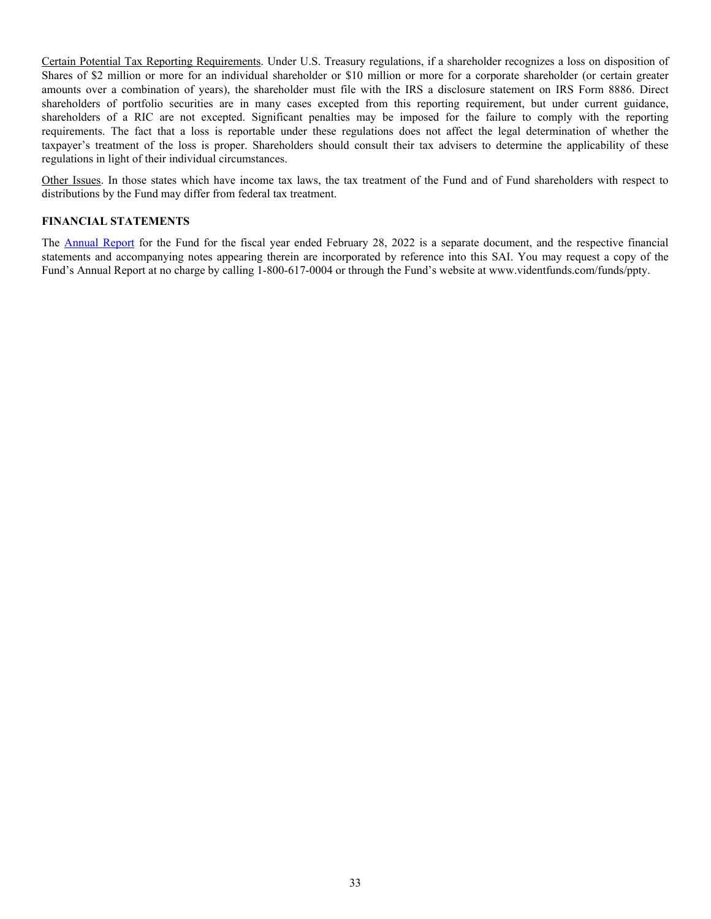Certain Potential Tax Reporting Requirements. Under U.S. Treasury regulations, if a shareholder recognizes a loss on disposition of Shares of $2 million or more for an individual shareholder or $10 million or more for a corporate shareholder (or certain greater amounts over a combination of years), the shareholder must file with the IRS a disclosure statement on IRS Form 8886. Direct shareholders of portfolio securities are in many cases excepted from this reporting requirement, but under current guidance, shareholders of a RIC are not excepted. Significant penalties may be imposed for the failure to comply with the reporting requirements. The fact that a loss is reportable under these regulations does not affect the legal determination of whether the taxpayer's treatment of the loss is proper. Shareholders should consult their tax advisers to determine the applicability of these regulations in light of their individual circumstances.

Other Issues. In those states which have income tax laws, the tax treatment of the Fund and of Fund shareholders with respect to distributions by the Fund may differ from federal tax treatment.

**FINANCIAL STATEMENTS**

The Annual Report for the Fund for the fiscal year ended February 28, 2022 is a separate document, and the respective financial statements and accompanying notes appearing therein are incorporated by reference into this SAI. You may request a copy of the Fund's Annual Report at no charge by calling 1-800-617-0004 or through the Fund's website at www.videntfunds.com/funds/ppty.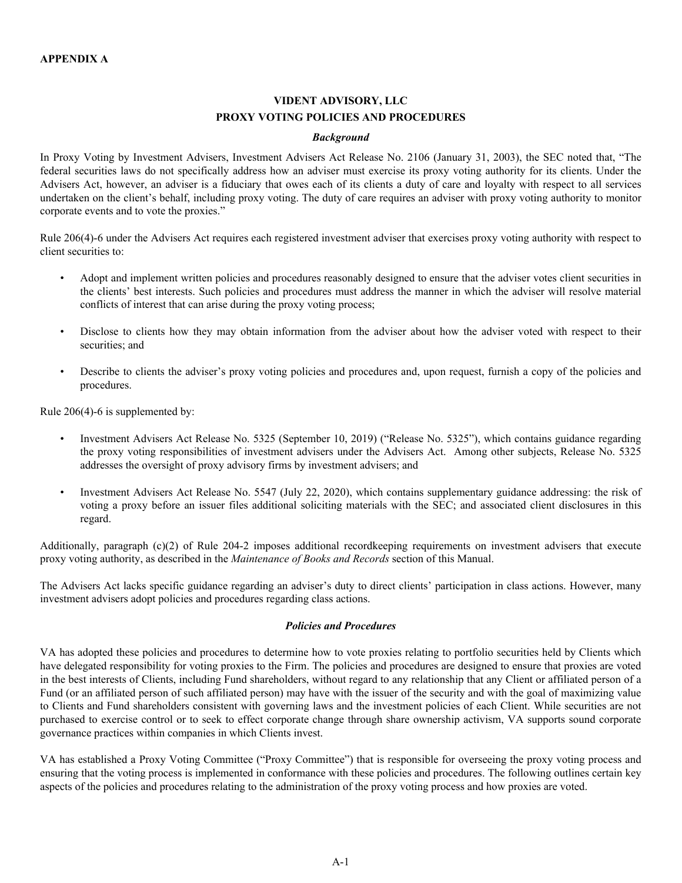**APPENDIX A**

## VIDENT ADVISORY, LLC
## PROXY VOTING POLICIES AND PROCEDURES

***Background***

In Proxy Voting by Investment Advisers, Investment Advisers Act Release No. 2106 (January 31, 2003), the SEC noted that, "The federal securities laws do not specifically address how an adviser must exercise its proxy voting authority for its clients. Under the Advisers Act, however, an adviser is a fiduciary that owes each of its clients a duty of care and loyalty with respect to all services undertaken on the client's behalf, including proxy voting. The duty of care requires an adviser with proxy voting authority to monitor corporate events and to vote the proxies."

Rule 206(4)-6 under the Advisers Act requires each registered investment adviser that exercises proxy voting authority with respect to client securities to:

- Adopt and implement written policies and procedures reasonably designed to ensure that the adviser votes client securities in the clients' best interests. Such policies and procedures must address the manner in which the adviser will resolve material conflicts of interest that can arise during the proxy voting process;
- Disclose to clients how they may obtain information from the adviser about how the adviser voted with respect to their securities; and
- Describe to clients the adviser's proxy voting policies and procedures and, upon request, furnish a copy of the policies and procedures.

Rule 206(4)-6 is supplemented by:

- Investment Advisers Act Release No. 5325 (September 10, 2019) ("Release No. 5325"), which contains guidance regarding the proxy voting responsibilities of investment advisers under the Advisers Act. Among other subjects, Release No. 5325 addresses the oversight of proxy advisory firms by investment advisers; and
- Investment Advisers Act Release No. 5547 (July 22, 2020), which contains supplementary guidance addressing: the risk of voting a proxy before an issuer files additional soliciting materials with the SEC; and associated client disclosures in this regard.

Additionally, paragraph (c)(2) of Rule 204-2 imposes additional recordkeeping requirements on investment advisers that execute proxy voting authority, as described in the *Maintenance of Books and Records* section of this Manual.

The Advisers Act lacks specific guidance regarding an adviser's duty to direct clients' participation in class actions. However, many investment advisers adopt policies and procedures regarding class actions.

***Policies and Procedures***

VA has adopted these policies and procedures to determine how to vote proxies relating to portfolio securities held by Clients which have delegated responsibility for voting proxies to the Firm. The policies and procedures are designed to ensure that proxies are voted in the best interests of Clients, including Fund shareholders, without regard to any relationship that any Client or affiliated person of a Fund (or an affiliated person of such affiliated person) may have with the issuer of the security and with the goal of maximizing value to Clients and Fund shareholders consistent with governing laws and the investment policies of each Client. While securities are not purchased to exercise control or to seek to effect corporate change through share ownership activism, VA supports sound corporate governance practices within companies in which Clients invest.

VA has established a Proxy Voting Committee ("Proxy Committee") that is responsible for overseeing the proxy voting process and ensuring that the voting process is implemented in conformance with these policies and procedures. The following outlines certain key aspects of the policies and procedures relating to the administration of the proxy voting process and how proxies are voted.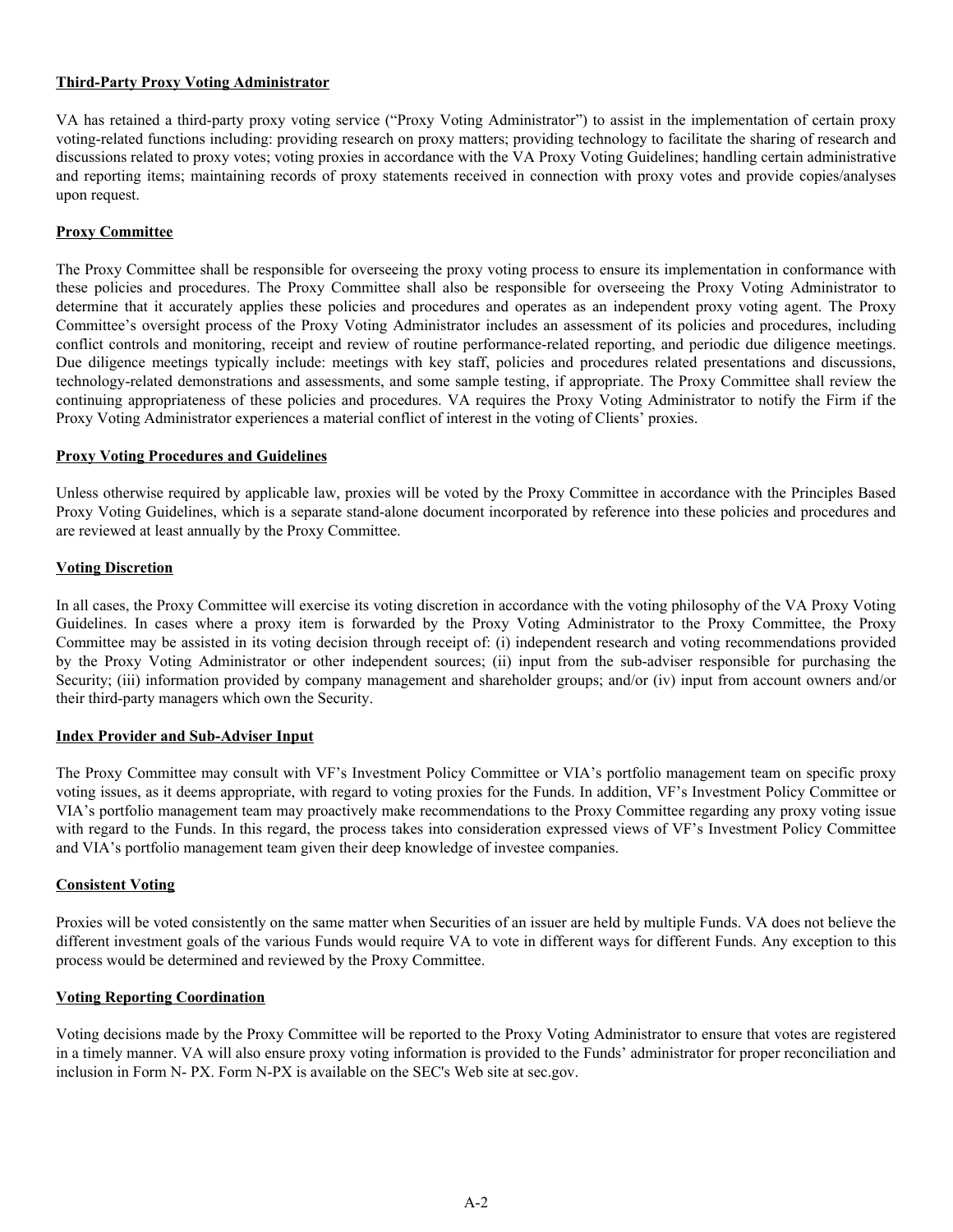**Third-Party Proxy Voting Administrator**

VA has retained a third-party proxy voting service ("Proxy Voting Administrator") to assist in the implementation of certain proxy voting-related functions including: providing research on proxy matters; providing technology to facilitate the sharing of research and discussions related to proxy votes; voting proxies in accordance with the VA Proxy Voting Guidelines; handling certain administrative and reporting items; maintaining records of proxy statements received in connection with proxy votes and provide copies/analyses upon request.

**Proxy Committee**

The Proxy Committee shall be responsible for overseeing the proxy voting process to ensure its implementation in conformance with these policies and procedures. The Proxy Committee shall also be responsible for overseeing the Proxy Voting Administrator to determine that it accurately applies these policies and procedures and operates as an independent proxy voting agent. The Proxy Committee's oversight process of the Proxy Voting Administrator includes an assessment of its policies and procedures, including conflict controls and monitoring, receipt and review of routine performance-related reporting, and periodic due diligence meetings. Due diligence meetings typically include: meetings with key staff, policies and procedures related presentations and discussions, technology-related demonstrations and assessments, and some sample testing, if appropriate. The Proxy Committee shall review the continuing appropriateness of these policies and procedures. VA requires the Proxy Voting Administrator to notify the Firm if the Proxy Voting Administrator experiences a material conflict of interest in the voting of Clients' proxies.

**Proxy Voting Procedures and Guidelines**

Unless otherwise required by applicable law, proxies will be voted by the Proxy Committee in accordance with the Principles Based Proxy Voting Guidelines, which is a separate stand-alone document incorporated by reference into these policies and procedures and are reviewed at least annually by the Proxy Committee.

**Voting Discretion**

In all cases, the Proxy Committee will exercise its voting discretion in accordance with the voting philosophy of the VA Proxy Voting Guidelines. In cases where a proxy item is forwarded by the Proxy Voting Administrator to the Proxy Committee, the Proxy Committee may be assisted in its voting decision through receipt of: (i) independent research and voting recommendations provided by the Proxy Voting Administrator or other independent sources; (ii) input from the sub-adviser responsible for purchasing the Security; (iii) information provided by company management and shareholder groups; and/or (iv) input from account owners and/or their third-party managers which own the Security.

**Index Provider and Sub-Adviser Input**

The Proxy Committee may consult with VF's Investment Policy Committee or VIA's portfolio management team on specific proxy voting issues, as it deems appropriate, with regard to voting proxies for the Funds. In addition, VF's Investment Policy Committee or VIA's portfolio management team may proactively make recommendations to the Proxy Committee regarding any proxy voting issue with regard to the Funds. In this regard, the process takes into consideration expressed views of VF's Investment Policy Committee and VIA's portfolio management team given their deep knowledge of investee companies.

**Consistent Voting**

Proxies will be voted consistently on the same matter when Securities of an issuer are held by multiple Funds. VA does not believe the different investment goals of the various Funds would require VA to vote in different ways for different Funds. Any exception to this process would be determined and reviewed by the Proxy Committee.

**Voting Reporting Coordination**

Voting decisions made by the Proxy Committee will be reported to the Proxy Voting Administrator to ensure that votes are registered in a timely manner. VA will also ensure proxy voting information is provided to the Funds' administrator for proper reconciliation and inclusion in Form N- PX. Form N-PX is available on the SEC's Web site at sec.gov.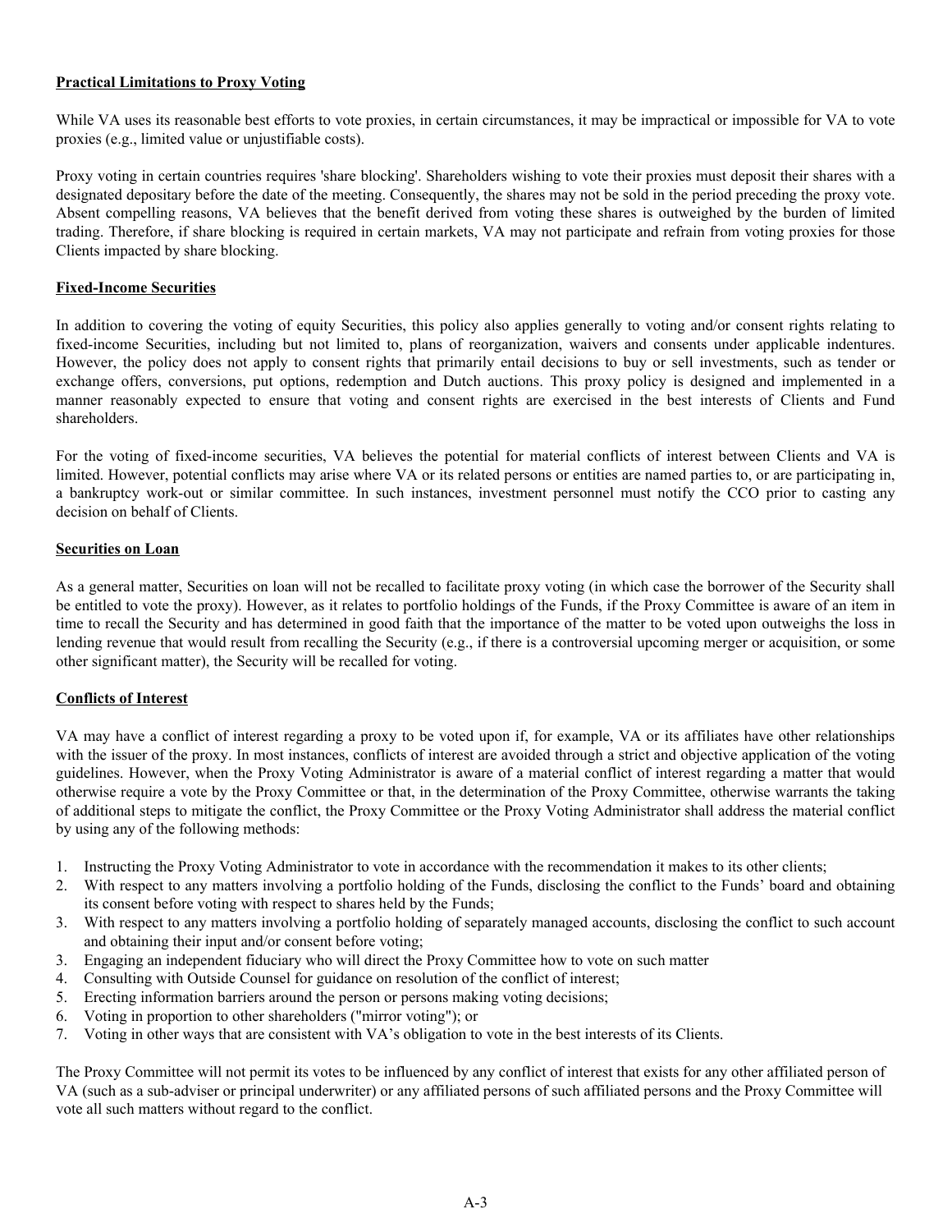**Practical Limitations to Proxy Voting**

While VA uses its reasonable best efforts to vote proxies, in certain circumstances, it may be impractical or impossible for VA to vote proxies (e.g., limited value or unjustifiable costs).

Proxy voting in certain countries requires 'share blocking'. Shareholders wishing to vote their proxies must deposit their shares with a designated depositary before the date of the meeting. Consequently, the shares may not be sold in the period preceding the proxy vote. Absent compelling reasons, VA believes that the benefit derived from voting these shares is outweighed by the burden of limited trading. Therefore, if share blocking is required in certain markets, VA may not participate and refrain from voting proxies for those Clients impacted by share blocking.

**Fixed-Income Securities**

In addition to covering the voting of equity Securities, this policy also applies generally to voting and/or consent rights relating to fixed-income Securities, including but not limited to, plans of reorganization, waivers and consents under applicable indentures. However, the policy does not apply to consent rights that primarily entail decisions to buy or sell investments, such as tender or exchange offers, conversions, put options, redemption and Dutch auctions. This proxy policy is designed and implemented in a manner reasonably expected to ensure that voting and consent rights are exercised in the best interests of Clients and Fund shareholders.

For the voting of fixed-income securities, VA believes the potential for material conflicts of interest between Clients and VA is limited. However, potential conflicts may arise where VA or its related persons or entities are named parties to, or are participating in, a bankruptcy work-out or similar committee. In such instances, investment personnel must notify the CCO prior to casting any decision on behalf of Clients.

**Securities on Loan**

As a general matter, Securities on loan will not be recalled to facilitate proxy voting (in which case the borrower of the Security shall be entitled to vote the proxy). However, as it relates to portfolio holdings of the Funds, if the Proxy Committee is aware of an item in time to recall the Security and has determined in good faith that the importance of the matter to be voted upon outweighs the loss in lending revenue that would result from recalling the Security (e.g., if there is a controversial upcoming merger or acquisition, or some other significant matter), the Security will be recalled for voting.

**Conflicts of Interest**

VA may have a conflict of interest regarding a proxy to be voted upon if, for example, VA or its affiliates have other relationships with the issuer of the proxy. In most instances, conflicts of interest are avoided through a strict and objective application of the voting guidelines. However, when the Proxy Voting Administrator is aware of a material conflict of interest regarding a matter that would otherwise require a vote by the Proxy Committee or that, in the determination of the Proxy Committee, otherwise warrants the taking of additional steps to mitigate the conflict, the Proxy Committee or the Proxy Voting Administrator shall address the material conflict by using any of the following methods:

1. Instructing the Proxy Voting Administrator to vote in accordance with the recommendation it makes to its other clients;
2. With respect to any matters involving a portfolio holding of the Funds, disclosing the conflict to the Funds' board and obtaining its consent before voting with respect to shares held by the Funds;
3. With respect to any matters involving a portfolio holding of separately managed accounts, disclosing the conflict to such account and obtaining their input and/or consent before voting;
3. Engaging an independent fiduciary who will direct the Proxy Committee how to vote on such matter
4. Consulting with Outside Counsel for guidance on resolution of the conflict of interest;
5. Erecting information barriers around the person or persons making voting decisions;
6. Voting in proportion to other shareholders ("mirror voting"); or
7. Voting in other ways that are consistent with VA's obligation to vote in the best interests of its Clients.

The Proxy Committee will not permit its votes to be influenced by any conflict of interest that exists for any other affiliated person of VA (such as a sub-adviser or principal underwriter) or any affiliated persons of such affiliated persons and the Proxy Committee will vote all such matters without regard to the conflict.